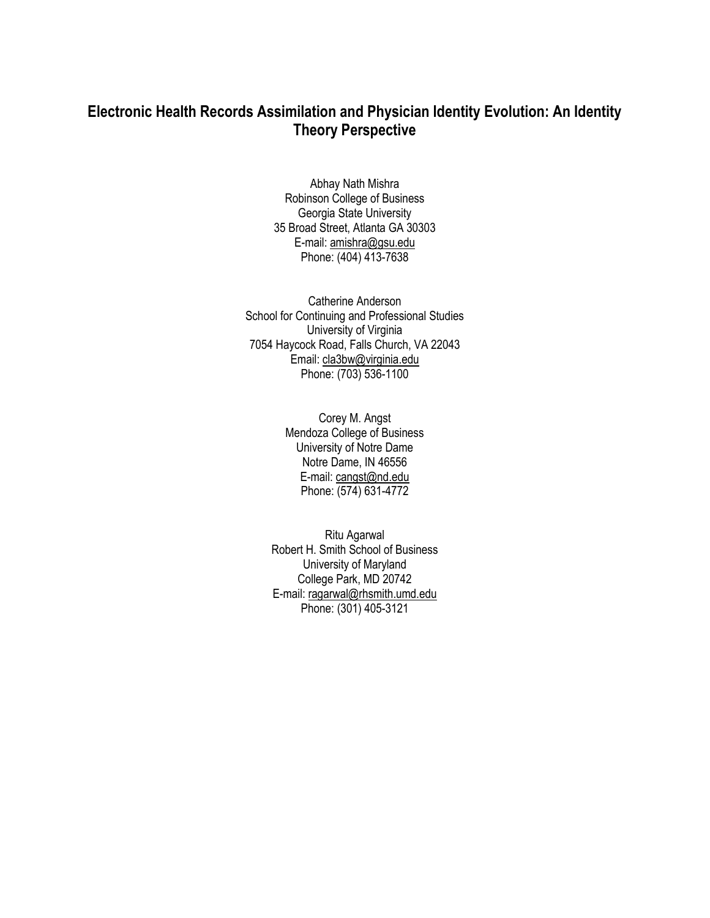# Electronic Health Records Assimilation and Physician Identity Evolution: An Identity Theory Perspective

Abhay Nath Mishra
Robinson College of Business
Georgia State University
35 Broad Street, Atlanta GA 30303
E-mail: amishra@gsu.edu
Phone: (404) 413-7638

Catherine Anderson
School for Continuing and Professional Studies
University of Virginia
7054 Haycock Road, Falls Church, VA 22043
Email: cla3bw@virginia.edu
Phone: (703) 536-1100

Corey M. Angst
Mendoza College of Business
University of Notre Dame
Notre Dame, IN 46556
E-mail: cangst@nd.edu
Phone: (574) 631-4772

Ritu Agarwal
Robert H. Smith School of Business
University of Maryland
College Park, MD 20742
E-mail: ragarwal@rhsmith.umd.edu
Phone: (301) 405-3121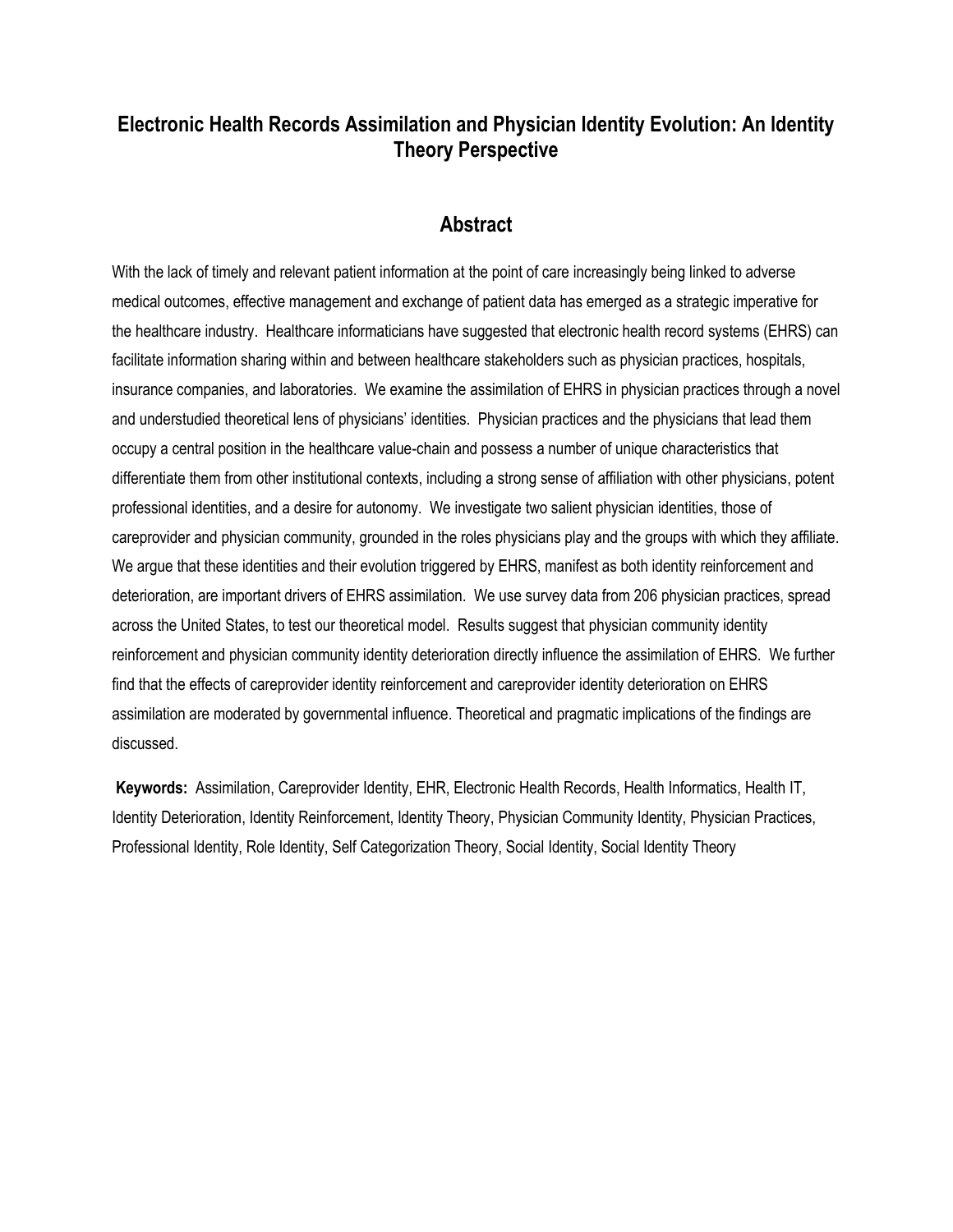# Electronic Health Records Assimilation and Physician Identity Evolution: An Identity Theory Perspective

## Abstract

With the lack of timely and relevant patient information at the point of care increasingly being linked to adverse medical outcomes, effective management and exchange of patient data has emerged as a strategic imperative for the healthcare industry. Healthcare informaticians have suggested that electronic health record systems (EHRS) can facilitate information sharing within and between healthcare stakeholders such as physician practices, hospitals, insurance companies, and laboratories. We examine the assimilation of EHRS in physician practices through a novel and understudied theoretical lens of physicians' identities. Physician practices and the physicians that lead them occupy a central position in the healthcare value-chain and possess a number of unique characteristics that differentiate them from other institutional contexts, including a strong sense of affiliation with other physicians, potent professional identities, and a desire for autonomy. We investigate two salient physician identities, those of careprovider and physician community, grounded in the roles physicians play and the groups with which they affiliate. We argue that these identities and their evolution triggered by EHRS, manifest as both identity reinforcement and deterioration, are important drivers of EHRS assimilation. We use survey data from 206 physician practices, spread across the United States, to test our theoretical model. Results suggest that physician community identity reinforcement and physician community identity deterioration directly influence the assimilation of EHRS. We further find that the effects of careprovider identity reinforcement and careprovider identity deterioration on EHRS assimilation are moderated by governmental influence. Theoretical and pragmatic implications of the findings are discussed.

**Keywords:** Assimilation, Careprovider Identity, EHR, Electronic Health Records, Health Informatics, Health IT, Identity Deterioration, Identity Reinforcement, Identity Theory, Physician Community Identity, Physician Practices, Professional Identity, Role Identity, Self Categorization Theory, Social Identity, Social Identity Theory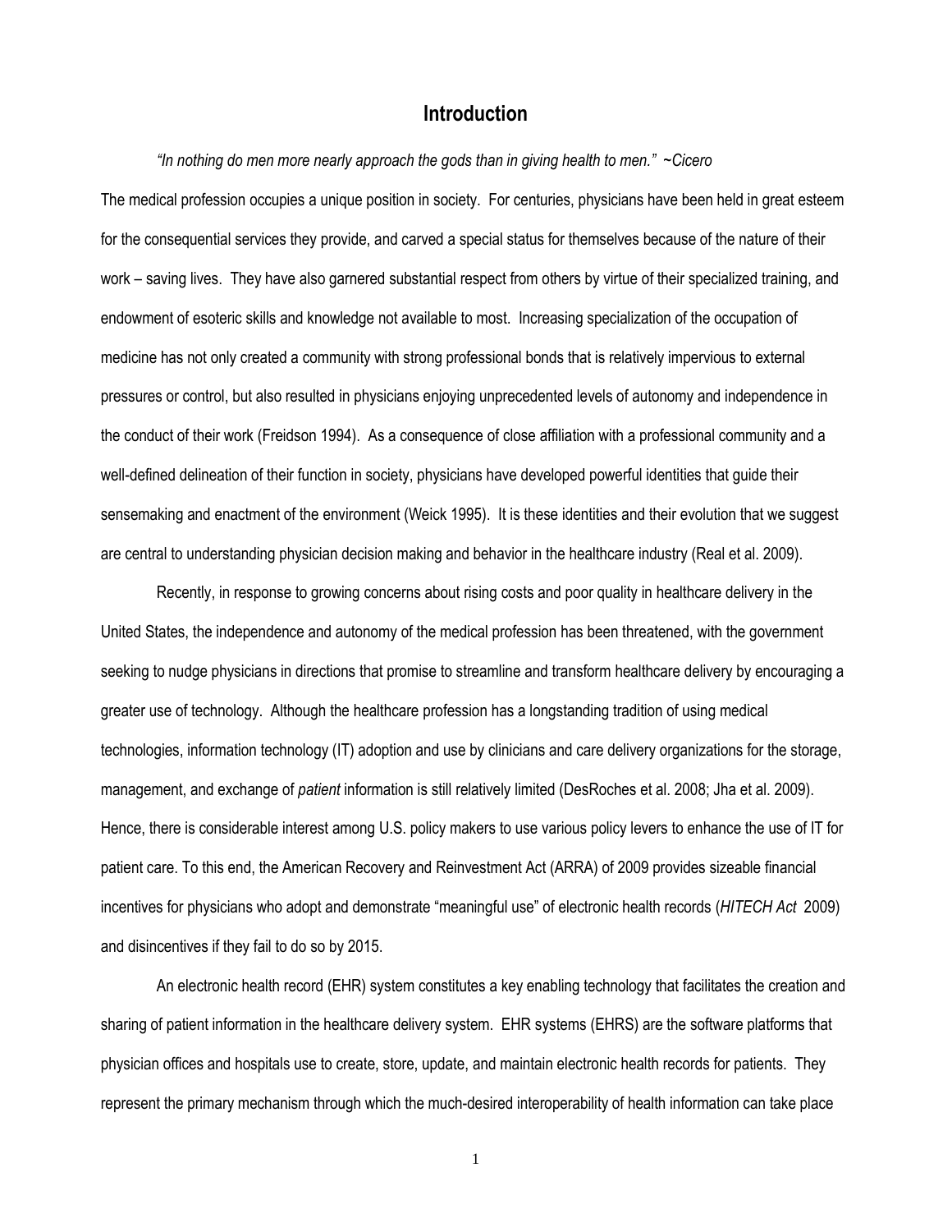# Introduction

*"In nothing do men more nearly approach the gods than in giving health to men." ~Cicero*

The medical profession occupies a unique position in society. For centuries, physicians have been held in great esteem for the consequential services they provide, and carved a special status for themselves because of the nature of their work – saving lives. They have also garnered substantial respect from others by virtue of their specialized training, and endowment of esoteric skills and knowledge not available to most. Increasing specialization of the occupation of medicine has not only created a community with strong professional bonds that is relatively impervious to external pressures or control, but also resulted in physicians enjoying unprecedented levels of autonomy and independence in the conduct of their work (Freidson 1994). As a consequence of close affiliation with a professional community and a well-defined delineation of their function in society, physicians have developed powerful identities that guide their sensemaking and enactment of the environment (Weick 1995). It is these identities and their evolution that we suggest are central to understanding physician decision making and behavior in the healthcare industry (Real et al. 2009).

Recently, in response to growing concerns about rising costs and poor quality in healthcare delivery in the United States, the independence and autonomy of the medical profession has been threatened, with the government seeking to nudge physicians in directions that promise to streamline and transform healthcare delivery by encouraging a greater use of technology. Although the healthcare profession has a longstanding tradition of using medical technologies, information technology (IT) adoption and use by clinicians and care delivery organizations for the storage, management, and exchange of *patient* information is still relatively limited (DesRoches et al. 2008; Jha et al. 2009). Hence, there is considerable interest among U.S. policy makers to use various policy levers to enhance the use of IT for patient care. To this end, the American Recovery and Reinvestment Act (ARRA) of 2009 provides sizeable financial incentives for physicians who adopt and demonstrate "meaningful use" of electronic health records (*HITECH Act* 2009) and disincentives if they fail to do so by 2015.

An electronic health record (EHR) system constitutes a key enabling technology that facilitates the creation and sharing of patient information in the healthcare delivery system. EHR systems (EHRS) are the software platforms that physician offices and hospitals use to create, store, update, and maintain electronic health records for patients. They represent the primary mechanism through which the much-desired interoperability of health information can take place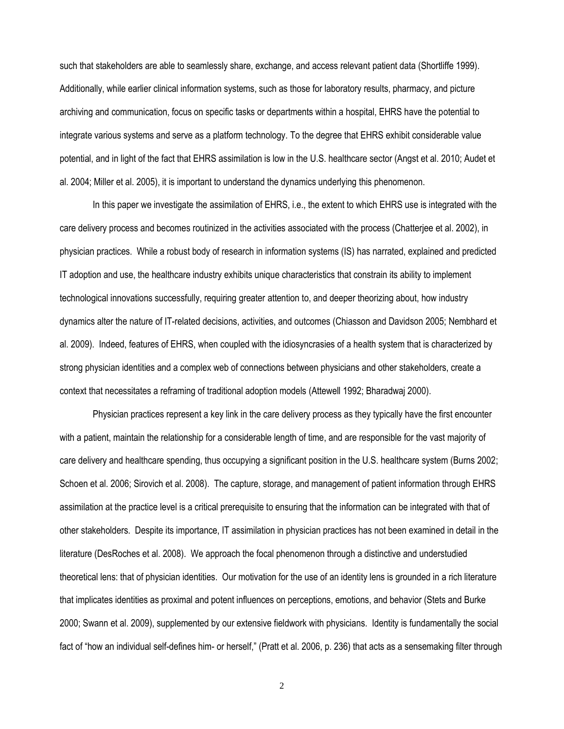such that stakeholders are able to seamlessly share, exchange, and access relevant patient data (Shortliffe 1999). Additionally, while earlier clinical information systems, such as those for laboratory results, pharmacy, and picture archiving and communication, focus on specific tasks or departments within a hospital, EHRS have the potential to integrate various systems and serve as a platform technology. To the degree that EHRS exhibit considerable value potential, and in light of the fact that EHRS assimilation is low in the U.S. healthcare sector (Angst et al. 2010; Audet et al. 2004; Miller et al. 2005), it is important to understand the dynamics underlying this phenomenon.

In this paper we investigate the assimilation of EHRS, i.e., the extent to which EHRS use is integrated with the care delivery process and becomes routinized in the activities associated with the process (Chatterjee et al. 2002), in physician practices. While a robust body of research in information systems (IS) has narrated, explained and predicted IT adoption and use, the healthcare industry exhibits unique characteristics that constrain its ability to implement technological innovations successfully, requiring greater attention to, and deeper theorizing about, how industry dynamics alter the nature of IT-related decisions, activities, and outcomes (Chiasson and Davidson 2005; Nembhard et al. 2009). Indeed, features of EHRS, when coupled with the idiosyncrasies of a health system that is characterized by strong physician identities and a complex web of connections between physicians and other stakeholders, create a context that necessitates a reframing of traditional adoption models (Attewell 1992; Bharadwaj 2000).

Physician practices represent a key link in the care delivery process as they typically have the first encounter with a patient, maintain the relationship for a considerable length of time, and are responsible for the vast majority of care delivery and healthcare spending, thus occupying a significant position in the U.S. healthcare system (Burns 2002; Schoen et al. 2006; Sirovich et al. 2008). The capture, storage, and management of patient information through EHRS assimilation at the practice level is a critical prerequisite to ensuring that the information can be integrated with that of other stakeholders. Despite its importance, IT assimilation in physician practices has not been examined in detail in the literature (DesRoches et al. 2008). We approach the focal phenomenon through a distinctive and understudied theoretical lens: that of physician identities. Our motivation for the use of an identity lens is grounded in a rich literature that implicates identities as proximal and potent influences on perceptions, emotions, and behavior (Stets and Burke 2000; Swann et al. 2009), supplemented by our extensive fieldwork with physicians. Identity is fundamentally the social fact of "how an individual self-defines him- or herself," (Pratt et al. 2006, p. 236) that acts as a sensemaking filter through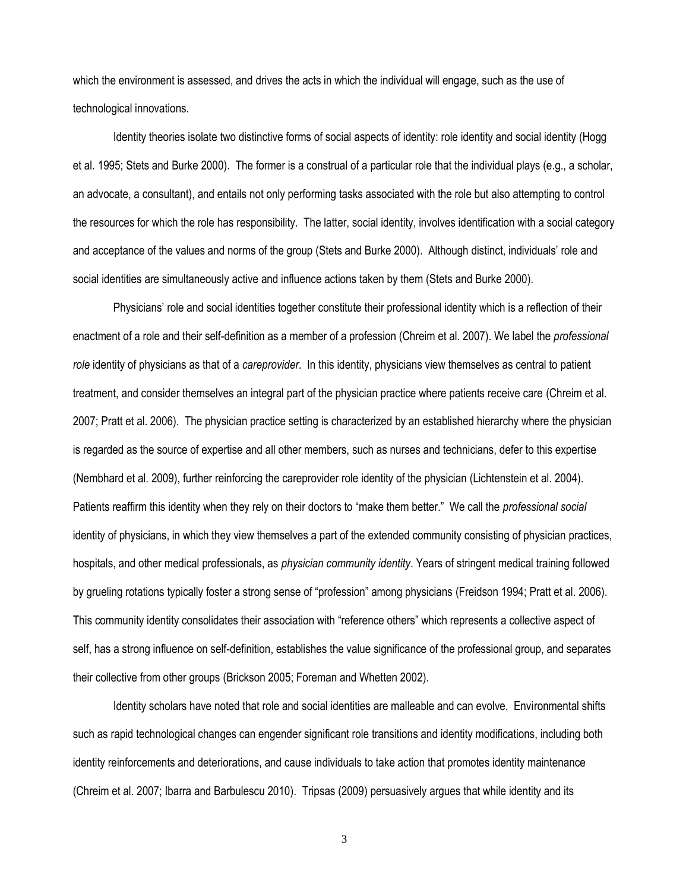which the environment is assessed, and drives the acts in which the individual will engage, such as the use of technological innovations.

Identity theories isolate two distinctive forms of social aspects of identity: role identity and social identity (Hogg et al. 1995; Stets and Burke 2000). The former is a construal of a particular role that the individual plays (e.g., a scholar, an advocate, a consultant), and entails not only performing tasks associated with the role but also attempting to control the resources for which the role has responsibility. The latter, social identity, involves identification with a social category and acceptance of the values and norms of the group (Stets and Burke 2000). Although distinct, individuals' role and social identities are simultaneously active and influence actions taken by them (Stets and Burke 2000).

Physicians' role and social identities together constitute their professional identity which is a reflection of their enactment of a role and their self-definition as a member of a profession (Chreim et al. 2007). We label the *professional role* identity of physicians as that of a *careprovider*. In this identity, physicians view themselves as central to patient treatment, and consider themselves an integral part of the physician practice where patients receive care (Chreim et al. 2007; Pratt et al. 2006). The physician practice setting is characterized by an established hierarchy where the physician is regarded as the source of expertise and all other members, such as nurses and technicians, defer to this expertise (Nembhard et al. 2009), further reinforcing the careprovider role identity of the physician (Lichtenstein et al. 2004). Patients reaffirm this identity when they rely on their doctors to "make them better." We call the *professional social* identity of physicians, in which they view themselves a part of the extended community consisting of physician practices, hospitals, and other medical professionals, as *physician community identity*. Years of stringent medical training followed by grueling rotations typically foster a strong sense of "profession" among physicians (Freidson 1994; Pratt et al. 2006). This community identity consolidates their association with "reference others" which represents a collective aspect of self, has a strong influence on self-definition, establishes the value significance of the professional group, and separates their collective from other groups (Brickson 2005; Foreman and Whetten 2002).

Identity scholars have noted that role and social identities are malleable and can evolve. Environmental shifts such as rapid technological changes can engender significant role transitions and identity modifications, including both identity reinforcements and deteriorations, and cause individuals to take action that promotes identity maintenance (Chreim et al. 2007; Ibarra and Barbulescu 2010). Tripsas (2009) persuasively argues that while identity and its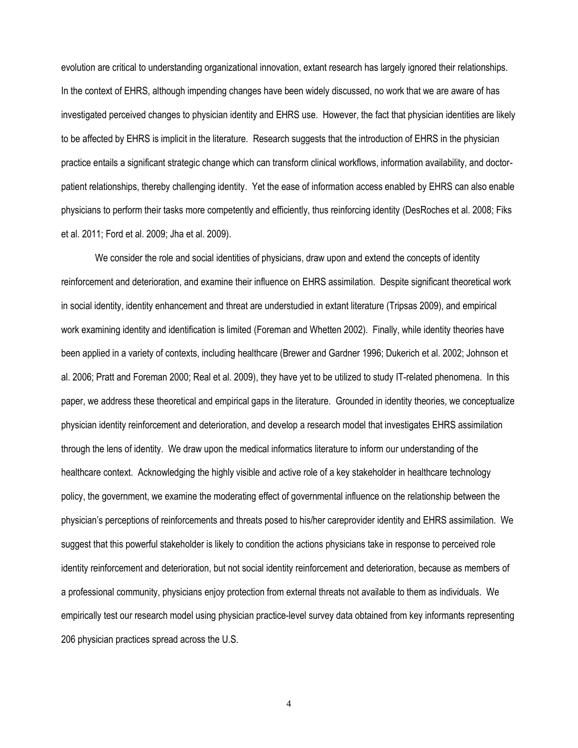evolution are critical to understanding organizational innovation, extant research has largely ignored their relationships. In the context of EHRS, although impending changes have been widely discussed, no work that we are aware of has investigated perceived changes to physician identity and EHRS use. However, the fact that physician identities are likely to be affected by EHRS is implicit in the literature. Research suggests that the introduction of EHRS in the physician practice entails a significant strategic change which can transform clinical workflows, information availability, and doctor-patient relationships, thereby challenging identity. Yet the ease of information access enabled by EHRS can also enable physicians to perform their tasks more competently and efficiently, thus reinforcing identity (DesRoches et al. 2008; Fiks et al. 2011; Ford et al. 2009; Jha et al. 2009).

We consider the role and social identities of physicians, draw upon and extend the concepts of identity reinforcement and deterioration, and examine their influence on EHRS assimilation. Despite significant theoretical work in social identity, identity enhancement and threat are understudied in extant literature (Tripsas 2009), and empirical work examining identity and identification is limited (Foreman and Whetten 2002). Finally, while identity theories have been applied in a variety of contexts, including healthcare (Brewer and Gardner 1996; Dukerich et al. 2002; Johnson et al. 2006; Pratt and Foreman 2000; Real et al. 2009), they have yet to be utilized to study IT-related phenomena. In this paper, we address these theoretical and empirical gaps in the literature. Grounded in identity theories, we conceptualize physician identity reinforcement and deterioration, and develop a research model that investigates EHRS assimilation through the lens of identity. We draw upon the medical informatics literature to inform our understanding of the healthcare context. Acknowledging the highly visible and active role of a key stakeholder in healthcare technology policy, the government, we examine the moderating effect of governmental influence on the relationship between the physician's perceptions of reinforcements and threats posed to his/her careprovider identity and EHRS assimilation. We suggest that this powerful stakeholder is likely to condition the actions physicians take in response to perceived role identity reinforcement and deterioration, but not social identity reinforcement and deterioration, because as members of a professional community, physicians enjoy protection from external threats not available to them as individuals. We empirically test our research model using physician practice-level survey data obtained from key informants representing 206 physician practices spread across the U.S.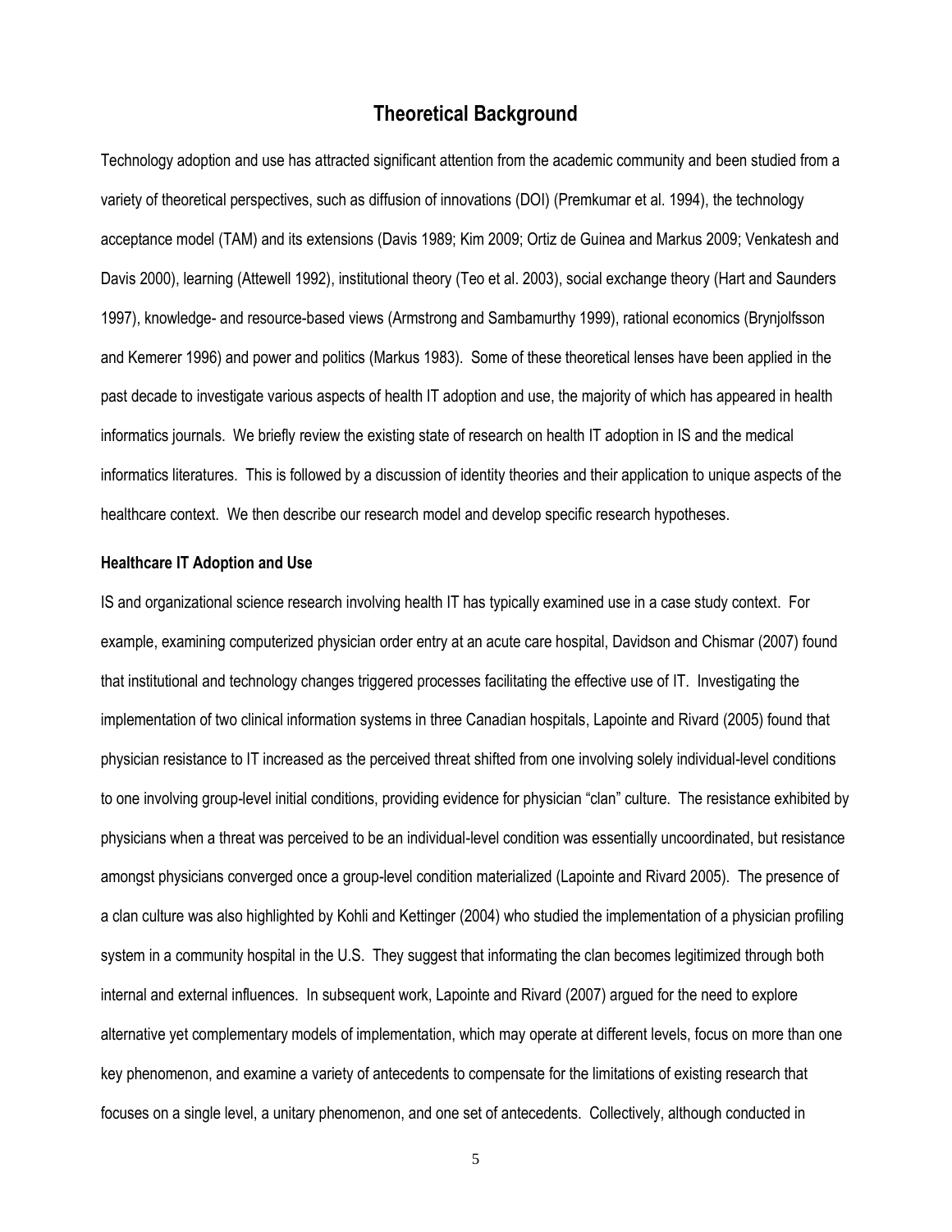## Theoretical Background

Technology adoption and use has attracted significant attention from the academic community and been studied from a variety of theoretical perspectives, such as diffusion of innovations (DOI) (Premkumar et al. 1994), the technology acceptance model (TAM) and its extensions (Davis 1989; Kim 2009; Ortiz de Guinea and Markus 2009; Venkatesh and Davis 2000), learning (Attewell 1992), institutional theory (Teo et al. 2003), social exchange theory (Hart and Saunders 1997), knowledge- and resource-based views (Armstrong and Sambamurthy 1999), rational economics (Brynjolfsson and Kemerer 1996) and power and politics (Markus 1983). Some of these theoretical lenses have been applied in the past decade to investigate various aspects of health IT adoption and use, the majority of which has appeared in health informatics journals. We briefly review the existing state of research on health IT adoption in IS and the medical informatics literatures. This is followed by a discussion of identity theories and their application to unique aspects of the healthcare context. We then describe our research model and develop specific research hypotheses.

### Healthcare IT Adoption and Use

IS and organizational science research involving health IT has typically examined use in a case study context. For example, examining computerized physician order entry at an acute care hospital, Davidson and Chismar (2007) found that institutional and technology changes triggered processes facilitating the effective use of IT. Investigating the implementation of two clinical information systems in three Canadian hospitals, Lapointe and Rivard (2005) found that physician resistance to IT increased as the perceived threat shifted from one involving solely individual-level conditions to one involving group-level initial conditions, providing evidence for physician "clan" culture. The resistance exhibited by physicians when a threat was perceived to be an individual-level condition was essentially uncoordinated, but resistance amongst physicians converged once a group-level condition materialized (Lapointe and Rivard 2005). The presence of a clan culture was also highlighted by Kohli and Kettinger (2004) who studied the implementation of a physician profiling system in a community hospital in the U.S. They suggest that informating the clan becomes legitimized through both internal and external influences. In subsequent work, Lapointe and Rivard (2007) argued for the need to explore alternative yet complementary models of implementation, which may operate at different levels, focus on more than one key phenomenon, and examine a variety of antecedents to compensate for the limitations of existing research that focuses on a single level, a unitary phenomenon, and one set of antecedents. Collectively, although conducted in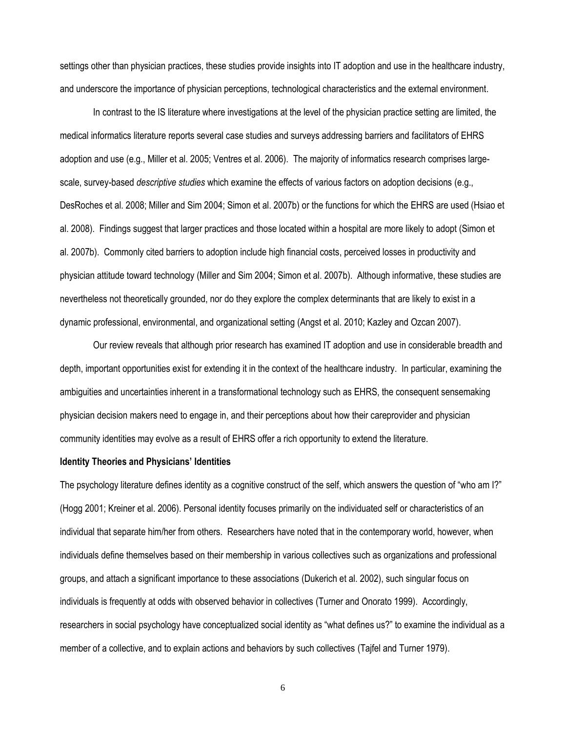settings other than physician practices, these studies provide insights into IT adoption and use in the healthcare industry, and underscore the importance of physician perceptions, technological characteristics and the external environment.

In contrast to the IS literature where investigations at the level of the physician practice setting are limited, the medical informatics literature reports several case studies and surveys addressing barriers and facilitators of EHRS adoption and use (e.g., Miller et al. 2005; Ventres et al. 2006). The majority of informatics research comprises large-scale, survey-based *descriptive studies* which examine the effects of various factors on adoption decisions (e.g., DesRoches et al. 2008; Miller and Sim 2004; Simon et al. 2007b) or the functions for which the EHRS are used (Hsiao et al. 2008). Findings suggest that larger practices and those located within a hospital are more likely to adopt (Simon et al. 2007b). Commonly cited barriers to adoption include high financial costs, perceived losses in productivity and physician attitude toward technology (Miller and Sim 2004; Simon et al. 2007b). Although informative, these studies are nevertheless not theoretically grounded, nor do they explore the complex determinants that are likely to exist in a dynamic professional, environmental, and organizational setting (Angst et al. 2010; Kazley and Ozcan 2007).

Our review reveals that although prior research has examined IT adoption and use in considerable breadth and depth, important opportunities exist for extending it in the context of the healthcare industry. In particular, examining the ambiguities and uncertainties inherent in a transformational technology such as EHRS, the consequent sensemaking physician decision makers need to engage in, and their perceptions about how their careprovider and physician community identities may evolve as a result of EHRS offer a rich opportunity to extend the literature.

**Identity Theories and Physicians' Identities**

The psychology literature defines identity as a cognitive construct of the self, which answers the question of "who am I?" (Hogg 2001; Kreiner et al. 2006). Personal identity focuses primarily on the individuated self or characteristics of an individual that separate him/her from others. Researchers have noted that in the contemporary world, however, when individuals define themselves based on their membership in various collectives such as organizations and professional groups, and attach a significant importance to these associations (Dukerich et al. 2002), such singular focus on individuals is frequently at odds with observed behavior in collectives (Turner and Onorato 1999). Accordingly, researchers in social psychology have conceptualized social identity as "what defines us?" to examine the individual as a member of a collective, and to explain actions and behaviors by such collectives (Tajfel and Turner 1979).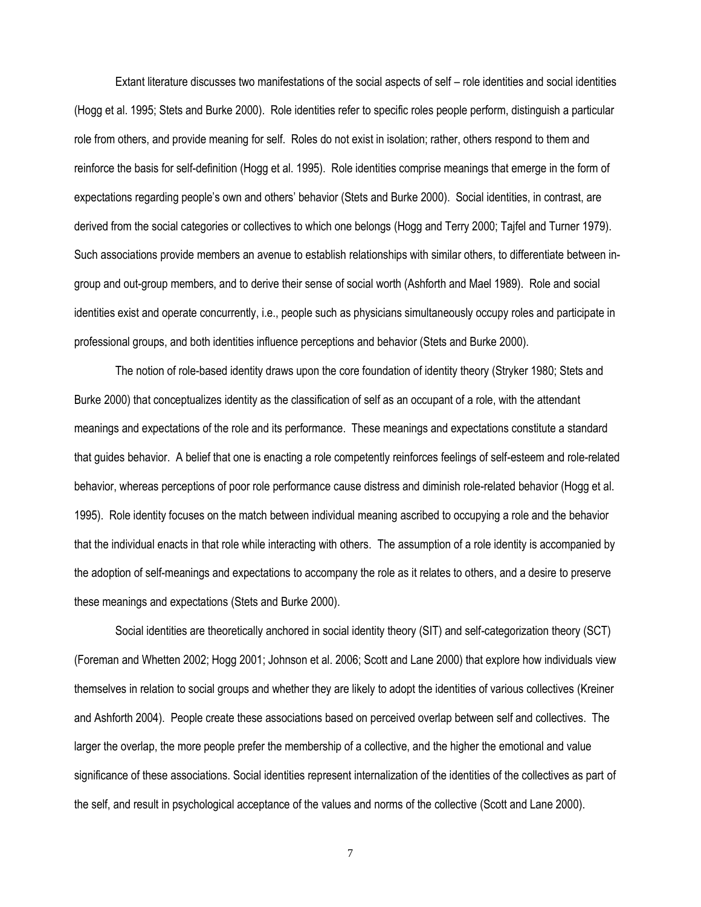Extant literature discusses two manifestations of the social aspects of self – role identities and social identities (Hogg et al. 1995; Stets and Burke 2000). Role identities refer to specific roles people perform, distinguish a particular role from others, and provide meaning for self. Roles do not exist in isolation; rather, others respond to them and reinforce the basis for self-definition (Hogg et al. 1995). Role identities comprise meanings that emerge in the form of expectations regarding people's own and others' behavior (Stets and Burke 2000). Social identities, in contrast, are derived from the social categories or collectives to which one belongs (Hogg and Terry 2000; Tajfel and Turner 1979). Such associations provide members an avenue to establish relationships with similar others, to differentiate between in-group and out-group members, and to derive their sense of social worth (Ashforth and Mael 1989). Role and social identities exist and operate concurrently, i.e., people such as physicians simultaneously occupy roles and participate in professional groups, and both identities influence perceptions and behavior (Stets and Burke 2000).

The notion of role-based identity draws upon the core foundation of identity theory (Stryker 1980; Stets and Burke 2000) that conceptualizes identity as the classification of self as an occupant of a role, with the attendant meanings and expectations of the role and its performance. These meanings and expectations constitute a standard that guides behavior. A belief that one is enacting a role competently reinforces feelings of self-esteem and role-related behavior, whereas perceptions of poor role performance cause distress and diminish role-related behavior (Hogg et al. 1995). Role identity focuses on the match between individual meaning ascribed to occupying a role and the behavior that the individual enacts in that role while interacting with others. The assumption of a role identity is accompanied by the adoption of self-meanings and expectations to accompany the role as it relates to others, and a desire to preserve these meanings and expectations (Stets and Burke 2000).

Social identities are theoretically anchored in social identity theory (SIT) and self-categorization theory (SCT) (Foreman and Whetten 2002; Hogg 2001; Johnson et al. 2006; Scott and Lane 2000) that explore how individuals view themselves in relation to social groups and whether they are likely to adopt the identities of various collectives (Kreiner and Ashforth 2004). People create these associations based on perceived overlap between self and collectives. The larger the overlap, the more people prefer the membership of a collective, and the higher the emotional and value significance of these associations. Social identities represent internalization of the identities of the collectives as part of the self, and result in psychological acceptance of the values and norms of the collective (Scott and Lane 2000).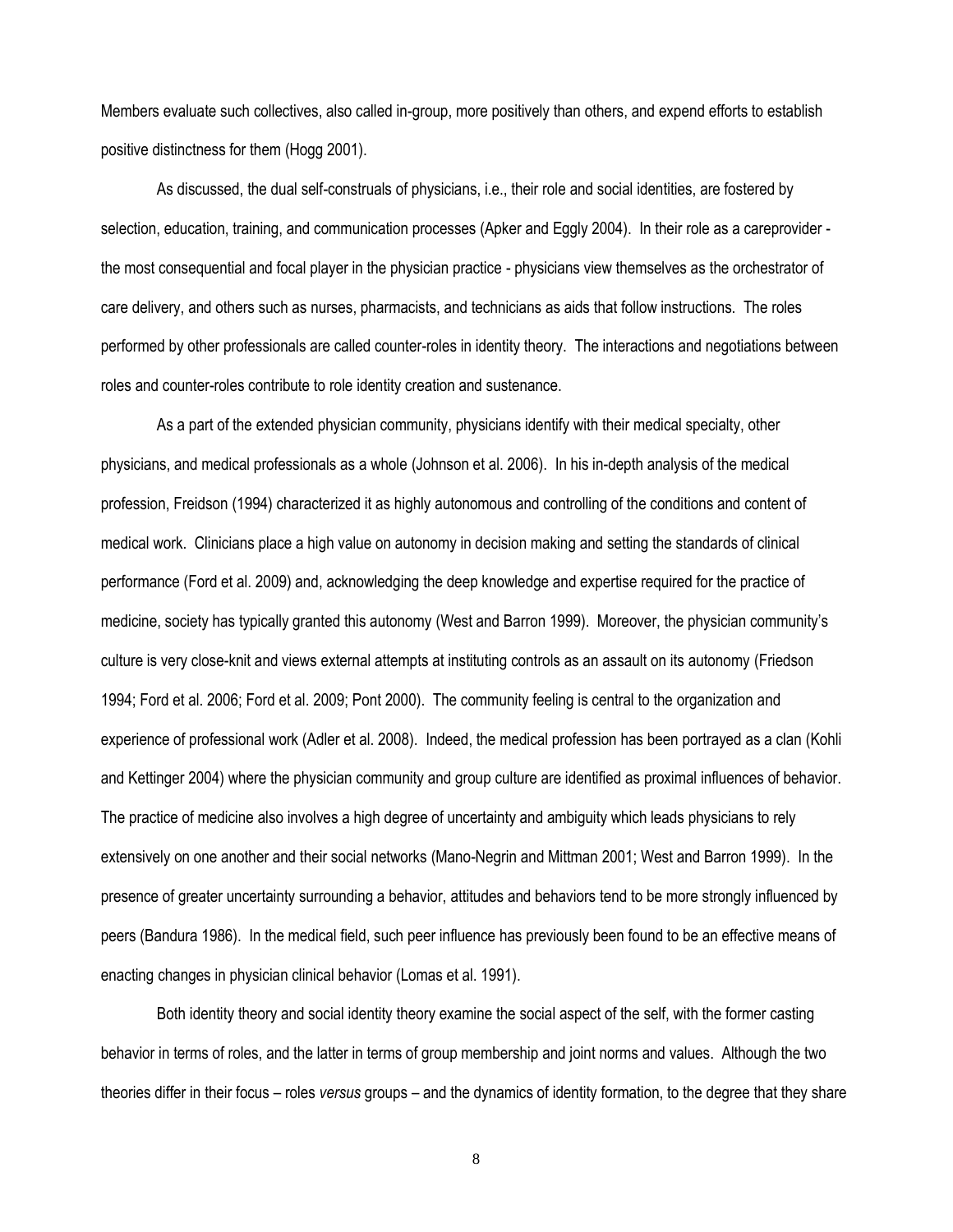Members evaluate such collectives, also called in-group, more positively than others, and expend efforts to establish positive distinctness for them (Hogg 2001).

As discussed, the dual self-construals of physicians, i.e., their role and social identities, are fostered by selection, education, training, and communication processes (Apker and Eggly 2004). In their role as a careprovider - the most consequential and focal player in the physician practice - physicians view themselves as the orchestrator of care delivery, and others such as nurses, pharmacists, and technicians as aids that follow instructions. The roles performed by other professionals are called counter-roles in identity theory. The interactions and negotiations between roles and counter-roles contribute to role identity creation and sustenance.

As a part of the extended physician community, physicians identify with their medical specialty, other physicians, and medical professionals as a whole (Johnson et al. 2006). In his in-depth analysis of the medical profession, Freidson (1994) characterized it as highly autonomous and controlling of the conditions and content of medical work. Clinicians place a high value on autonomy in decision making and setting the standards of clinical performance (Ford et al. 2009) and, acknowledging the deep knowledge and expertise required for the practice of medicine, society has typically granted this autonomy (West and Barron 1999). Moreover, the physician community's culture is very close-knit and views external attempts at instituting controls as an assault on its autonomy (Friedson 1994; Ford et al. 2006; Ford et al. 2009; Pont 2000). The community feeling is central to the organization and experience of professional work (Adler et al. 2008). Indeed, the medical profession has been portrayed as a clan (Kohli and Kettinger 2004) where the physician community and group culture are identified as proximal influences of behavior. The practice of medicine also involves a high degree of uncertainty and ambiguity which leads physicians to rely extensively on one another and their social networks (Mano-Negrin and Mittman 2001; West and Barron 1999). In the presence of greater uncertainty surrounding a behavior, attitudes and behaviors tend to be more strongly influenced by peers (Bandura 1986). In the medical field, such peer influence has previously been found to be an effective means of enacting changes in physician clinical behavior (Lomas et al. 1991).

Both identity theory and social identity theory examine the social aspect of the self, with the former casting behavior in terms of roles, and the latter in terms of group membership and joint norms and values. Although the two theories differ in their focus – roles *versus* groups – and the dynamics of identity formation, to the degree that they share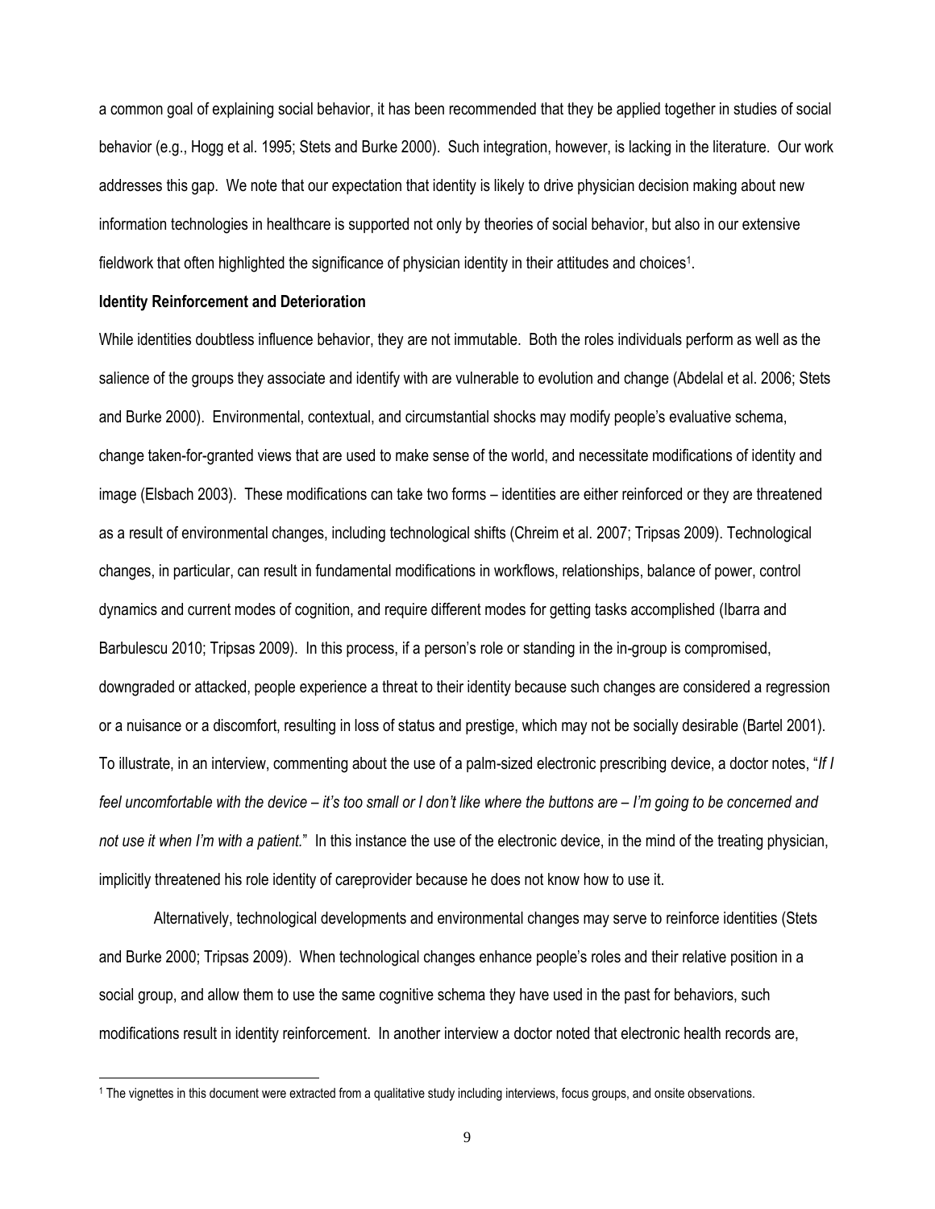a common goal of explaining social behavior, it has been recommended that they be applied together in studies of social behavior (e.g., Hogg et al. 1995; Stets and Burke 2000). Such integration, however, is lacking in the literature. Our work addresses this gap. We note that our expectation that identity is likely to drive physician decision making about new information technologies in healthcare is supported not only by theories of social behavior, but also in our extensive fieldwork that often highlighted the significance of physician identity in their attitudes and choices[1].

**Identity Reinforcement and Deterioration**

While identities doubtless influence behavior, they are not immutable. Both the roles individuals perform as well as the salience of the groups they associate and identify with are vulnerable to evolution and change (Abdelal et al. 2006; Stets and Burke 2000). Environmental, contextual, and circumstantial shocks may modify people's evaluative schema, change taken-for-granted views that are used to make sense of the world, and necessitate modifications of identity and image (Elsbach 2003). These modifications can take two forms – identities are either reinforced or they are threatened as a result of environmental changes, including technological shifts (Chreim et al. 2007; Tripsas 2009). Technological changes, in particular, can result in fundamental modifications in workflows, relationships, balance of power, control dynamics and current modes of cognition, and require different modes for getting tasks accomplished (Ibarra and Barbulescu 2010; Tripsas 2009). In this process, if a person's role or standing in the in-group is compromised, downgraded or attacked, people experience a threat to their identity because such changes are considered a regression or a nuisance or a discomfort, resulting in loss of status and prestige, which may not be socially desirable (Bartel 2001). To illustrate, in an interview, commenting about the use of a palm-sized electronic prescribing device, a doctor notes, "*If I feel uncomfortable with the device – it's too small or I don't like where the buttons are – I'm going to be concerned and not use it when I'm with a patient.*" In this instance the use of the electronic device, in the mind of the treating physician, implicitly threatened his role identity of careprovider because he does not know how to use it.

Alternatively, technological developments and environmental changes may serve to reinforce identities (Stets and Burke 2000; Tripsas 2009). When technological changes enhance people's roles and their relative position in a social group, and allow them to use the same cognitive schema they have used in the past for behaviors, such modifications result in identity reinforcement. In another interview a doctor noted that electronic health records are,

[1] The vignettes in this document were extracted from a qualitative study including interviews, focus groups, and onsite observations.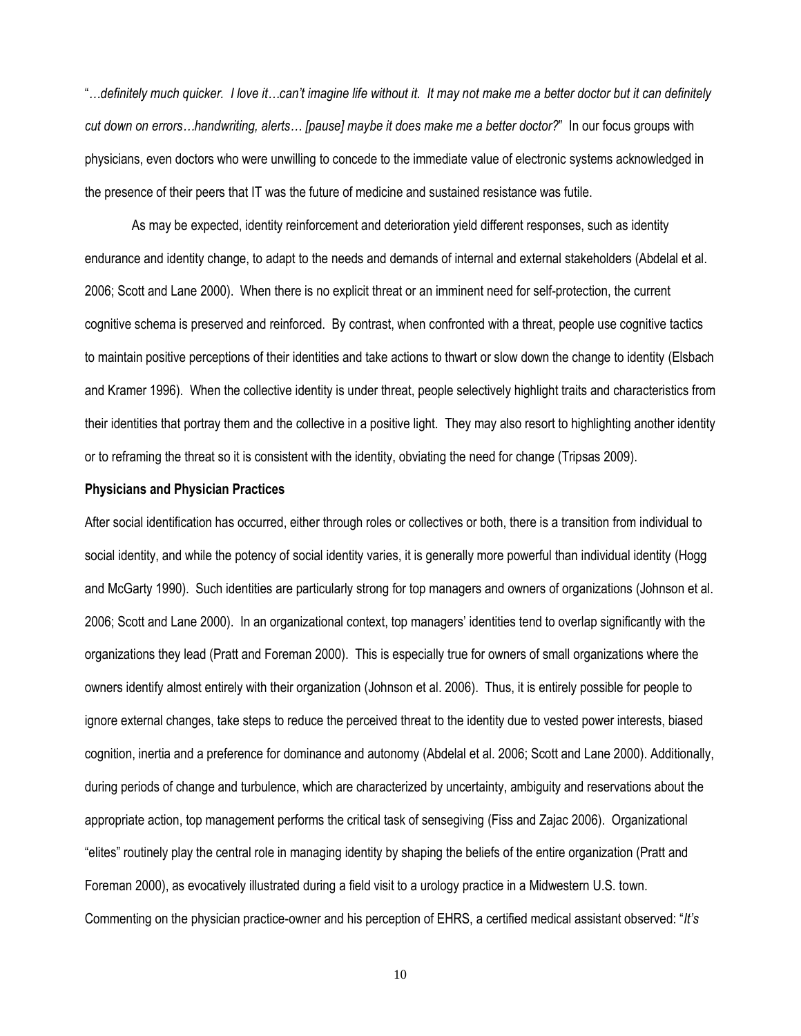"*…definitely much quicker. I love it…can't imagine life without it. It may not make me a better doctor but it can definitely cut down on errors…handwriting, alerts… [pause] maybe it does make me a better doctor?*" In our focus groups with physicians, even doctors who were unwilling to concede to the immediate value of electronic systems acknowledged in the presence of their peers that IT was the future of medicine and sustained resistance was futile.

As may be expected, identity reinforcement and deterioration yield different responses, such as identity endurance and identity change, to adapt to the needs and demands of internal and external stakeholders (Abdelal et al. 2006; Scott and Lane 2000). When there is no explicit threat or an imminent need for self-protection, the current cognitive schema is preserved and reinforced. By contrast, when confronted with a threat, people use cognitive tactics to maintain positive perceptions of their identities and take actions to thwart or slow down the change to identity (Elsbach and Kramer 1996). When the collective identity is under threat, people selectively highlight traits and characteristics from their identities that portray them and the collective in a positive light. They may also resort to highlighting another identity or to reframing the threat so it is consistent with the identity, obviating the need for change (Tripsas 2009).

**Physicians and Physician Practices**

After social identification has occurred, either through roles or collectives or both, there is a transition from individual to social identity, and while the potency of social identity varies, it is generally more powerful than individual identity (Hogg and McGarty 1990). Such identities are particularly strong for top managers and owners of organizations (Johnson et al. 2006; Scott and Lane 2000). In an organizational context, top managers' identities tend to overlap significantly with the organizations they lead (Pratt and Foreman 2000). This is especially true for owners of small organizations where the owners identify almost entirely with their organization (Johnson et al. 2006). Thus, it is entirely possible for people to ignore external changes, take steps to reduce the perceived threat to the identity due to vested power interests, biased cognition, inertia and a preference for dominance and autonomy (Abdelal et al. 2006; Scott and Lane 2000). Additionally, during periods of change and turbulence, which are characterized by uncertainty, ambiguity and reservations about the appropriate action, top management performs the critical task of sensegiving (Fiss and Zajac 2006). Organizational "elites" routinely play the central role in managing identity by shaping the beliefs of the entire organization (Pratt and Foreman 2000), as evocatively illustrated during a field visit to a urology practice in a Midwestern U.S. town. Commenting on the physician practice-owner and his perception of EHRS, a certified medical assistant observed: "*It's*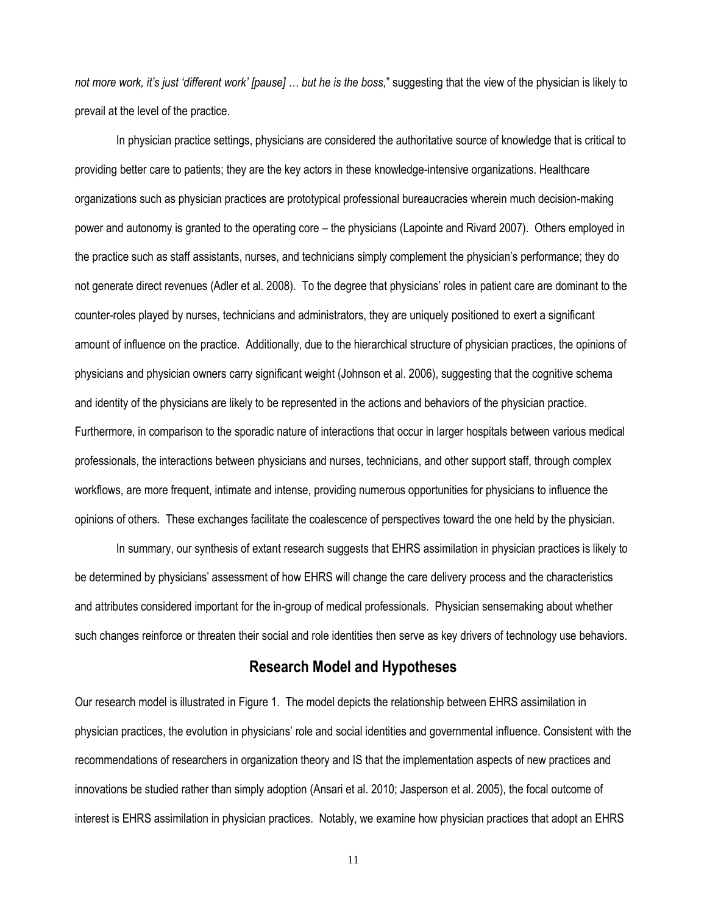*not more work, it's just 'different work' [pause] … but he is the boss,*" suggesting that the view of the physician is likely to prevail at the level of the practice.

In physician practice settings, physicians are considered the authoritative source of knowledge that is critical to providing better care to patients; they are the key actors in these knowledge-intensive organizations. Healthcare organizations such as physician practices are prototypical professional bureaucracies wherein much decision-making power and autonomy is granted to the operating core – the physicians (Lapointe and Rivard 2007). Others employed in the practice such as staff assistants, nurses, and technicians simply complement the physician's performance; they do not generate direct revenues (Adler et al. 2008). To the degree that physicians' roles in patient care are dominant to the counter-roles played by nurses, technicians and administrators, they are uniquely positioned to exert a significant amount of influence on the practice. Additionally, due to the hierarchical structure of physician practices, the opinions of physicians and physician owners carry significant weight (Johnson et al. 2006), suggesting that the cognitive schema and identity of the physicians are likely to be represented in the actions and behaviors of the physician practice. Furthermore, in comparison to the sporadic nature of interactions that occur in larger hospitals between various medical professionals, the interactions between physicians and nurses, technicians, and other support staff, through complex workflows, are more frequent, intimate and intense, providing numerous opportunities for physicians to influence the opinions of others. These exchanges facilitate the coalescence of perspectives toward the one held by the physician.

In summary, our synthesis of extant research suggests that EHRS assimilation in physician practices is likely to be determined by physicians' assessment of how EHRS will change the care delivery process and the characteristics and attributes considered important for the in-group of medical professionals. Physician sensemaking about whether such changes reinforce or threaten their social and role identities then serve as key drivers of technology use behaviors.

## Research Model and Hypotheses

Our research model is illustrated in Figure 1. The model depicts the relationship between EHRS assimilation in physician practices, the evolution in physicians' role and social identities and governmental influence. Consistent with the recommendations of researchers in organization theory and IS that the implementation aspects of new practices and innovations be studied rather than simply adoption (Ansari et al. 2010; Jasperson et al. 2005), the focal outcome of interest is EHRS assimilation in physician practices. Notably, we examine how physician practices that adopt an EHRS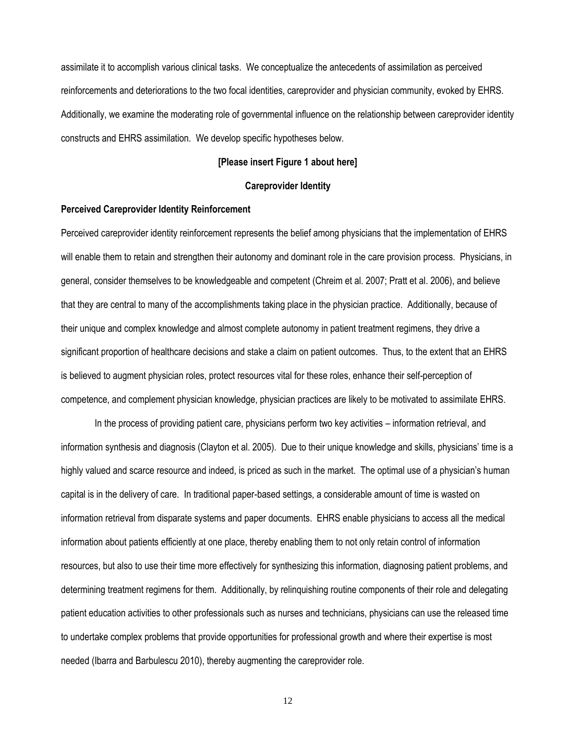assimilate it to accomplish various clinical tasks. We conceptualize the antecedents of assimilation as perceived reinforcements and deteriorations to the two focal identities, careprovider and physician community, evoked by EHRS. Additionally, we examine the moderating role of governmental influence on the relationship between careprovider identity constructs and EHRS assimilation. We develop specific hypotheses below.

**[Please insert Figure 1 about here]**

## Careprovider Identity

### Perceived Careprovider Identity Reinforcement

Perceived careprovider identity reinforcement represents the belief among physicians that the implementation of EHRS will enable them to retain and strengthen their autonomy and dominant role in the care provision process. Physicians, in general, consider themselves to be knowledgeable and competent (Chreim et al. 2007; Pratt et al. 2006), and believe that they are central to many of the accomplishments taking place in the physician practice. Additionally, because of their unique and complex knowledge and almost complete autonomy in patient treatment regimens, they drive a significant proportion of healthcare decisions and stake a claim on patient outcomes. Thus, to the extent that an EHRS is believed to augment physician roles, protect resources vital for these roles, enhance their self-perception of competence, and complement physician knowledge, physician practices are likely to be motivated to assimilate EHRS.

In the process of providing patient care, physicians perform two key activities – information retrieval, and information synthesis and diagnosis (Clayton et al. 2005). Due to their unique knowledge and skills, physicians' time is a highly valued and scarce resource and indeed, is priced as such in the market. The optimal use of a physician's human capital is in the delivery of care. In traditional paper-based settings, a considerable amount of time is wasted on information retrieval from disparate systems and paper documents. EHRS enable physicians to access all the medical information about patients efficiently at one place, thereby enabling them to not only retain control of information resources, but also to use their time more effectively for synthesizing this information, diagnosing patient problems, and determining treatment regimens for them. Additionally, by relinquishing routine components of their role and delegating patient education activities to other professionals such as nurses and technicians, physicians can use the released time to undertake complex problems that provide opportunities for professional growth and where their expertise is most needed (Ibarra and Barbulescu 2010), thereby augmenting the careprovider role.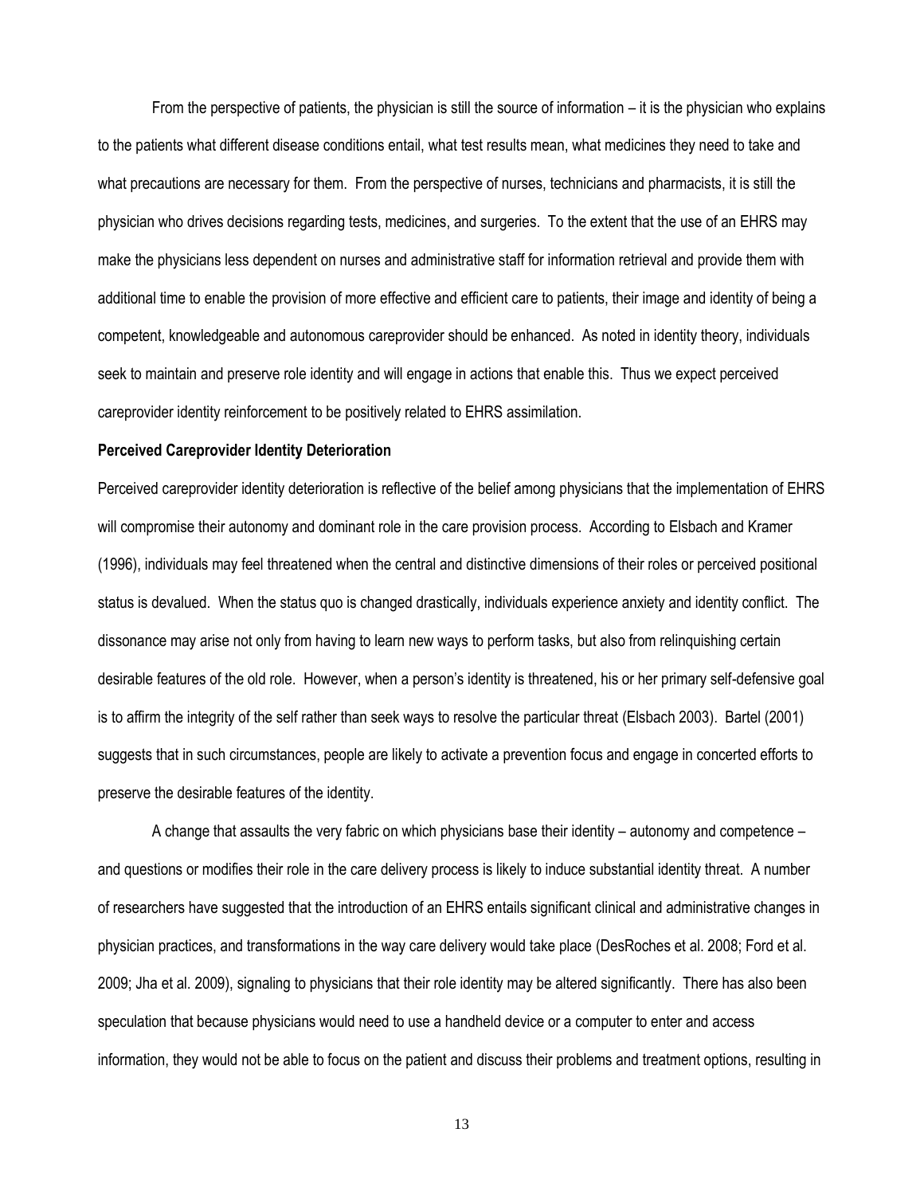From the perspective of patients, the physician is still the source of information – it is the physician who explains to the patients what different disease conditions entail, what test results mean, what medicines they need to take and what precautions are necessary for them. From the perspective of nurses, technicians and pharmacists, it is still the physician who drives decisions regarding tests, medicines, and surgeries. To the extent that the use of an EHRS may make the physicians less dependent on nurses and administrative staff for information retrieval and provide them with additional time to enable the provision of more effective and efficient care to patients, their image and identity of being a competent, knowledgeable and autonomous careprovider should be enhanced. As noted in identity theory, individuals seek to maintain and preserve role identity and will engage in actions that enable this. Thus we expect perceived careprovider identity reinforcement to be positively related to EHRS assimilation.

**Perceived Careprovider Identity Deterioration**

Perceived careprovider identity deterioration is reflective of the belief among physicians that the implementation of EHRS will compromise their autonomy and dominant role in the care provision process. According to Elsbach and Kramer (1996), individuals may feel threatened when the central and distinctive dimensions of their roles or perceived positional status is devalued. When the status quo is changed drastically, individuals experience anxiety and identity conflict. The dissonance may arise not only from having to learn new ways to perform tasks, but also from relinquishing certain desirable features of the old role. However, when a person's identity is threatened, his or her primary self-defensive goal is to affirm the integrity of the self rather than seek ways to resolve the particular threat (Elsbach 2003). Bartel (2001) suggests that in such circumstances, people are likely to activate a prevention focus and engage in concerted efforts to preserve the desirable features of the identity.

A change that assaults the very fabric on which physicians base their identity – autonomy and competence – and questions or modifies their role in the care delivery process is likely to induce substantial identity threat. A number of researchers have suggested that the introduction of an EHRS entails significant clinical and administrative changes in physician practices, and transformations in the way care delivery would take place (DesRoches et al. 2008; Ford et al. 2009; Jha et al. 2009), signaling to physicians that their role identity may be altered significantly. There has also been speculation that because physicians would need to use a handheld device or a computer to enter and access information, they would not be able to focus on the patient and discuss their problems and treatment options, resulting in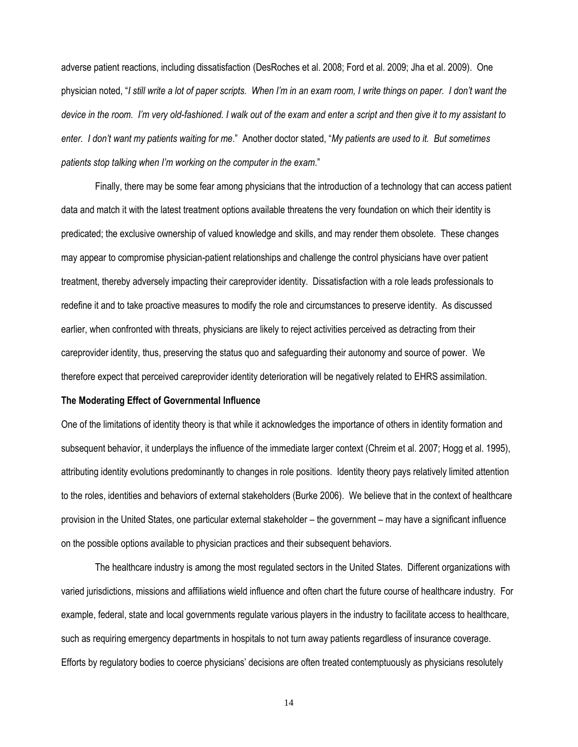adverse patient reactions, including dissatisfaction (DesRoches et al. 2008; Ford et al. 2009; Jha et al. 2009). One physician noted, "*I still write a lot of paper scripts. When I'm in an exam room, I write things on paper. I don't want the device in the room. I'm very old-fashioned. I walk out of the exam and enter a script and then give it to my assistant to enter. I don't want my patients waiting for me*." Another doctor stated, "*My patients are used to it. But sometimes patients stop talking when I'm working on the computer in the exam*."

Finally, there may be some fear among physicians that the introduction of a technology that can access patient data and match it with the latest treatment options available threatens the very foundation on which their identity is predicated; the exclusive ownership of valued knowledge and skills, and may render them obsolete. These changes may appear to compromise physician-patient relationships and challenge the control physicians have over patient treatment, thereby adversely impacting their careprovider identity. Dissatisfaction with a role leads professionals to redefine it and to take proactive measures to modify the role and circumstances to preserve identity. As discussed earlier, when confronted with threats, physicians are likely to reject activities perceived as detracting from their careprovider identity, thus, preserving the status quo and safeguarding their autonomy and source of power. We therefore expect that perceived careprovider identity deterioration will be negatively related to EHRS assimilation.

**The Moderating Effect of Governmental Influence**

One of the limitations of identity theory is that while it acknowledges the importance of others in identity formation and subsequent behavior, it underplays the influence of the immediate larger context (Chreim et al. 2007; Hogg et al. 1995), attributing identity evolutions predominantly to changes in role positions. Identity theory pays relatively limited attention to the roles, identities and behaviors of external stakeholders (Burke 2006). We believe that in the context of healthcare provision in the United States, one particular external stakeholder – the government – may have a significant influence on the possible options available to physician practices and their subsequent behaviors.

The healthcare industry is among the most regulated sectors in the United States. Different organizations with varied jurisdictions, missions and affiliations wield influence and often chart the future course of healthcare industry. For example, federal, state and local governments regulate various players in the industry to facilitate access to healthcare, such as requiring emergency departments in hospitals to not turn away patients regardless of insurance coverage. Efforts by regulatory bodies to coerce physicians' decisions are often treated contemptuously as physicians resolutely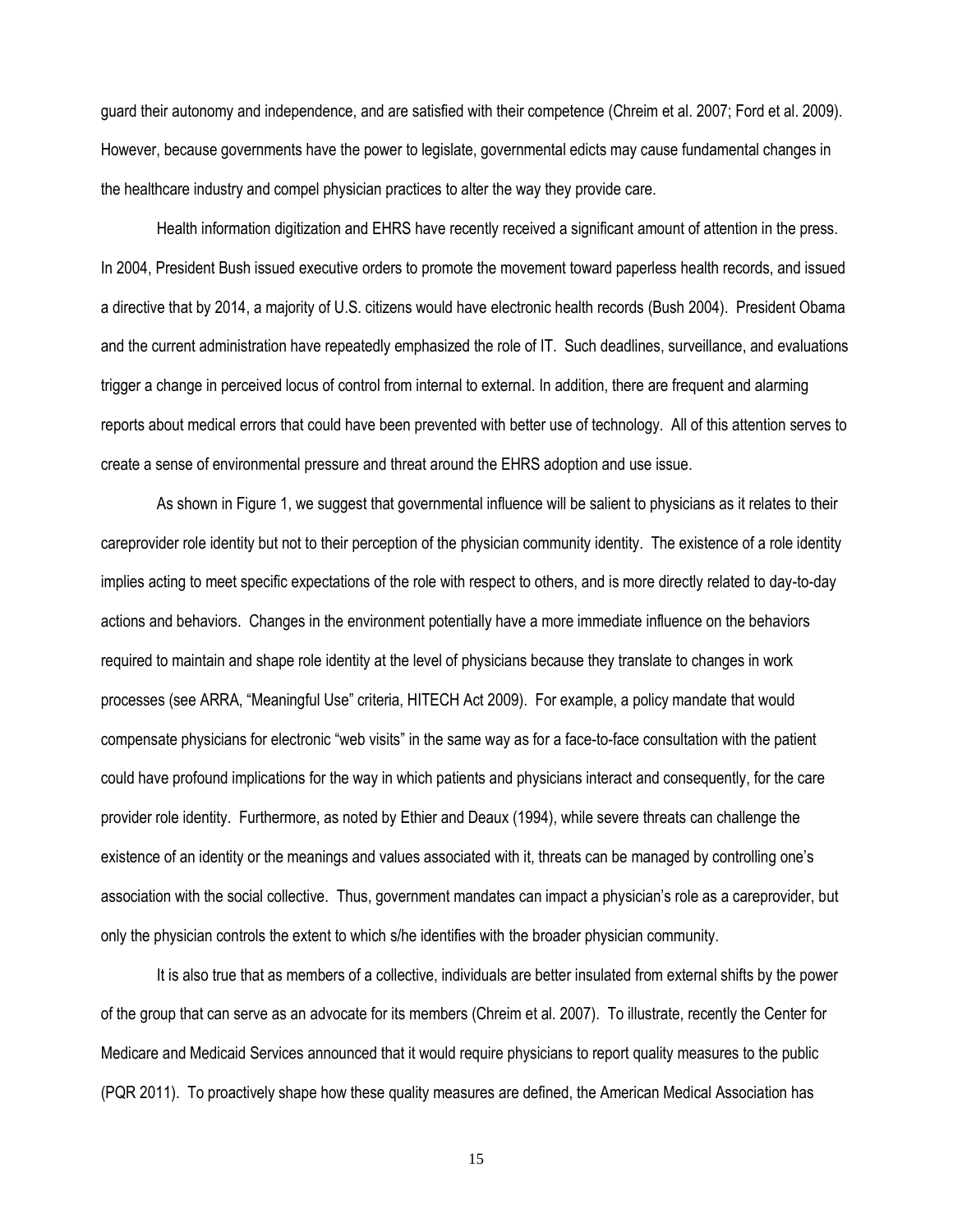guard their autonomy and independence, and are satisfied with their competence (Chreim et al. 2007; Ford et al. 2009). However, because governments have the power to legislate, governmental edicts may cause fundamental changes in the healthcare industry and compel physician practices to alter the way they provide care.

Health information digitization and EHRS have recently received a significant amount of attention in the press. In 2004, President Bush issued executive orders to promote the movement toward paperless health records, and issued a directive that by 2014, a majority of U.S. citizens would have electronic health records (Bush 2004). President Obama and the current administration have repeatedly emphasized the role of IT. Such deadlines, surveillance, and evaluations trigger a change in perceived locus of control from internal to external. In addition, there are frequent and alarming reports about medical errors that could have been prevented with better use of technology. All of this attention serves to create a sense of environmental pressure and threat around the EHRS adoption and use issue.

As shown in Figure 1, we suggest that governmental influence will be salient to physicians as it relates to their careprovider role identity but not to their perception of the physician community identity. The existence of a role identity implies acting to meet specific expectations of the role with respect to others, and is more directly related to day-to-day actions and behaviors. Changes in the environment potentially have a more immediate influence on the behaviors required to maintain and shape role identity at the level of physicians because they translate to changes in work processes (see ARRA, "Meaningful Use" criteria, HITECH Act 2009). For example, a policy mandate that would compensate physicians for electronic "web visits" in the same way as for a face-to-face consultation with the patient could have profound implications for the way in which patients and physicians interact and consequently, for the care provider role identity. Furthermore, as noted by Ethier and Deaux (1994), while severe threats can challenge the existence of an identity or the meanings and values associated with it, threats can be managed by controlling one's association with the social collective. Thus, government mandates can impact a physician's role as a careprovider, but only the physician controls the extent to which s/he identifies with the broader physician community.

It is also true that as members of a collective, individuals are better insulated from external shifts by the power of the group that can serve as an advocate for its members (Chreim et al. 2007). To illustrate, recently the Center for Medicare and Medicaid Services announced that it would require physicians to report quality measures to the public (PQR 2011). To proactively shape how these quality measures are defined, the American Medical Association has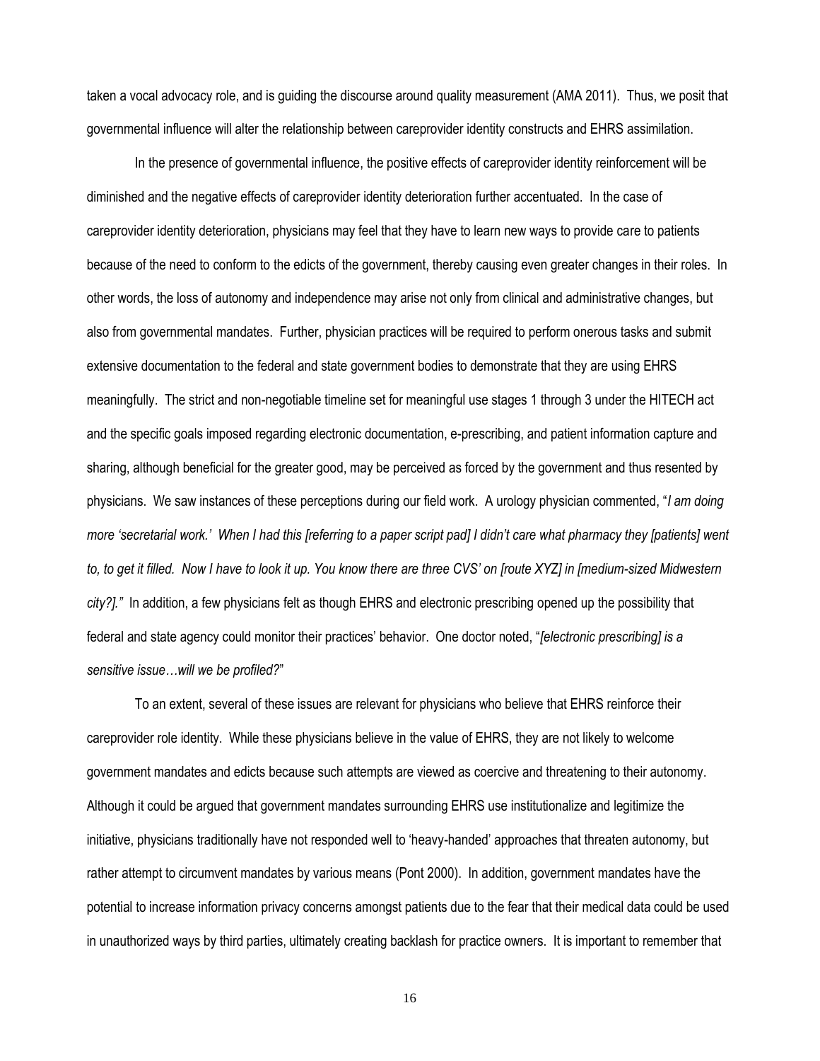taken a vocal advocacy role, and is guiding the discourse around quality measurement (AMA 2011). Thus, we posit that governmental influence will alter the relationship between careprovider identity constructs and EHRS assimilation.

In the presence of governmental influence, the positive effects of careprovider identity reinforcement will be diminished and the negative effects of careprovider identity deterioration further accentuated. In the case of careprovider identity deterioration, physicians may feel that they have to learn new ways to provide care to patients because of the need to conform to the edicts of the government, thereby causing even greater changes in their roles. In other words, the loss of autonomy and independence may arise not only from clinical and administrative changes, but also from governmental mandates. Further, physician practices will be required to perform onerous tasks and submit extensive documentation to the federal and state government bodies to demonstrate that they are using EHRS meaningfully. The strict and non-negotiable timeline set for meaningful use stages 1 through 3 under the HITECH act and the specific goals imposed regarding electronic documentation, e-prescribing, and patient information capture and sharing, although beneficial for the greater good, may be perceived as forced by the government and thus resented by physicians. We saw instances of these perceptions during our field work. A urology physician commented, "*I am doing more 'secretarial work.' When I had this [referring to a paper script pad] I didn't care what pharmacy they [patients] went to, to get it filled. Now I have to look it up. You know there are three CVS' on [route XYZ] in [medium-sized Midwestern city?].*" In addition, a few physicians felt as though EHRS and electronic prescribing opened up the possibility that federal and state agency could monitor their practices' behavior. One doctor noted, "*[electronic prescribing] is a sensitive issue…will we be profiled?*"

To an extent, several of these issues are relevant for physicians who believe that EHRS reinforce their careprovider role identity. While these physicians believe in the value of EHRS, they are not likely to welcome government mandates and edicts because such attempts are viewed as coercive and threatening to their autonomy. Although it could be argued that government mandates surrounding EHRS use institutionalize and legitimize the initiative, physicians traditionally have not responded well to 'heavy-handed' approaches that threaten autonomy, but rather attempt to circumvent mandates by various means (Pont 2000). In addition, government mandates have the potential to increase information privacy concerns amongst patients due to the fear that their medical data could be used in unauthorized ways by third parties, ultimately creating backlash for practice owners. It is important to remember that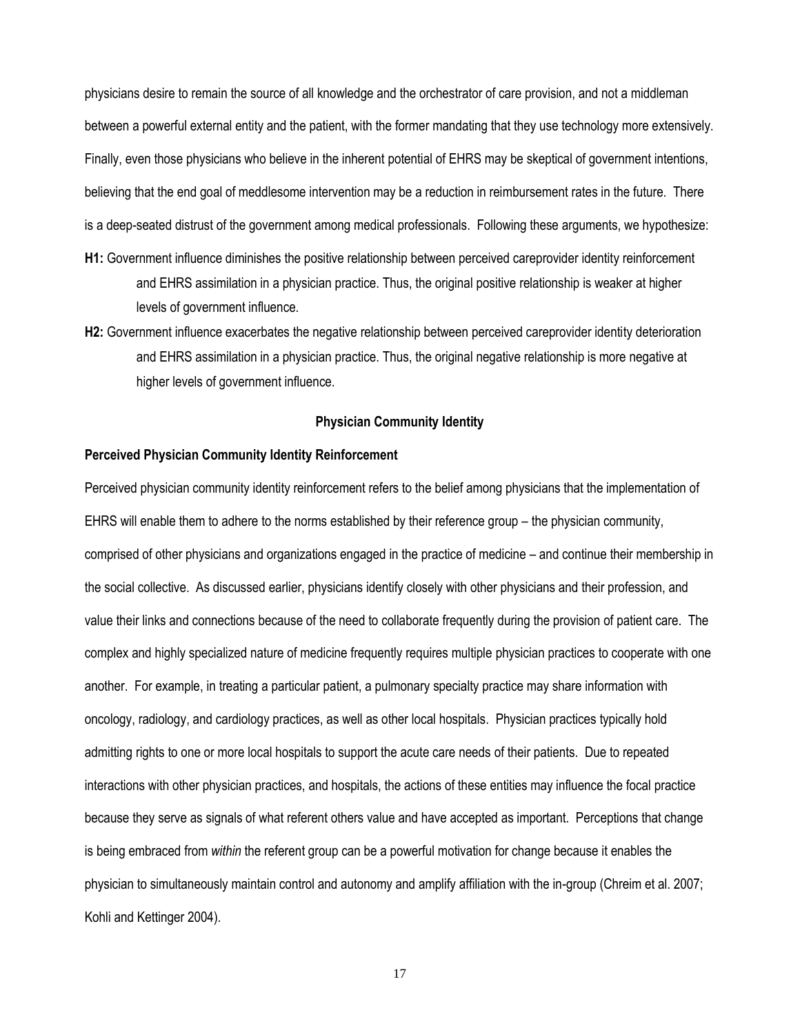physicians desire to remain the source of all knowledge and the orchestrator of care provision, and not a middleman between a powerful external entity and the patient, with the former mandating that they use technology more extensively. Finally, even those physicians who believe in the inherent potential of EHRS may be skeptical of government intentions, believing that the end goal of meddlesome intervention may be a reduction in reimbursement rates in the future. There is a deep-seated distrust of the government among medical professionals. Following these arguments, we hypothesize:

**H1:** Government influence diminishes the positive relationship between perceived careprovider identity reinforcement and EHRS assimilation in a physician practice. Thus, the original positive relationship is weaker at higher levels of government influence.

**H2:** Government influence exacerbates the negative relationship between perceived careprovider identity deterioration and EHRS assimilation in a physician practice. Thus, the original negative relationship is more negative at higher levels of government influence.

## Physician Community Identity

### Perceived Physician Community Identity Reinforcement

Perceived physician community identity reinforcement refers to the belief among physicians that the implementation of EHRS will enable them to adhere to the norms established by their reference group – the physician community, comprised of other physicians and organizations engaged in the practice of medicine – and continue their membership in the social collective. As discussed earlier, physicians identify closely with other physicians and their profession, and value their links and connections because of the need to collaborate frequently during the provision of patient care. The complex and highly specialized nature of medicine frequently requires multiple physician practices to cooperate with one another. For example, in treating a particular patient, a pulmonary specialty practice may share information with oncology, radiology, and cardiology practices, as well as other local hospitals. Physician practices typically hold admitting rights to one or more local hospitals to support the acute care needs of their patients. Due to repeated interactions with other physician practices, and hospitals, the actions of these entities may influence the focal practice because they serve as signals of what referent others value and have accepted as important. Perceptions that change is being embraced from *within* the referent group can be a powerful motivation for change because it enables the physician to simultaneously maintain control and autonomy and amplify affiliation with the in-group (Chreim et al. 2007; Kohli and Kettinger 2004).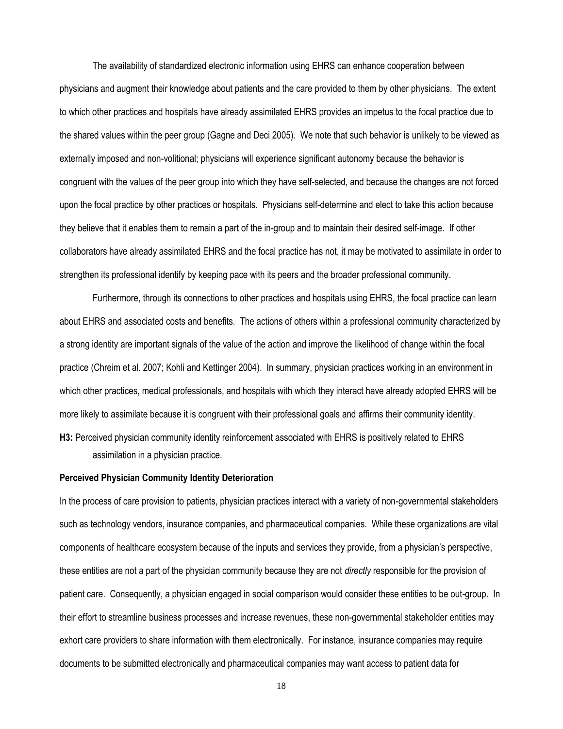The availability of standardized electronic information using EHRS can enhance cooperation between physicians and augment their knowledge about patients and the care provided to them by other physicians. The extent to which other practices and hospitals have already assimilated EHRS provides an impetus to the focal practice due to the shared values within the peer group (Gagne and Deci 2005). We note that such behavior is unlikely to be viewed as externally imposed and non-volitional; physicians will experience significant autonomy because the behavior is congruent with the values of the peer group into which they have self-selected, and because the changes are not forced upon the focal practice by other practices or hospitals. Physicians self-determine and elect to take this action because they believe that it enables them to remain a part of the in-group and to maintain their desired self-image. If other collaborators have already assimilated EHRS and the focal practice has not, it may be motivated to assimilate in order to strengthen its professional identify by keeping pace with its peers and the broader professional community.

Furthermore, through its connections to other practices and hospitals using EHRS, the focal practice can learn about EHRS and associated costs and benefits. The actions of others within a professional community characterized by a strong identity are important signals of the value of the action and improve the likelihood of change within the focal practice (Chreim et al. 2007; Kohli and Kettinger 2004). In summary, physician practices working in an environment in which other practices, medical professionals, and hospitals with which they interact have already adopted EHRS will be more likely to assimilate because it is congruent with their professional goals and affirms their community identity.

**H3:** Perceived physician community identity reinforcement associated with EHRS is positively related to EHRS assimilation in a physician practice.

**Perceived Physician Community Identity Deterioration**

In the process of care provision to patients, physician practices interact with a variety of non-governmental stakeholders such as technology vendors, insurance companies, and pharmaceutical companies. While these organizations are vital components of healthcare ecosystem because of the inputs and services they provide, from a physician's perspective, these entities are not a part of the physician community because they are not *directly* responsible for the provision of patient care. Consequently, a physician engaged in social comparison would consider these entities to be out-group. In their effort to streamline business processes and increase revenues, these non-governmental stakeholder entities may exhort care providers to share information with them electronically. For instance, insurance companies may require documents to be submitted electronically and pharmaceutical companies may want access to patient data for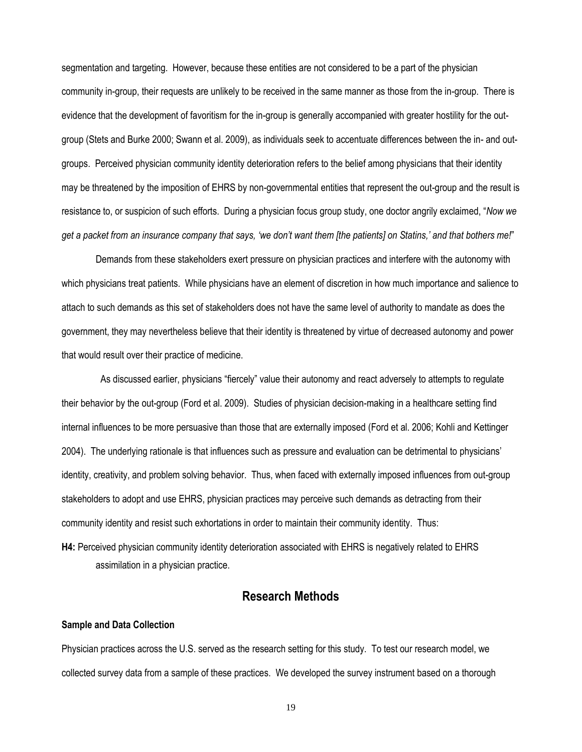segmentation and targeting. However, because these entities are not considered to be a part of the physician community in-group, their requests are unlikely to be received in the same manner as those from the in-group. There is evidence that the development of favoritism for the in-group is generally accompanied with greater hostility for the out-group (Stets and Burke 2000; Swann et al. 2009), as individuals seek to accentuate differences between the in- and out-groups. Perceived physician community identity deterioration refers to the belief among physicians that their identity may be threatened by the imposition of EHRS by non-governmental entities that represent the out-group and the result is resistance to, or suspicion of such efforts. During a physician focus group study, one doctor angrily exclaimed, "*Now we get a packet from an insurance company that says, 'we don't want them [the patients] on Statins,' and that bothers me!*"

Demands from these stakeholders exert pressure on physician practices and interfere with the autonomy with which physicians treat patients. While physicians have an element of discretion in how much importance and salience to attach to such demands as this set of stakeholders does not have the same level of authority to mandate as does the government, they may nevertheless believe that their identity is threatened by virtue of decreased autonomy and power that would result over their practice of medicine.

As discussed earlier, physicians "fiercely" value their autonomy and react adversely to attempts to regulate their behavior by the out-group (Ford et al. 2009). Studies of physician decision-making in a healthcare setting find internal influences to be more persuasive than those that are externally imposed (Ford et al. 2006; Kohli and Kettinger 2004). The underlying rationale is that influences such as pressure and evaluation can be detrimental to physicians' identity, creativity, and problem solving behavior. Thus, when faced with externally imposed influences from out-group stakeholders to adopt and use EHRS, physician practices may perceive such demands as detracting from their community identity and resist such exhortations in order to maintain their community identity. Thus:

**H4:** Perceived physician community identity deterioration associated with EHRS is negatively related to EHRS assimilation in a physician practice.

## Research Methods

### Sample and Data Collection

Physician practices across the U.S. served as the research setting for this study. To test our research model, we collected survey data from a sample of these practices. We developed the survey instrument based on a thorough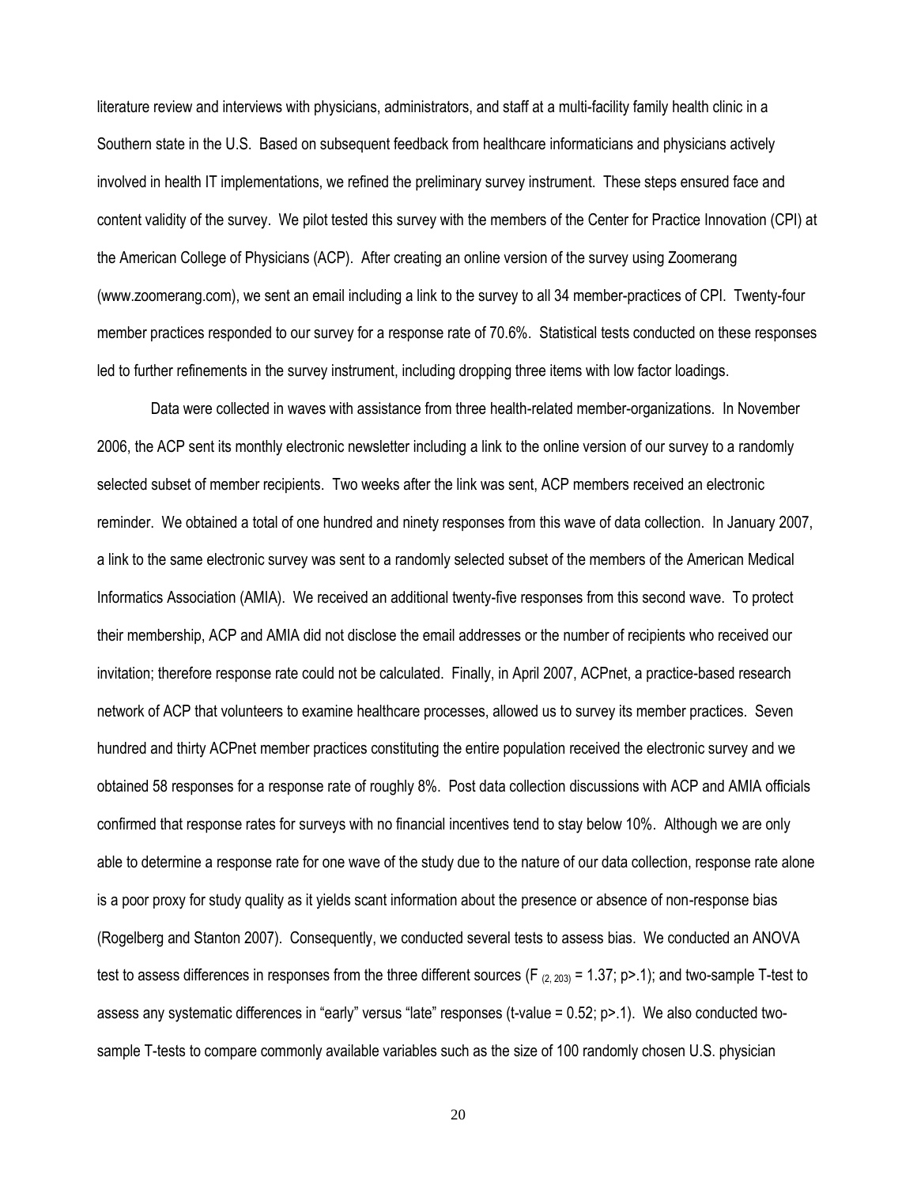literature review and interviews with physicians, administrators, and staff at a multi-facility family health clinic in a Southern state in the U.S. Based on subsequent feedback from healthcare informaticians and physicians actively involved in health IT implementations, we refined the preliminary survey instrument. These steps ensured face and content validity of the survey. We pilot tested this survey with the members of the Center for Practice Innovation (CPI) at the American College of Physicians (ACP). After creating an online version of the survey using Zoomerang (www.zoomerang.com), we sent an email including a link to the survey to all 34 member-practices of CPI. Twenty-four member practices responded to our survey for a response rate of 70.6%. Statistical tests conducted on these responses led to further refinements in the survey instrument, including dropping three items with low factor loadings.

Data were collected in waves with assistance from three health-related member-organizations. In November 2006, the ACP sent its monthly electronic newsletter including a link to the online version of our survey to a randomly selected subset of member recipients. Two weeks after the link was sent, ACP members received an electronic reminder. We obtained a total of one hundred and ninety responses from this wave of data collection. In January 2007, a link to the same electronic survey was sent to a randomly selected subset of the members of the American Medical Informatics Association (AMIA). We received an additional twenty-five responses from this second wave. To protect their membership, ACP and AMIA did not disclose the email addresses or the number of recipients who received our invitation; therefore response rate could not be calculated. Finally, in April 2007, ACPnet, a practice-based research network of ACP that volunteers to examine healthcare processes, allowed us to survey its member practices. Seven hundred and thirty ACPnet member practices constituting the entire population received the electronic survey and we obtained 58 responses for a response rate of roughly 8%. Post data collection discussions with ACP and AMIA officials confirmed that response rates for surveys with no financial incentives tend to stay below 10%. Although we are only able to determine a response rate for one wave of the study due to the nature of our data collection, response rate alone is a poor proxy for study quality as it yields scant information about the presence or absence of non-response bias (Rogelberg and Stanton 2007). Consequently, we conducted several tests to assess bias. We conducted an ANOVA test to assess differences in responses from the three different sources ($F_{(2, 203)} = 1.37$; $p>.1$); and two-sample T-test to assess any systematic differences in "early" versus "late" responses (t-value = 0.52; $p>.1$). We also conducted two-sample T-tests to compare commonly available variables such as the size of 100 randomly chosen U.S. physician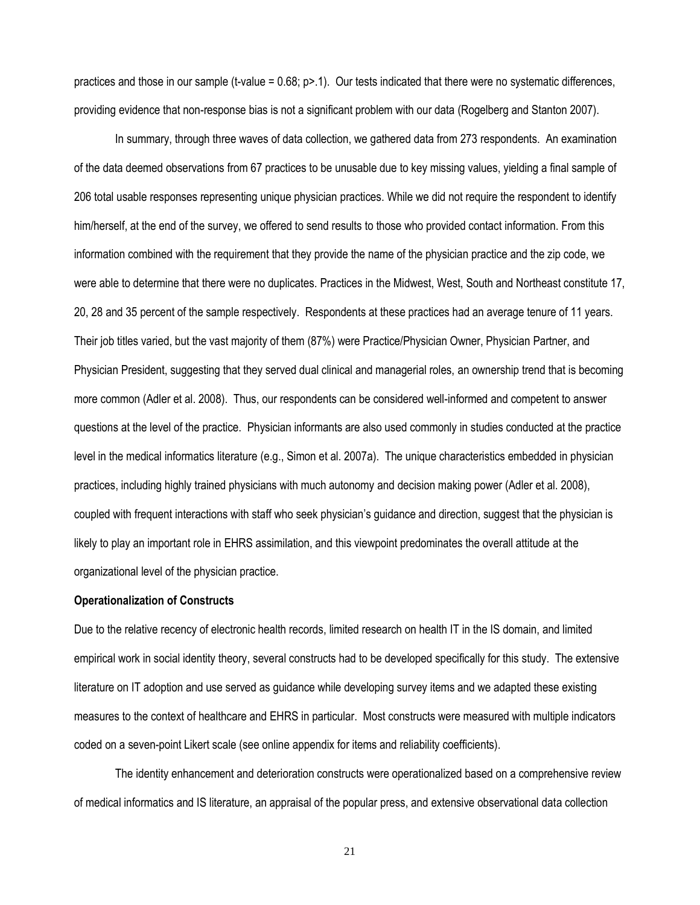practices and those in our sample (t-value = 0.68; $p > .1$). Our tests indicated that there were no systematic differences, providing evidence that non-response bias is not a significant problem with our data (Rogelberg and Stanton 2007).

In summary, through three waves of data collection, we gathered data from 273 respondents. An examination of the data deemed observations from 67 practices to be unusable due to key missing values, yielding a final sample of 206 total usable responses representing unique physician practices. While we did not require the respondent to identify him/herself, at the end of the survey, we offered to send results to those who provided contact information. From this information combined with the requirement that they provide the name of the physician practice and the zip code, we were able to determine that there were no duplicates. Practices in the Midwest, West, South and Northeast constitute 17, 20, 28 and 35 percent of the sample respectively. Respondents at these practices had an average tenure of 11 years. Their job titles varied, but the vast majority of them (87%) were Practice/Physician Owner, Physician Partner, and Physician President, suggesting that they served dual clinical and managerial roles, an ownership trend that is becoming more common (Adler et al. 2008). Thus, our respondents can be considered well-informed and competent to answer questions at the level of the practice. Physician informants are also used commonly in studies conducted at the practice level in the medical informatics literature (e.g., Simon et al. 2007a). The unique characteristics embedded in physician practices, including highly trained physicians with much autonomy and decision making power (Adler et al. 2008), coupled with frequent interactions with staff who seek physician's guidance and direction, suggest that the physician is likely to play an important role in EHRS assimilation, and this viewpoint predominates the overall attitude at the organizational level of the physician practice.

**Operationalization of Constructs**

Due to the relative recency of electronic health records, limited research on health IT in the IS domain, and limited empirical work in social identity theory, several constructs had to be developed specifically for this study. The extensive literature on IT adoption and use served as guidance while developing survey items and we adapted these existing measures to the context of healthcare and EHRS in particular. Most constructs were measured with multiple indicators coded on a seven-point Likert scale (see online appendix for items and reliability coefficients).

The identity enhancement and deterioration constructs were operationalized based on a comprehensive review of medical informatics and IS literature, an appraisal of the popular press, and extensive observational data collection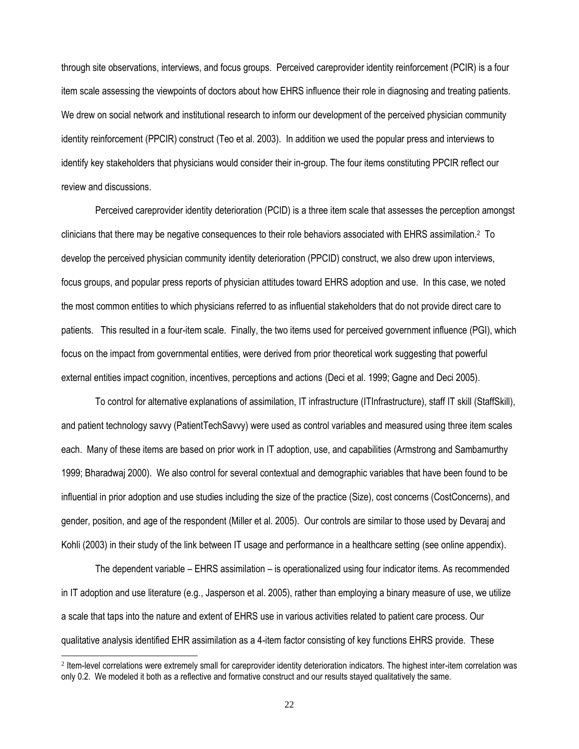through site observations, interviews, and focus groups. Perceived careprovider identity reinforcement (PCIR) is a four item scale assessing the viewpoints of doctors about how EHRS influence their role in diagnosing and treating patients. We drew on social network and institutional research to inform our development of the perceived physician community identity reinforcement (PPCIR) construct (Teo et al. 2003). In addition we used the popular press and interviews to identify key stakeholders that physicians would consider their in-group. The four items constituting PPCIR reflect our review and discussions.

Perceived careprovider identity deterioration (PCID) is a three item scale that assesses the perception amongst clinicians that there may be negative consequences to their role behaviors associated with EHRS assimilation.[2] To develop the perceived physician community identity deterioration (PPCID) construct, we also drew upon interviews, focus groups, and popular press reports of physician attitudes toward EHRS adoption and use. In this case, we noted the most common entities to which physicians referred to as influential stakeholders that do not provide direct care to patients. This resulted in a four-item scale. Finally, the two items used for perceived government influence (PGI), which focus on the impact from governmental entities, were derived from prior theoretical work suggesting that powerful external entities impact cognition, incentives, perceptions and actions (Deci et al. 1999; Gagne and Deci 2005).

To control for alternative explanations of assimilation, IT infrastructure (ITInfrastructure), staff IT skill (StaffSkill), and patient technology savvy (PatientTechSavvy) were used as control variables and measured using three item scales each. Many of these items are based on prior work in IT adoption, use, and capabilities (Armstrong and Sambamurthy 1999; Bharadwaj 2000). We also control for several contextual and demographic variables that have been found to be influential in prior adoption and use studies including the size of the practice (Size), cost concerns (CostConcerns), and gender, position, and age of the respondent (Miller et al. 2005). Our controls are similar to those used by Devaraj and Kohli (2003) in their study of the link between IT usage and performance in a healthcare setting (see online appendix).

The dependent variable – EHRS assimilation – is operationalized using four indicator items. As recommended in IT adoption and use literature (e.g., Jasperson et al. 2005), rather than employing a binary measure of use, we utilize a scale that taps into the nature and extent of EHRS use in various activities related to patient care process. Our qualitative analysis identified EHR assimilation as a 4-item factor consisting of key functions EHRS provide. These

[2] Item-level correlations were extremely small for careprovider identity deterioration indicators. The highest inter-item correlation was only 0.2. We modeled it both as a reflective and formative construct and our results stayed qualitatively the same.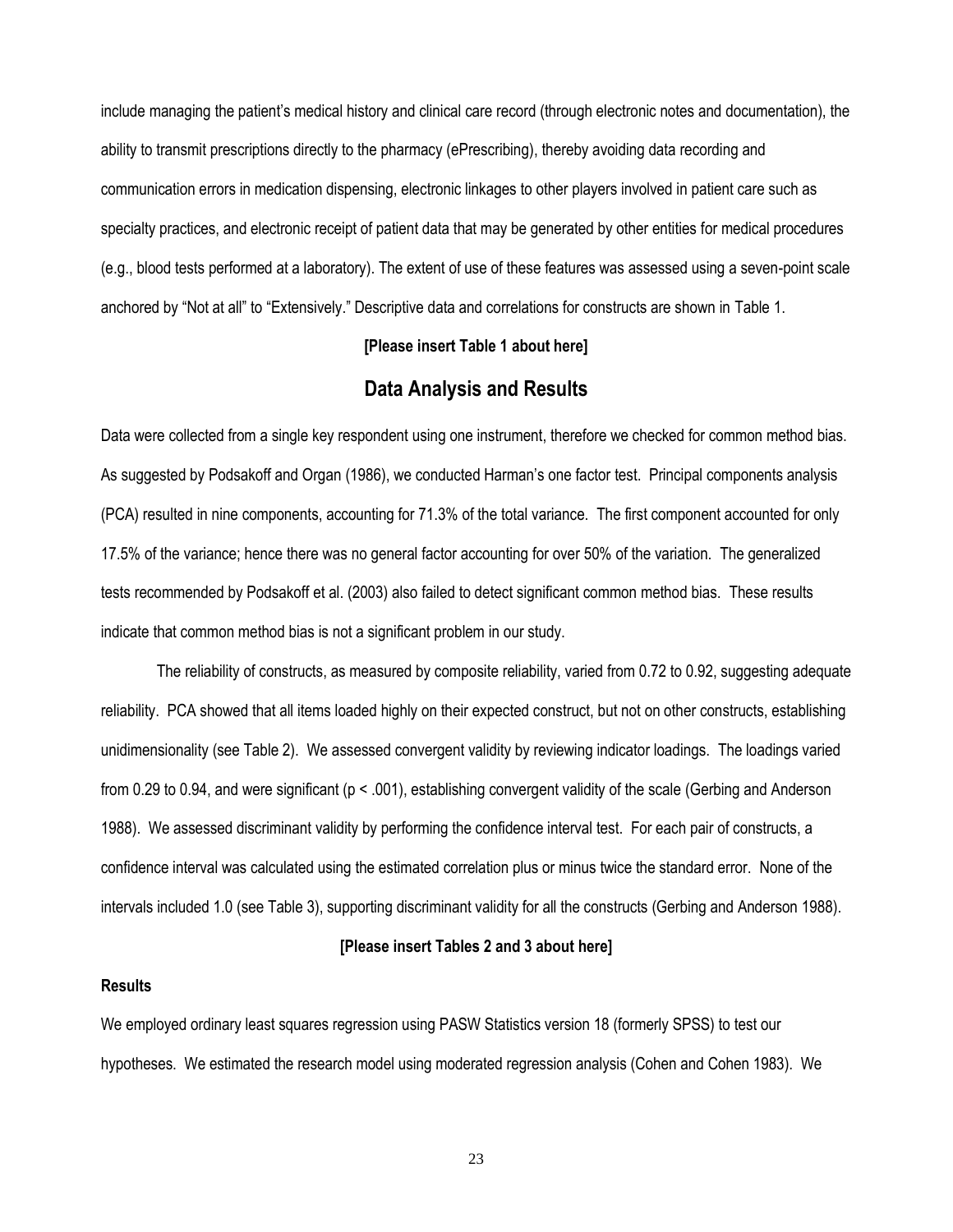include managing the patient's medical history and clinical care record (through electronic notes and documentation), the ability to transmit prescriptions directly to the pharmacy (ePrescribing), thereby avoiding data recording and communication errors in medication dispensing, electronic linkages to other players involved in patient care such as specialty practices, and electronic receipt of patient data that may be generated by other entities for medical procedures (e.g., blood tests performed at a laboratory). The extent of use of these features was assessed using a seven-point scale anchored by "Not at all" to "Extensively." Descriptive data and correlations for constructs are shown in Table 1.

**[Please insert Table 1 about here]**

## Data Analysis and Results

Data were collected from a single key respondent using one instrument, therefore we checked for common method bias. As suggested by Podsakoff and Organ (1986), we conducted Harman's one factor test. Principal components analysis (PCA) resulted in nine components, accounting for 71.3% of the total variance. The first component accounted for only 17.5% of the variance; hence there was no general factor accounting for over 50% of the variation. The generalized tests recommended by Podsakoff et al. (2003) also failed to detect significant common method bias. These results indicate that common method bias is not a significant problem in our study.

The reliability of constructs, as measured by composite reliability, varied from 0.72 to 0.92, suggesting adequate reliability. PCA showed that all items loaded highly on their expected construct, but not on other constructs, establishing unidimensionality (see Table 2). We assessed convergent validity by reviewing indicator loadings. The loadings varied from 0.29 to 0.94, and were significant ($p < .001$), establishing convergent validity of the scale (Gerbing and Anderson 1988). We assessed discriminant validity by performing the confidence interval test. For each pair of constructs, a confidence interval was calculated using the estimated correlation plus or minus twice the standard error. None of the intervals included 1.0 (see Table 3), supporting discriminant validity for all the constructs (Gerbing and Anderson 1988).

**[Please insert Tables 2 and 3 about here]**

### Results

We employed ordinary least squares regression using PASW Statistics version 18 (formerly SPSS) to test our hypotheses. We estimated the research model using moderated regression analysis (Cohen and Cohen 1983). We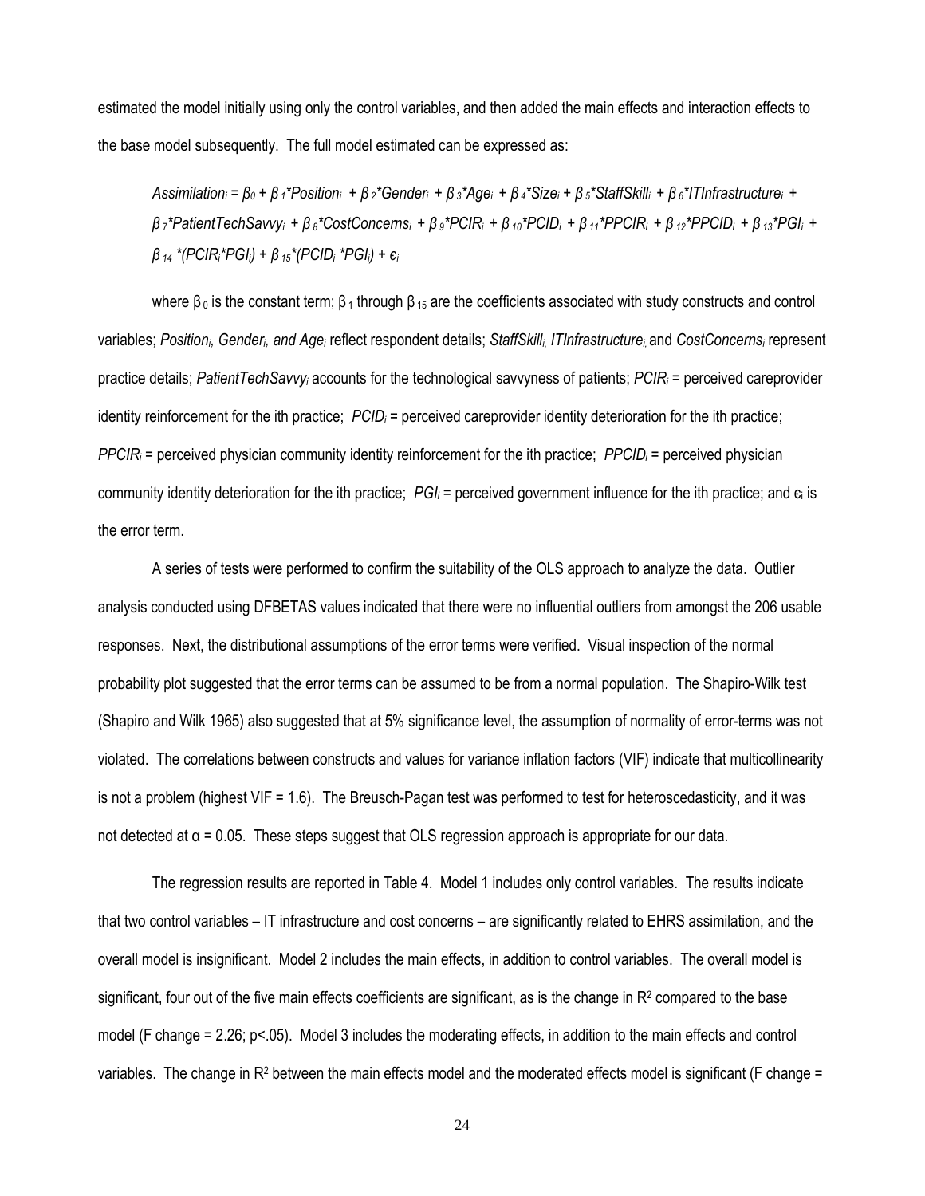estimated the model initially using only the control variables, and then added the main effects and interaction effects to the base model subsequently. The full model estimated can be expressed as:

$$Assimilation_i = \beta_0 + \beta_1 {*} Position_i + \beta_2 {*} Gender_i + \beta_3 {*} Age_i + \beta_4 {*} Size_i + \beta_5 {*} StaffSkill_i + \beta_6 {*} ITInfrastructure_i + \beta_7 {*} PatientTechSavvy_i + \beta_8 {*} CostConcerns_i + \beta_9 {*} PCIR_i + \beta_{10} {*} PCID_i + \beta_{11} {*} PPCIR_i + \beta_{12} {*} PPCID_i + \beta_{13} {*} PGI_i + \beta_{14} {*} (PCIR_i {*} PGI_i) + \beta_{15} {*} (PCID_i {*} PGI_i) + \epsilon_i$$

where $\beta_0$ is the constant term; $\beta_1$ through $\beta_{15}$ are the coefficients associated with study constructs and control variables; $Position_i$, $Gender_i$, and $Age_i$ reflect respondent details; $StaffSkill_i$, $ITInfrastructure_i$ and $CostConcerns_i$ represent practice details; $PatientTechSavvy_i$ accounts for the technological savvyness of patients; $PCIR_i$ = perceived careprovider identity reinforcement for the ith practice; $PCID_i$ = perceived careprovider identity deterioration for the ith practice; $PPCIR_i$ = perceived physician community identity reinforcement for the ith practice; $PPCID_i$ = perceived physician community identity deterioration for the ith practice; $PGI_i$ = perceived government influence for the ith practice; and $\epsilon_i$ is the error term.

A series of tests were performed to confirm the suitability of the OLS approach to analyze the data. Outlier analysis conducted using DFBETAS values indicated that there were no influential outliers from amongst the 206 usable responses. Next, the distributional assumptions of the error terms were verified. Visual inspection of the normal probability plot suggested that the error terms can be assumed to be from a normal population. The Shapiro-Wilk test (Shapiro and Wilk 1965) also suggested that at 5% significance level, the assumption of normality of error-terms was not violated. The correlations between constructs and values for variance inflation factors (VIF) indicate that multicollinearity is not a problem (highest VIF = 1.6). The Breusch-Pagan test was performed to test for heteroscedasticity, and it was not detected at $\alpha = 0.05$. These steps suggest that OLS regression approach is appropriate for our data.

The regression results are reported in Table 4. Model 1 includes only control variables. The results indicate that two control variables – IT infrastructure and cost concerns – are significantly related to EHRS assimilation, and the overall model is insignificant. Model 2 includes the main effects, in addition to control variables. The overall model is significant, four out of the five main effects coefficients are significant, as is the change in $R^2$ compared to the base model (F change = 2.26; $p<.05$). Model 3 includes the moderating effects, in addition to the main effects and control variables. The change in $R^2$ between the main effects model and the moderated effects model is significant (F change =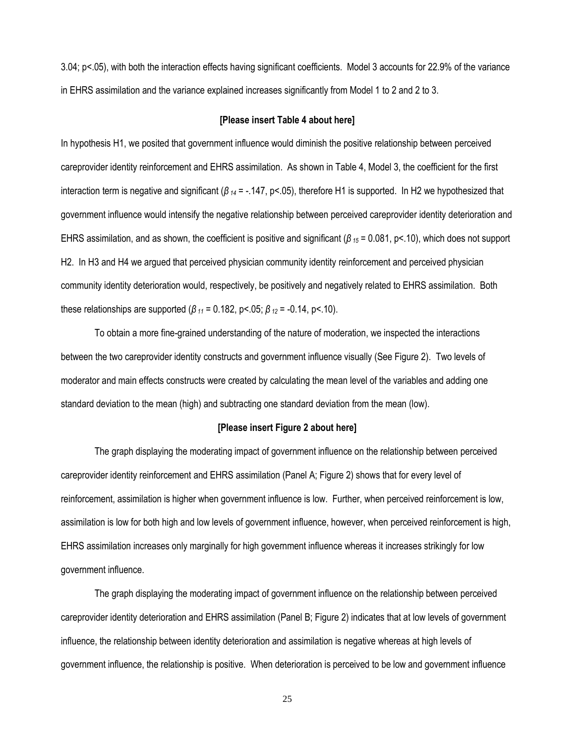3.04; $p<.05$), with both the interaction effects having significant coefficients. Model 3 accounts for 22.9% of the variance in EHRS assimilation and the variance explained increases significantly from Model 1 to 2 and 2 to 3.

**[Please insert Table 4 about here]**

In hypothesis H1, we posited that government influence would diminish the positive relationship between perceived careprovider identity reinforcement and EHRS assimilation. As shown in Table 4, Model 3, the coefficient for the first interaction term is negative and significant ($\beta_{14}$ = -.147, $p<.05$), therefore H1 is supported. In H2 we hypothesized that government influence would intensify the negative relationship between perceived careprovider identity deterioration and EHRS assimilation, and as shown, the coefficient is positive and significant ($\beta_{15}$ = 0.081, $p<.10$), which does not support H2. In H3 and H4 we argued that perceived physician community identity reinforcement and perceived physician community identity deterioration would, respectively, be positively and negatively related to EHRS assimilation. Both these relationships are supported ($\beta_{11}$ = 0.182, $p<.05$; $\beta_{12}$ = -0.14, $p<.10$).

To obtain a more fine-grained understanding of the nature of moderation, we inspected the interactions between the two careprovider identity constructs and government influence visually (See Figure 2). Two levels of moderator and main effects constructs were created by calculating the mean level of the variables and adding one standard deviation to the mean (high) and subtracting one standard deviation from the mean (low).

**[Please insert Figure 2 about here]**

The graph displaying the moderating impact of government influence on the relationship between perceived careprovider identity reinforcement and EHRS assimilation (Panel A; Figure 2) shows that for every level of reinforcement, assimilation is higher when government influence is low. Further, when perceived reinforcement is low, assimilation is low for both high and low levels of government influence, however, when perceived reinforcement is high, EHRS assimilation increases only marginally for high government influence whereas it increases strikingly for low government influence.

The graph displaying the moderating impact of government influence on the relationship between perceived careprovider identity deterioration and EHRS assimilation (Panel B; Figure 2) indicates that at low levels of government influence, the relationship between identity deterioration and assimilation is negative whereas at high levels of government influence, the relationship is positive. When deterioration is perceived to be low and government influence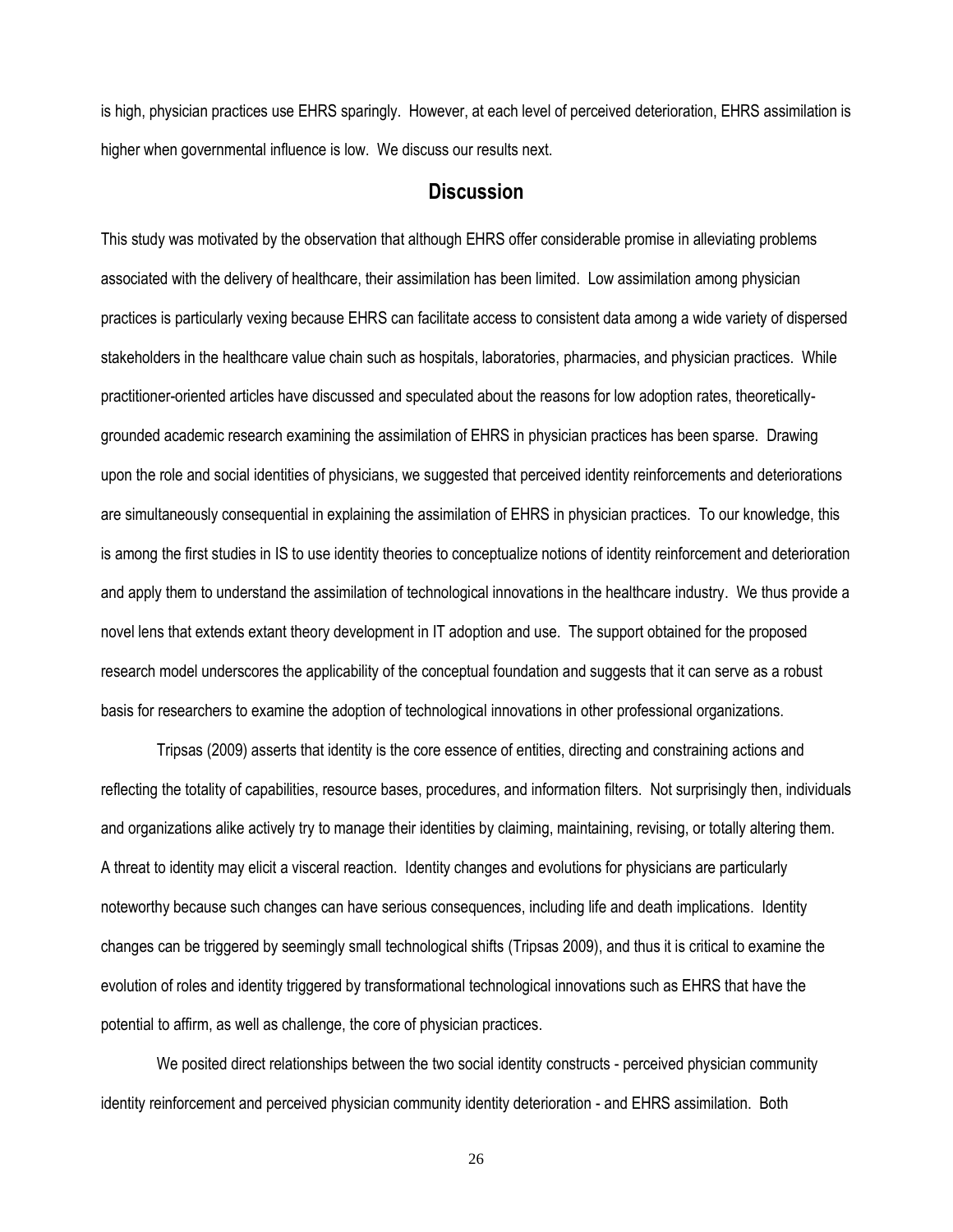is high, physician practices use EHRS sparingly. However, at each level of perceived deterioration, EHRS assimilation is higher when governmental influence is low. We discuss our results next.

## Discussion

This study was motivated by the observation that although EHRS offer considerable promise in alleviating problems associated with the delivery of healthcare, their assimilation has been limited. Low assimilation among physician practices is particularly vexing because EHRS can facilitate access to consistent data among a wide variety of dispersed stakeholders in the healthcare value chain such as hospitals, laboratories, pharmacies, and physician practices. While practitioner-oriented articles have discussed and speculated about the reasons for low adoption rates, theoretically-grounded academic research examining the assimilation of EHRS in physician practices has been sparse. Drawing upon the role and social identities of physicians, we suggested that perceived identity reinforcements and deteriorations are simultaneously consequential in explaining the assimilation of EHRS in physician practices. To our knowledge, this is among the first studies in IS to use identity theories to conceptualize notions of identity reinforcement and deterioration and apply them to understand the assimilation of technological innovations in the healthcare industry. We thus provide a novel lens that extends extant theory development in IT adoption and use. The support obtained for the proposed research model underscores the applicability of the conceptual foundation and suggests that it can serve as a robust basis for researchers to examine the adoption of technological innovations in other professional organizations.

Tripsas (2009) asserts that identity is the core essence of entities, directing and constraining actions and reflecting the totality of capabilities, resource bases, procedures, and information filters. Not surprisingly then, individuals and organizations alike actively try to manage their identities by claiming, maintaining, revising, or totally altering them. A threat to identity may elicit a visceral reaction. Identity changes and evolutions for physicians are particularly noteworthy because such changes can have serious consequences, including life and death implications. Identity changes can be triggered by seemingly small technological shifts (Tripsas 2009), and thus it is critical to examine the evolution of roles and identity triggered by transformational technological innovations such as EHRS that have the potential to affirm, as well as challenge, the core of physician practices.

We posited direct relationships between the two social identity constructs - perceived physician community identity reinforcement and perceived physician community identity deterioration - and EHRS assimilation. Both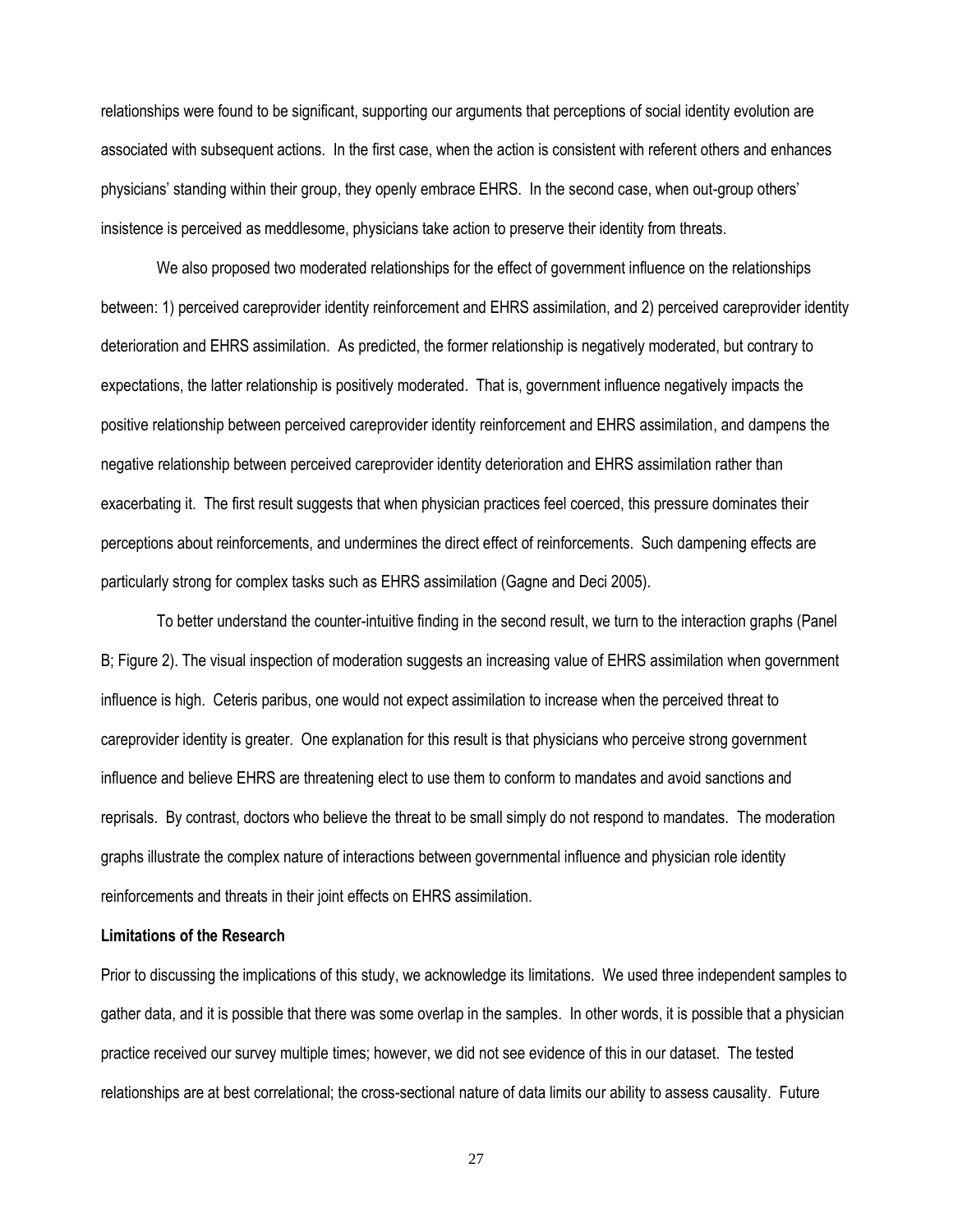relationships were found to be significant, supporting our arguments that perceptions of social identity evolution are associated with subsequent actions. In the first case, when the action is consistent with referent others and enhances physicians' standing within their group, they openly embrace EHRS. In the second case, when out-group others' insistence is perceived as meddlesome, physicians take action to preserve their identity from threats.

We also proposed two moderated relationships for the effect of government influence on the relationships between: 1) perceived careprovider identity reinforcement and EHRS assimilation, and 2) perceived careprovider identity deterioration and EHRS assimilation. As predicted, the former relationship is negatively moderated, but contrary to expectations, the latter relationship is positively moderated. That is, government influence negatively impacts the positive relationship between perceived careprovider identity reinforcement and EHRS assimilation, and dampens the negative relationship between perceived careprovider identity deterioration and EHRS assimilation rather than exacerbating it. The first result suggests that when physician practices feel coerced, this pressure dominates their perceptions about reinforcements, and undermines the direct effect of reinforcements. Such dampening effects are particularly strong for complex tasks such as EHRS assimilation (Gagne and Deci 2005).

To better understand the counter-intuitive finding in the second result, we turn to the interaction graphs (Panel B; Figure 2). The visual inspection of moderation suggests an increasing value of EHRS assimilation when government influence is high. Ceteris paribus, one would not expect assimilation to increase when the perceived threat to careprovider identity is greater. One explanation for this result is that physicians who perceive strong government influence and believe EHRS are threatening elect to use them to conform to mandates and avoid sanctions and reprisals. By contrast, doctors who believe the threat to be small simply do not respond to mandates. The moderation graphs illustrate the complex nature of interactions between governmental influence and physician role identity reinforcements and threats in their joint effects on EHRS assimilation.

**Limitations of the Research**

Prior to discussing the implications of this study, we acknowledge its limitations. We used three independent samples to gather data, and it is possible that there was some overlap in the samples. In other words, it is possible that a physician practice received our survey multiple times; however, we did not see evidence of this in our dataset. The tested relationships are at best correlational; the cross-sectional nature of data limits our ability to assess causality. Future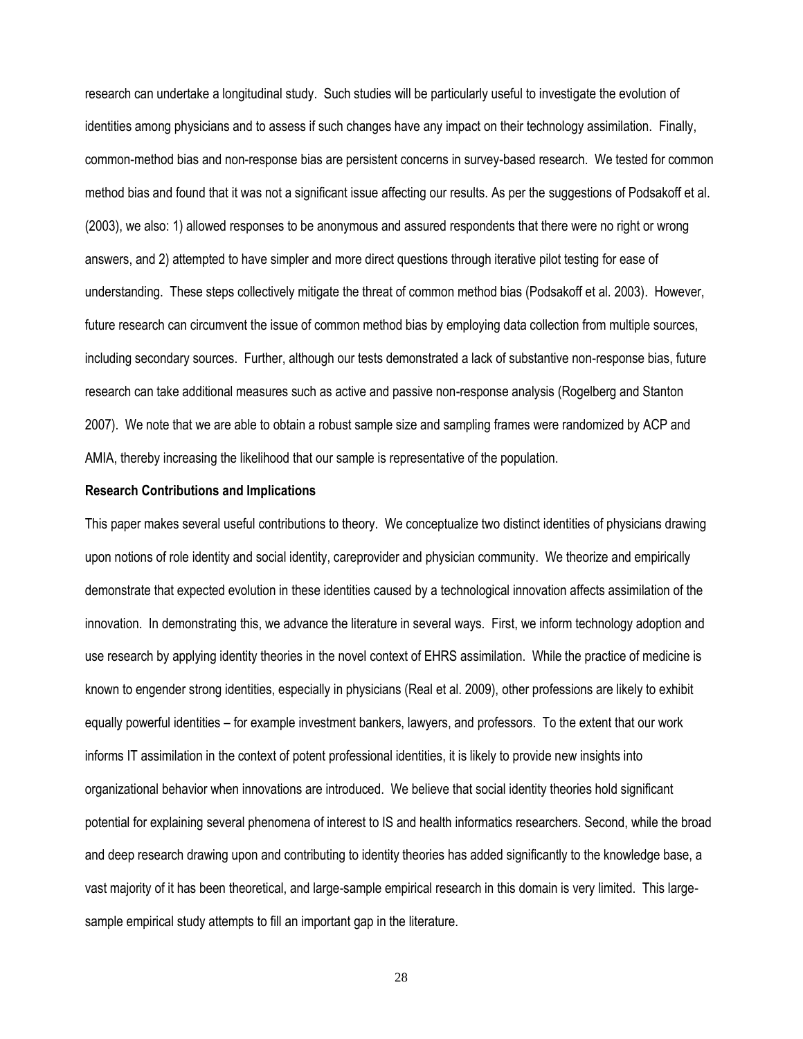research can undertake a longitudinal study. Such studies will be particularly useful to investigate the evolution of identities among physicians and to assess if such changes have any impact on their technology assimilation. Finally, common-method bias and non-response bias are persistent concerns in survey-based research. We tested for common method bias and found that it was not a significant issue affecting our results. As per the suggestions of Podsakoff et al. (2003), we also: 1) allowed responses to be anonymous and assured respondents that there were no right or wrong answers, and 2) attempted to have simpler and more direct questions through iterative pilot testing for ease of understanding. These steps collectively mitigate the threat of common method bias (Podsakoff et al. 2003). However, future research can circumvent the issue of common method bias by employing data collection from multiple sources, including secondary sources. Further, although our tests demonstrated a lack of substantive non-response bias, future research can take additional measures such as active and passive non-response analysis (Rogelberg and Stanton 2007). We note that we are able to obtain a robust sample size and sampling frames were randomized by ACP and AMIA, thereby increasing the likelihood that our sample is representative of the population.

**Research Contributions and Implications**

This paper makes several useful contributions to theory. We conceptualize two distinct identities of physicians drawing upon notions of role identity and social identity, careprovider and physician community. We theorize and empirically demonstrate that expected evolution in these identities caused by a technological innovation affects assimilation of the innovation. In demonstrating this, we advance the literature in several ways. First, we inform technology adoption and use research by applying identity theories in the novel context of EHRS assimilation. While the practice of medicine is known to engender strong identities, especially in physicians (Real et al. 2009), other professions are likely to exhibit equally powerful identities – for example investment bankers, lawyers, and professors. To the extent that our work informs IT assimilation in the context of potent professional identities, it is likely to provide new insights into organizational behavior when innovations are introduced. We believe that social identity theories hold significant potential for explaining several phenomena of interest to IS and health informatics researchers. Second, while the broad and deep research drawing upon and contributing to identity theories has added significantly to the knowledge base, a vast majority of it has been theoretical, and large-sample empirical research in this domain is very limited. This large-sample empirical study attempts to fill an important gap in the literature.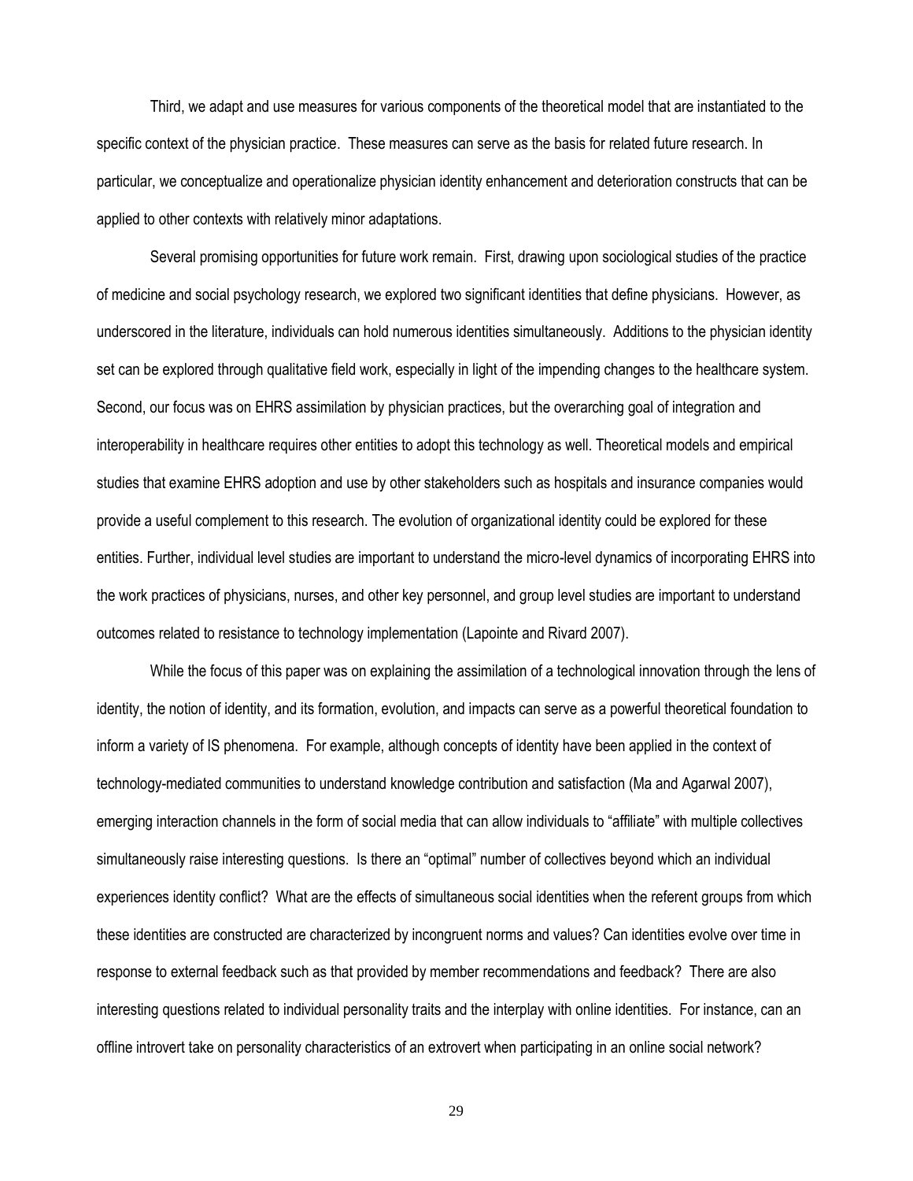Third, we adapt and use measures for various components of the theoretical model that are instantiated to the specific context of the physician practice. These measures can serve as the basis for related future research. In particular, we conceptualize and operationalize physician identity enhancement and deterioration constructs that can be applied to other contexts with relatively minor adaptations.

Several promising opportunities for future work remain. First, drawing upon sociological studies of the practice of medicine and social psychology research, we explored two significant identities that define physicians. However, as underscored in the literature, individuals can hold numerous identities simultaneously. Additions to the physician identity set can be explored through qualitative field work, especially in light of the impending changes to the healthcare system. Second, our focus was on EHRS assimilation by physician practices, but the overarching goal of integration and interoperability in healthcare requires other entities to adopt this technology as well. Theoretical models and empirical studies that examine EHRS adoption and use by other stakeholders such as hospitals and insurance companies would provide a useful complement to this research. The evolution of organizational identity could be explored for these entities. Further, individual level studies are important to understand the micro-level dynamics of incorporating EHRS into the work practices of physicians, nurses, and other key personnel, and group level studies are important to understand outcomes related to resistance to technology implementation (Lapointe and Rivard 2007).

While the focus of this paper was on explaining the assimilation of a technological innovation through the lens of identity, the notion of identity, and its formation, evolution, and impacts can serve as a powerful theoretical foundation to inform a variety of IS phenomena. For example, although concepts of identity have been applied in the context of technology-mediated communities to understand knowledge contribution and satisfaction (Ma and Agarwal 2007), emerging interaction channels in the form of social media that can allow individuals to "affiliate" with multiple collectives simultaneously raise interesting questions. Is there an "optimal" number of collectives beyond which an individual experiences identity conflict? What are the effects of simultaneous social identities when the referent groups from which these identities are constructed are characterized by incongruent norms and values? Can identities evolve over time in response to external feedback such as that provided by member recommendations and feedback? There are also interesting questions related to individual personality traits and the interplay with online identities. For instance, can an offline introvert take on personality characteristics of an extrovert when participating in an online social network?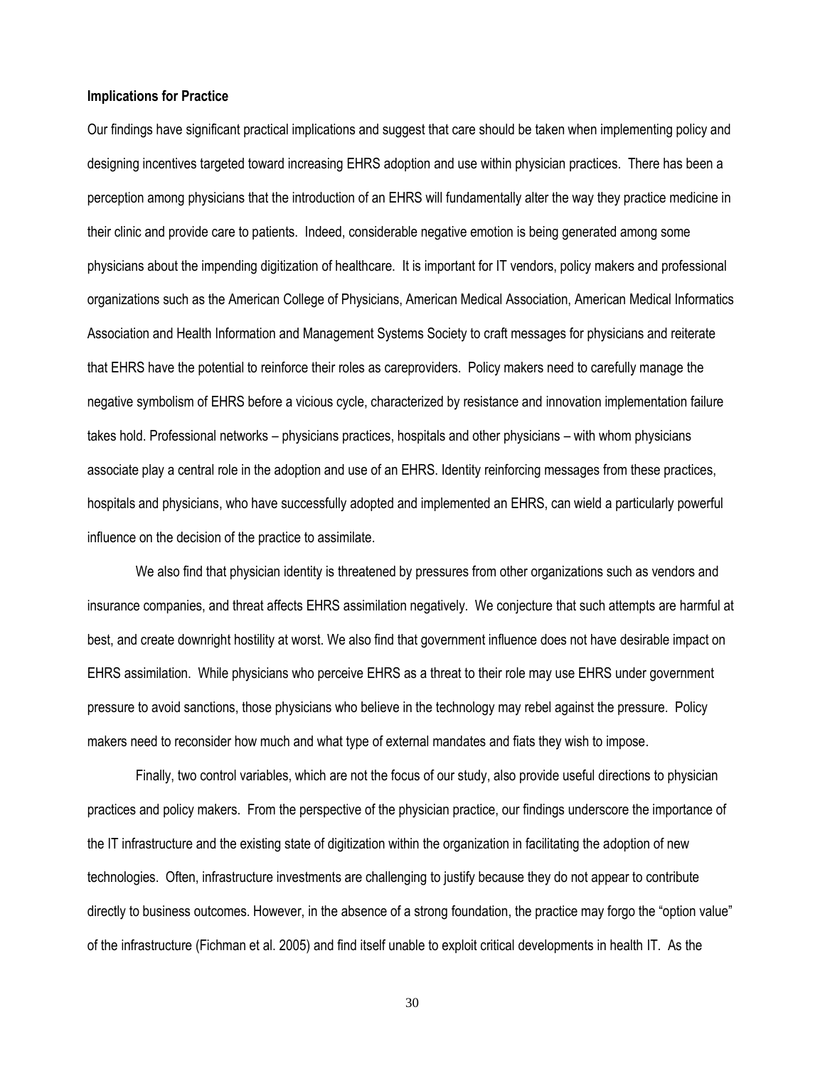**Implications for Practice**

Our findings have significant practical implications and suggest that care should be taken when implementing policy and designing incentives targeted toward increasing EHRS adoption and use within physician practices. There has been a perception among physicians that the introduction of an EHRS will fundamentally alter the way they practice medicine in their clinic and provide care to patients. Indeed, considerable negative emotion is being generated among some physicians about the impending digitization of healthcare. It is important for IT vendors, policy makers and professional organizations such as the American College of Physicians, American Medical Association, American Medical Informatics Association and Health Information and Management Systems Society to craft messages for physicians and reiterate that EHRS have the potential to reinforce their roles as careproviders. Policy makers need to carefully manage the negative symbolism of EHRS before a vicious cycle, characterized by resistance and innovation implementation failure takes hold. Professional networks – physicians practices, hospitals and other physicians – with whom physicians associate play a central role in the adoption and use of an EHRS. Identity reinforcing messages from these practices, hospitals and physicians, who have successfully adopted and implemented an EHRS, can wield a particularly powerful influence on the decision of the practice to assimilate.

We also find that physician identity is threatened by pressures from other organizations such as vendors and insurance companies, and threat affects EHRS assimilation negatively. We conjecture that such attempts are harmful at best, and create downright hostility at worst. We also find that government influence does not have desirable impact on EHRS assimilation. While physicians who perceive EHRS as a threat to their role may use EHRS under government pressure to avoid sanctions, those physicians who believe in the technology may rebel against the pressure. Policy makers need to reconsider how much and what type of external mandates and fiats they wish to impose.

Finally, two control variables, which are not the focus of our study, also provide useful directions to physician practices and policy makers. From the perspective of the physician practice, our findings underscore the importance of the IT infrastructure and the existing state of digitization within the organization in facilitating the adoption of new technologies. Often, infrastructure investments are challenging to justify because they do not appear to contribute directly to business outcomes. However, in the absence of a strong foundation, the practice may forgo the "option value" of the infrastructure (Fichman et al. 2005) and find itself unable to exploit critical developments in health IT. As the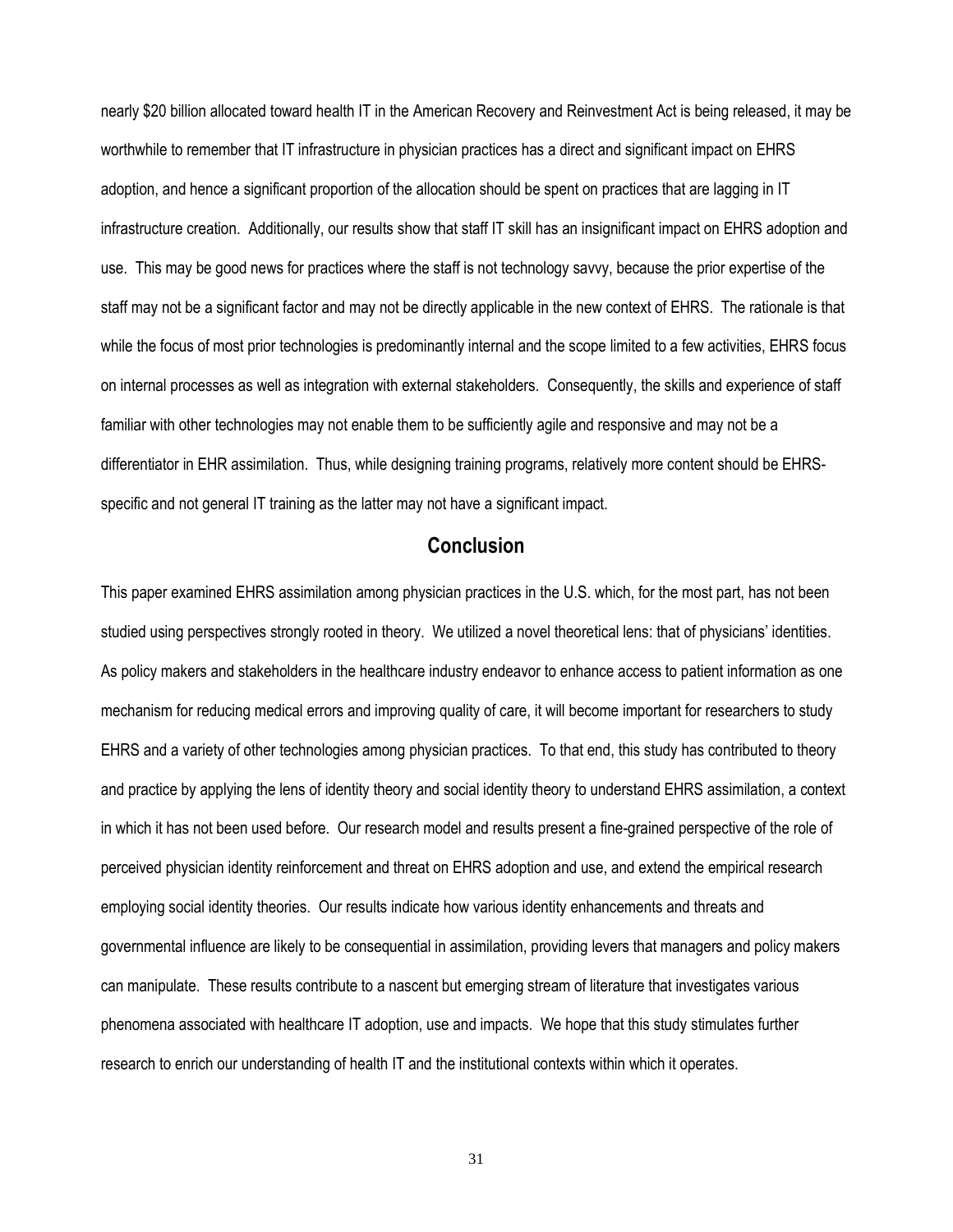nearly $20 billion allocated toward health IT in the American Recovery and Reinvestment Act is being released, it may be worthwhile to remember that IT infrastructure in physician practices has a direct and significant impact on EHRS adoption, and hence a significant proportion of the allocation should be spent on practices that are lagging in IT infrastructure creation. Additionally, our results show that staff IT skill has an insignificant impact on EHRS adoption and use. This may be good news for practices where the staff is not technology savvy, because the prior expertise of the staff may not be a significant factor and may not be directly applicable in the new context of EHRS. The rationale is that while the focus of most prior technologies is predominantly internal and the scope limited to a few activities, EHRS focus on internal processes as well as integration with external stakeholders. Consequently, the skills and experience of staff familiar with other technologies may not enable them to be sufficiently agile and responsive and may not be a differentiator in EHR assimilation. Thus, while designing training programs, relatively more content should be EHRS-specific and not general IT training as the latter may not have a significant impact.

## Conclusion

This paper examined EHRS assimilation among physician practices in the U.S. which, for the most part, has not been studied using perspectives strongly rooted in theory. We utilized a novel theoretical lens: that of physicians' identities. As policy makers and stakeholders in the healthcare industry endeavor to enhance access to patient information as one mechanism for reducing medical errors and improving quality of care, it will become important for researchers to study EHRS and a variety of other technologies among physician practices. To that end, this study has contributed to theory and practice by applying the lens of identity theory and social identity theory to understand EHRS assimilation, a context in which it has not been used before. Our research model and results present a fine-grained perspective of the role of perceived physician identity reinforcement and threat on EHRS adoption and use, and extend the empirical research employing social identity theories. Our results indicate how various identity enhancements and threats and governmental influence are likely to be consequential in assimilation, providing levers that managers and policy makers can manipulate. These results contribute to a nascent but emerging stream of literature that investigates various phenomena associated with healthcare IT adoption, use and impacts. We hope that this study stimulates further research to enrich our understanding of health IT and the institutional contexts within which it operates.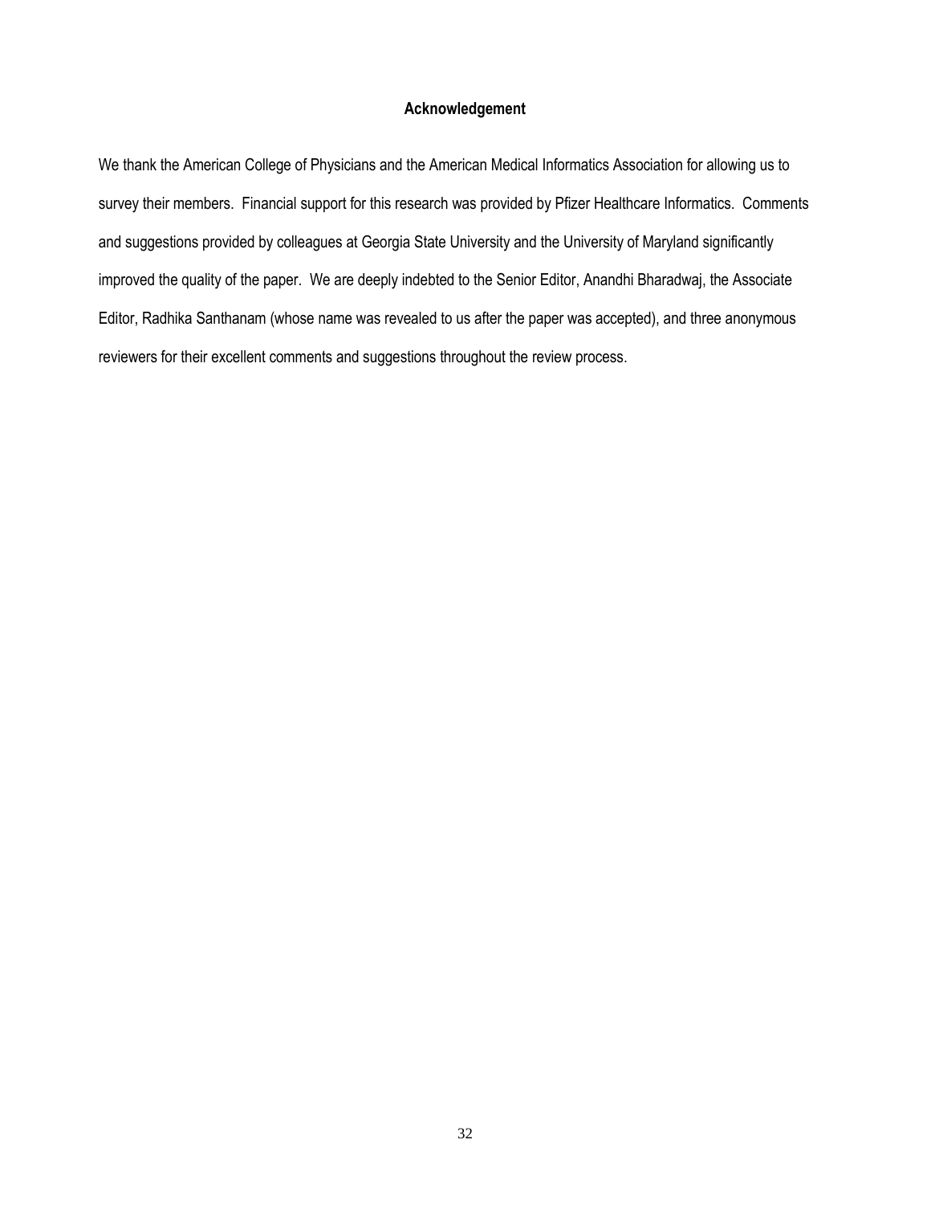## Acknowledgement

We thank the American College of Physicians and the American Medical Informatics Association for allowing us to survey their members. Financial support for this research was provided by Pfizer Healthcare Informatics. Comments and suggestions provided by colleagues at Georgia State University and the University of Maryland significantly improved the quality of the paper. We are deeply indebted to the Senior Editor, Anandhi Bharadwaj, the Associate Editor, Radhika Santhanam (whose name was revealed to us after the paper was accepted), and three anonymous reviewers for their excellent comments and suggestions throughout the review process.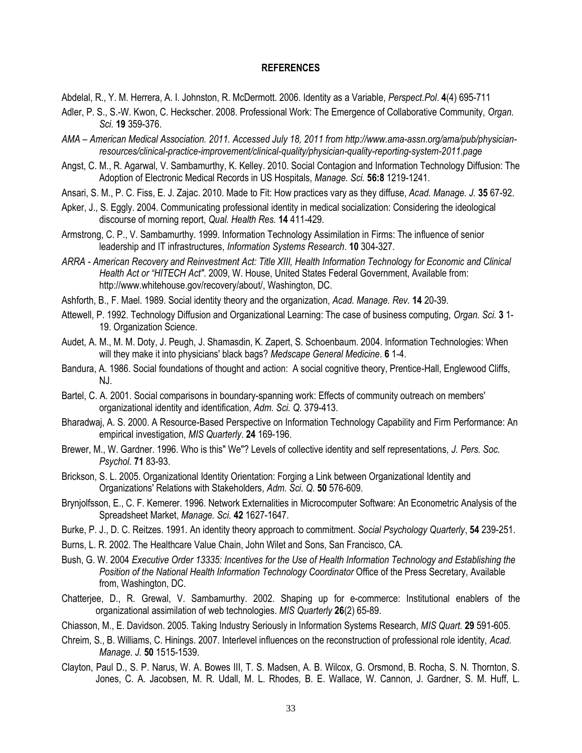## REFERENCES

Abdelal, R., Y. M. Herrera, A. I. Johnston, R. McDermott. 2006. Identity as a Variable, *Perspect.Pol*. **4**(4) 695-711

Adler, P. S., S.-W. Kwon, C. Heckscher. 2008. Professional Work: The Emergence of Collaborative Community, *Organ. Sci.* **19** 359-376.

*AMA – American Medical Association. 2011. Accessed July 18, 2011 from http://www.ama-assn.org/ama/pub/physician-resources/clinical-practice-improvement/clinical-quality/physician-quality-reporting-system-2011.page*

Angst, C. M., R. Agarwal, V. Sambamurthy, K. Kelley. 2010. Social Contagion and Information Technology Diffusion: The Adoption of Electronic Medical Records in US Hospitals, *Manage. Sci.* **56:8** 1219-1241.

Ansari, S. M., P. C. Fiss, E. J. Zajac. 2010. Made to Fit: How practices vary as they diffuse, *Acad. Manage. J.* **35** 67-92.

Apker, J., S. Eggly. 2004. Communicating professional identity in medical socialization: Considering the ideological discourse of morning report, *Qual. Health Res.* **14** 411-429.

Armstrong, C. P., V. Sambamurthy. 1999. Information Technology Assimilation in Firms: The influence of senior leadership and IT infrastructures, *Information Systems Research*. **10** 304-327.

*ARRA - American Recovery and Reinvestment Act: Title XIII, Health Information Technology for Economic and Clinical Health Act or "HITECH Act"*. 2009, W. House, United States Federal Government, Available from: http://www.whitehouse.gov/recovery/about/, Washington, DC.

Ashforth, B., F. Mael. 1989. Social identity theory and the organization, *Acad. Manage. Rev.* **14** 20-39.

Attewell, P. 1992. Technology Diffusion and Organizational Learning: The case of business computing, *Organ. Sci.* **3** 1-19. Organization Science.

Audet, A. M., M. M. Doty, J. Peugh, J. Shamasdin, K. Zapert, S. Schoenbaum. 2004. Information Technologies: When will they make it into physicians' black bags? *Medscape General Medicine*. **6** 1-4.

Bandura, A. 1986. Social foundations of thought and action: A social cognitive theory, Prentice-Hall, Englewood Cliffs, NJ.

Bartel, C. A. 2001. Social comparisons in boundary-spanning work: Effects of community outreach on members' organizational identity and identification, *Adm. Sci. Q.* 379-413.

Bharadwaj, A. S. 2000. A Resource-Based Perspective on Information Technology Capability and Firm Performance: An empirical investigation, *MIS Quarterly*. **24** 169-196.

Brewer, M., W. Gardner. 1996. Who is this" We"? Levels of collective identity and self representations, *J. Pers. Soc. Psychol.* **71** 83-93.

Brickson, S. L. 2005. Organizational Identity Orientation: Forging a Link between Organizational Identity and Organizations' Relations with Stakeholders, *Adm. Sci. Q.* **50** 576-609.

Brynjolfsson, E., C. F. Kemerer. 1996. Network Externalities in Microcomputer Software: An Econometric Analysis of the Spreadsheet Market, *Manage. Sci.* **42** 1627-1647.

Burke, P. J., D. C. Reitzes. 1991. An identity theory approach to commitment. *Social Psychology Quarterly*, **54** 239-251.

Burns, L. R. 2002. The Healthcare Value Chain, John Wilet and Sons, San Francisco, CA.

Bush, G. W. 2004 *Executive Order 13335: Incentives for the Use of Health Information Technology and Establishing the Position of the National Health Information Technology Coordinator* Office of the Press Secretary, Available from, Washington, DC.

Chatterjee, D., R. Grewal, V. Sambamurthy. 2002. Shaping up for e-commerce: Institutional enablers of the organizational assimilation of web technologies. *MIS Quarterly* **26**(2) 65-89.

Chiasson, M., E. Davidson. 2005. Taking Industry Seriously in Information Systems Research, *MIS Quart.* **29** 591-605.

Chreim, S., B. Williams, C. Hinings. 2007. Interlevel influences on the reconstruction of professional role identity, *Acad. Manage. J.* **50** 1515-1539.

Clayton, Paul D., S. P. Narus, W. A. Bowes III, T. S. Madsen, A. B. Wilcox, G. Orsmond, B. Rocha, S. N. Thornton, S. Jones, C. A. Jacobsen, M. R. Udall, M. L. Rhodes, B. E. Wallace, W. Cannon, J. Gardner, S. M. Huff, L.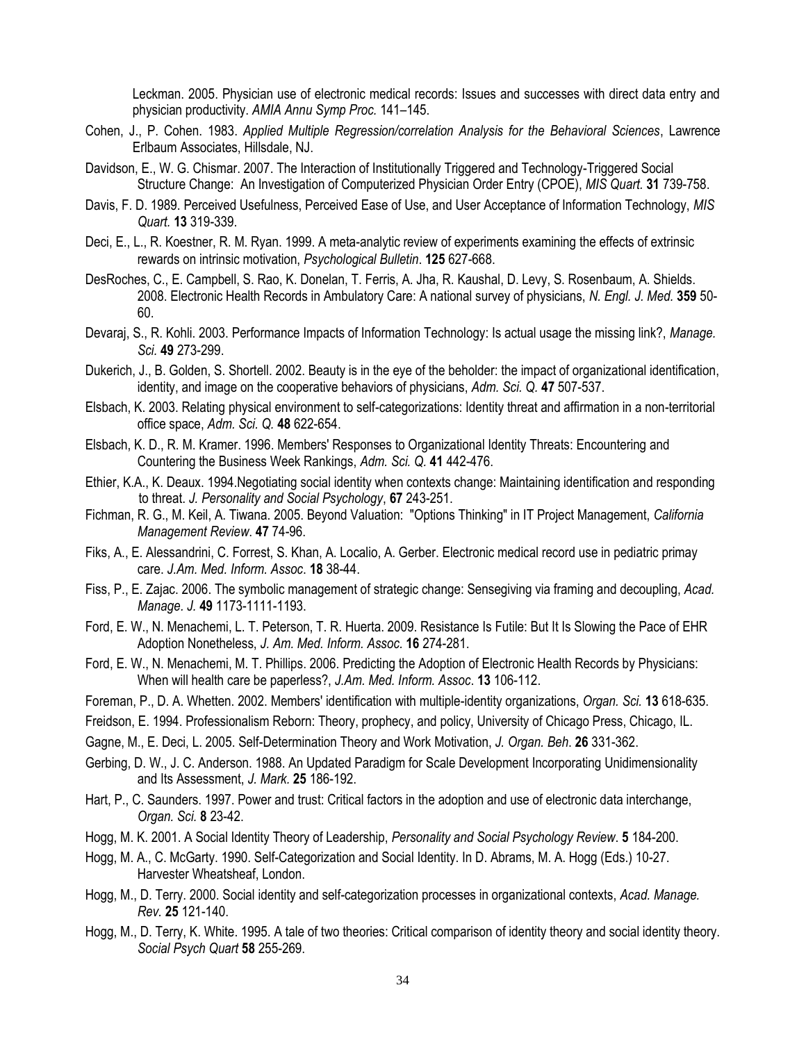Leckman. 2005. Physician use of electronic medical records: Issues and successes with direct data entry and physician productivity. *AMIA Annu Symp Proc.* 141–145.

Cohen, J., P. Cohen. 1983. *Applied Multiple Regression/correlation Analysis for the Behavioral Sciences*, Lawrence Erlbaum Associates, Hillsdale, NJ.

Davidson, E., W. G. Chismar. 2007. The Interaction of Institutionally Triggered and Technology-Triggered Social Structure Change: An Investigation of Computerized Physician Order Entry (CPOE), *MIS Quart.* **31** 739-758.

Davis, F. D. 1989. Perceived Usefulness, Perceived Ease of Use, and User Acceptance of Information Technology, *MIS Quart.* **13** 319-339.

Deci, E., L., R. Koestner, R. M. Ryan. 1999. A meta-analytic review of experiments examining the effects of extrinsic rewards on intrinsic motivation, *Psychological Bulletin*. **125** 627-668.

DesRoches, C., E. Campbell, S. Rao, K. Donelan, T. Ferris, A. Jha, R. Kaushal, D. Levy, S. Rosenbaum, A. Shields. 2008. Electronic Health Records in Ambulatory Care: A national survey of physicians, *N. Engl. J. Med.* **359** 50-60.

Devaraj, S., R. Kohli. 2003. Performance Impacts of Information Technology: Is actual usage the missing link?, *Manage. Sci.* **49** 273-299.

Dukerich, J., B. Golden, S. Shortell. 2002. Beauty is in the eye of the beholder: the impact of organizational identification, identity, and image on the cooperative behaviors of physicians, *Adm. Sci. Q.* **47** 507-537.

Elsbach, K. 2003. Relating physical environment to self-categorizations: Identity threat and affirmation in a non-territorial office space, *Adm. Sci. Q.* **48** 622-654.

Elsbach, K. D., R. M. Kramer. 1996. Members' Responses to Organizational Identity Threats: Encountering and Countering the Business Week Rankings, *Adm. Sci. Q.* **41** 442-476.

Ethier, K.A., K. Deaux. 1994.Negotiating social identity when contexts change: Maintaining identification and responding to threat. *J. Personality and Social Psychology*, **67** 243-251.

Fichman, R. G., M. Keil, A. Tiwana. 2005. Beyond Valuation: "Options Thinking" in IT Project Management, *California Management Review*. **47** 74-96.

Fiks, A., E. Alessandrini, C. Forrest, S. Khan, A. Localio, A. Gerber. Electronic medical record use in pediatric primay care. *J.Am. Med. Inform. Assoc*. **18** 38-44.

Fiss, P., E. Zajac. 2006. The symbolic management of strategic change: Sensegiving via framing and decoupling, *Acad. Manage. J.* **49** 1173-1111-1193.

Ford, E. W., N. Menachemi, L. T. Peterson, T. R. Huerta. 2009. Resistance Is Futile: But It Is Slowing the Pace of EHR Adoption Nonetheless, *J. Am. Med. Inform. Assoc*. **16** 274-281.

Ford, E. W., N. Menachemi, M. T. Phillips. 2006. Predicting the Adoption of Electronic Health Records by Physicians: When will health care be paperless?, *J.Am. Med. Inform. Assoc*. **13** 106-112.

Foreman, P., D. A. Whetten. 2002. Members' identification with multiple-identity organizations, *Organ. Sci.* **13** 618-635.

Freidson, E. 1994. Professionalism Reborn: Theory, prophecy, and policy, University of Chicago Press, Chicago, IL.

Gagne, M., E. Deci, L. 2005. Self-Determination Theory and Work Motivation, *J. Organ. Beh*. **26** 331-362.

Gerbing, D. W., J. C. Anderson. 1988. An Updated Paradigm for Scale Development Incorporating Unidimensionality and Its Assessment, *J. Mark.* **25** 186-192.

Hart, P., C. Saunders. 1997. Power and trust: Critical factors in the adoption and use of electronic data interchange, *Organ. Sci.* **8** 23-42.

Hogg, M. K. 2001. A Social Identity Theory of Leadership, *Personality and Social Psychology Review*. **5** 184-200.

Hogg, M. A., C. McGarty. 1990. Self-Categorization and Social Identity. In D. Abrams, M. A. Hogg (Eds.) 10-27. Harvester Wheatsheaf, London.

Hogg, M., D. Terry. 2000. Social identity and self-categorization processes in organizational contexts, *Acad. Manage. Rev.* **25** 121-140.

Hogg, M., D. Terry, K. White. 1995. A tale of two theories: Critical comparison of identity theory and social identity theory. *Social Psych Quart* **58** 255-269.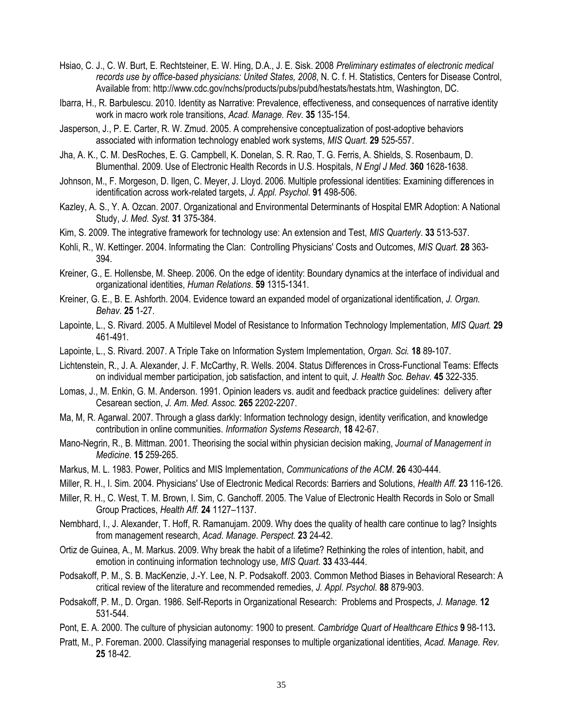Hsiao, C. J., C. W. Burt, E. Rechtsteiner, E. W. Hing, D.A., J. E. Sisk. 2008 *Preliminary estimates of electronic medical records use by office-based physicians: United States, 2008*, N. C. f. H. Statistics, Centers for Disease Control, Available from: http://www.cdc.gov/nchs/products/pubs/pubd/hestats/hestats.htm, Washington, DC.

Ibarra, H., R. Barbulescu. 2010. Identity as Narrative: Prevalence, effectiveness, and consequences of narrative identity work in macro work role transitions, *Acad. Manage. Rev.* **35** 135-154.

Jasperson, J., P. E. Carter, R. W. Zmud. 2005. A comprehensive conceptualization of post-adoptive behaviors associated with information technology enabled work systems, *MIS Quart.* **29** 525-557.

Jha, A. K., C. M. DesRoches, E. G. Campbell, K. Donelan, S. R. Rao, T. G. Ferris, A. Shields, S. Rosenbaum, D. Blumenthal. 2009. Use of Electronic Health Records in U.S. Hospitals, *N Engl J Med*. **360** 1628-1638.

Johnson, M., F. Morgeson, D. Ilgen, C. Meyer, J. Lloyd. 2006. Multiple professional identities: Examining differences in identification across work-related targets, *J. Appl. Psychol.* **91** 498-506.

Kazley, A. S., Y. A. Ozcan. 2007. Organizational and Environmental Determinants of Hospital EMR Adoption: A National Study, *J. Med. Syst.* **31** 375-384.

Kim, S. 2009. The integrative framework for technology use: An extension and Test, *MIS Quarterly*. **33** 513-537.

Kohli, R., W. Kettinger. 2004. Informating the Clan: Controlling Physicians' Costs and Outcomes, *MIS Quart.* **28** 363-394.

Kreiner, G., E. Hollensbe, M. Sheep. 2006. On the edge of identity: Boundary dynamics at the interface of individual and organizational identities, *Human Relations*. **59** 1315-1341.

Kreiner, G. E., B. E. Ashforth. 2004. Evidence toward an expanded model of organizational identification, *J. Organ. Behav.* **25** 1-27.

Lapointe, L., S. Rivard. 2005. A Multilevel Model of Resistance to Information Technology Implementation, *MIS Quart.* **29** 461-491.

Lapointe, L., S. Rivard. 2007. A Triple Take on Information System Implementation, *Organ. Sci.* **18** 89-107.

Lichtenstein, R., J. A. Alexander, J. F. McCarthy, R. Wells. 2004. Status Differences in Cross-Functional Teams: Effects on individual member participation, job satisfaction, and intent to quit, *J. Health Soc. Behav.* **45** 322-335.

Lomas, J., M. Enkin, G. M. Anderson. 1991. Opinion leaders vs. audit and feedback practice guidelines: delivery after Cesarean section, *J. Am. Med. Assoc.* **265** 2202-2207.

Ma, M, R. Agarwal. 2007. Through a glass darkly: Information technology design, identity verification, and knowledge contribution in online communities. *Information Systems Research*, **18** 42-67.

Mano-Negrin, R., B. Mittman. 2001. Theorising the social within physician decision making, *Journal of Management in Medicine*. **15** 259-265.

Markus, M. L. 1983. Power, Politics and MIS Implementation, *Communications of the ACM*. **26** 430-444.

Miller, R. H., I. Sim. 2004. Physicians' Use of Electronic Medical Records: Barriers and Solutions, *Health Aff.* **23** 116-126.

Miller, R. H., C. West, T. M. Brown, I. Sim, C. Ganchoff. 2005. The Value of Electronic Health Records in Solo or Small Group Practices, *Health Aff.* **24** 1127–1137.

Nembhard, I., J. Alexander, T. Hoff, R. Ramanujam. 2009. Why does the quality of health care continue to lag? Insights from management research, *Acad. Manage. Perspect.* **23** 24-42.

Ortiz de Guinea, A., M. Markus. 2009. Why break the habit of a lifetime? Rethinking the roles of intention, habit, and emotion in continuing information technology use, *MIS Quart.* **33** 433-444.

Podsakoff, P. M., S. B. MacKenzie, J.-Y. Lee, N. P. Podsakoff. 2003. Common Method Biases in Behavioral Research: A critical review of the literature and recommended remedies, *J. Appl. Psychol.* **88** 879-903.

Podsakoff, P. M., D. Organ. 1986. Self-Reports in Organizational Research: Problems and Prospects, *J. Manage.* **12** 531-544.

Pont, E. A. 2000. The culture of physician autonomy: 1900 to present. *Cambridge Quart of Healthcare Ethics* **9** 98-113**.**

Pratt, M., P. Foreman. 2000. Classifying managerial responses to multiple organizational identities, *Acad. Manage. Rev.* **25** 18-42.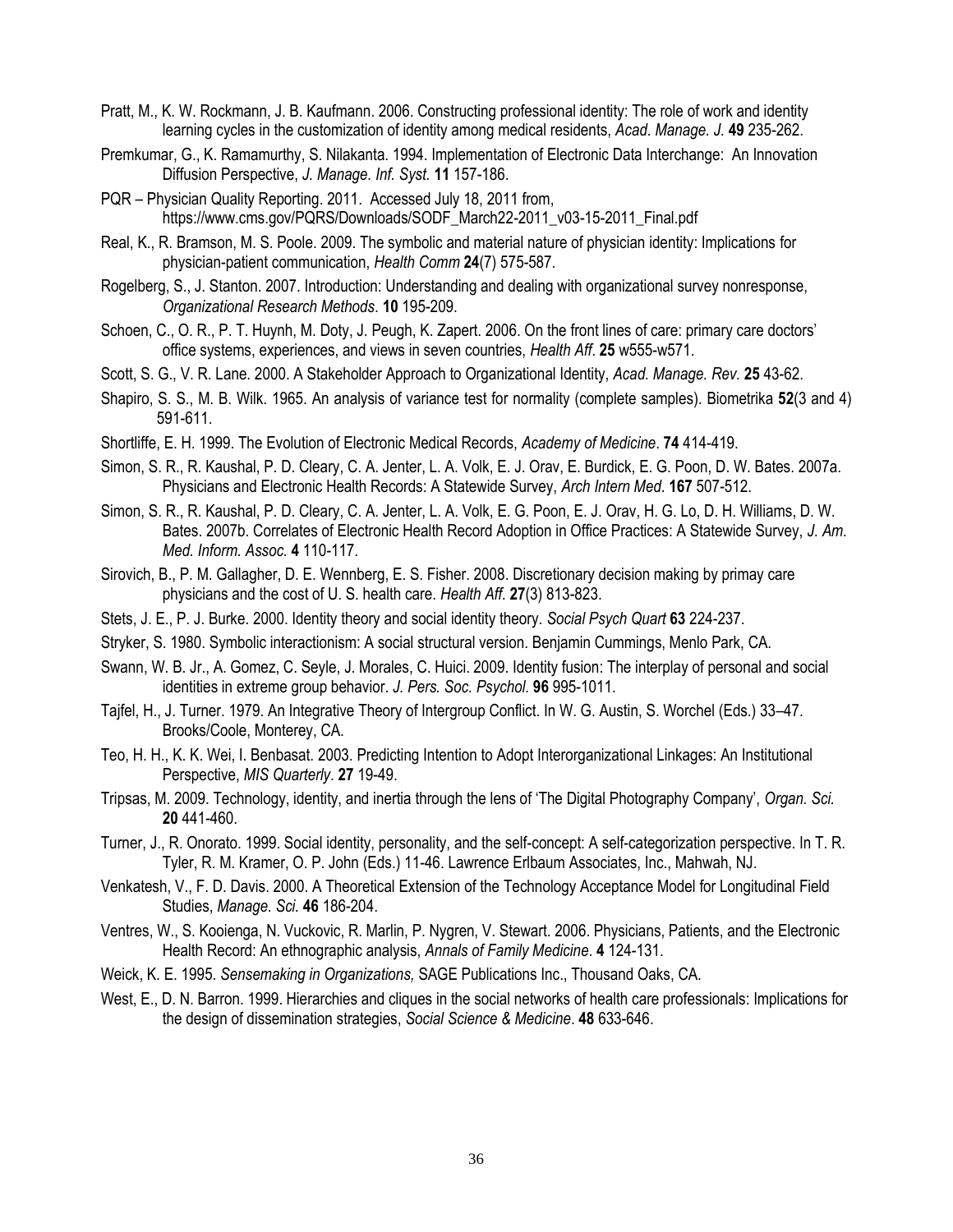Pratt, M., K. W. Rockmann, J. B. Kaufmann. 2006. Constructing professional identity: The role of work and identity learning cycles in the customization of identity among medical residents, *Acad. Manage. J.* **49** 235-262.

Premkumar, G., K. Ramamurthy, S. Nilakanta. 1994. Implementation of Electronic Data Interchange: An Innovation Diffusion Perspective, *J. Manage. Inf. Syst.* **11** 157-186.

PQR – Physician Quality Reporting. 2011. Accessed July 18, 2011 from, https://www.cms.gov/PQRS/Downloads/SODF_March22-2011_v03-15-2011_Final.pdf

Real, K., R. Bramson, M. S. Poole. 2009. The symbolic and material nature of physician identity: Implications for physician-patient communication, *Health Comm* **24**(7) 575-587.

Rogelberg, S., J. Stanton. 2007. Introduction: Understanding and dealing with organizational survey nonresponse, *Organizational Research Methods*. **10** 195-209.

Schoen, C., O. R., P. T. Huynh, M. Doty, J. Peugh, K. Zapert. 2006. On the front lines of care: primary care doctors' office systems, experiences, and views in seven countries, *Health Aff*. **25** w555-w571.

Scott, S. G., V. R. Lane. 2000. A Stakeholder Approach to Organizational Identity, *Acad. Manage. Rev.* **25** 43-62.

Shapiro, S. S., M. B. Wilk. 1965. An analysis of variance test for normality (complete samples). Biometrika **52**(3 and 4) 591-611.

Shortliffe, E. H. 1999. The Evolution of Electronic Medical Records, *Academy of Medicine*. **74** 414-419.

Simon, S. R., R. Kaushal, P. D. Cleary, C. A. Jenter, L. A. Volk, E. J. Orav, E. Burdick, E. G. Poon, D. W. Bates. 2007a. Physicians and Electronic Health Records: A Statewide Survey, *Arch Intern Med*. **167** 507-512.

Simon, S. R., R. Kaushal, P. D. Cleary, C. A. Jenter, L. A. Volk, E. G. Poon, E. J. Orav, H. G. Lo, D. H. Williams, D. W. Bates. 2007b. Correlates of Electronic Health Record Adoption in Office Practices: A Statewide Survey, *J. Am. Med. Inform. Assoc.* **4** 110-117.

Sirovich, B., P. M. Gallagher, D. E. Wennberg, E. S. Fisher. 2008. Discretionary decision making by primay care physicians and the cost of U. S. health care. *Health Aff.* **27**(3) 813-823.

Stets, J. E., P. J. Burke. 2000. Identity theory and social identity theory. *Social Psych Quart* **63** 224-237.

Stryker, S. 1980. Symbolic interactionism: A social structural version. Benjamin Cummings, Menlo Park, CA.

Swann, W. B. Jr., A. Gomez, C. Seyle, J. Morales, C. Huici. 2009. Identity fusion: The interplay of personal and social identities in extreme group behavior. *J. Pers. Soc. Psychol.* **96** 995-1011.

Tajfel, H., J. Turner. 1979. An Integrative Theory of Intergroup Conflict. In W. G. Austin, S. Worchel (Eds.) 33–47. Brooks/Coole, Monterey, CA.

Teo, H. H., K. K. Wei, I. Benbasat. 2003. Predicting Intention to Adopt Interorganizational Linkages: An Institutional Perspective, *MIS Quarterly*. **27** 19-49.

Tripsas, M. 2009. Technology, identity, and inertia through the lens of 'The Digital Photography Company', *Organ. Sci.* **20** 441-460.

Turner, J., R. Onorato. 1999. Social identity, personality, and the self-concept: A self-categorization perspective. In T. R. Tyler, R. M. Kramer, O. P. John (Eds.) 11-46. Lawrence Erlbaum Associates, Inc., Mahwah, NJ.

Venkatesh, V., F. D. Davis. 2000. A Theoretical Extension of the Technology Acceptance Model for Longitudinal Field Studies, *Manage. Sci.* **46** 186-204.

Ventres, W., S. Kooienga, N. Vuckovic, R. Marlin, P. Nygren, V. Stewart. 2006. Physicians, Patients, and the Electronic Health Record: An ethnographic analysis, *Annals of Family Medicine*. **4** 124-131.

Weick, K. E. 1995. *Sensemaking in Organizations,* SAGE Publications Inc., Thousand Oaks, CA.

West, E., D. N. Barron. 1999. Hierarchies and cliques in the social networks of health care professionals: Implications for the design of dissemination strategies, *Social Science & Medicine*. **48** 633-646.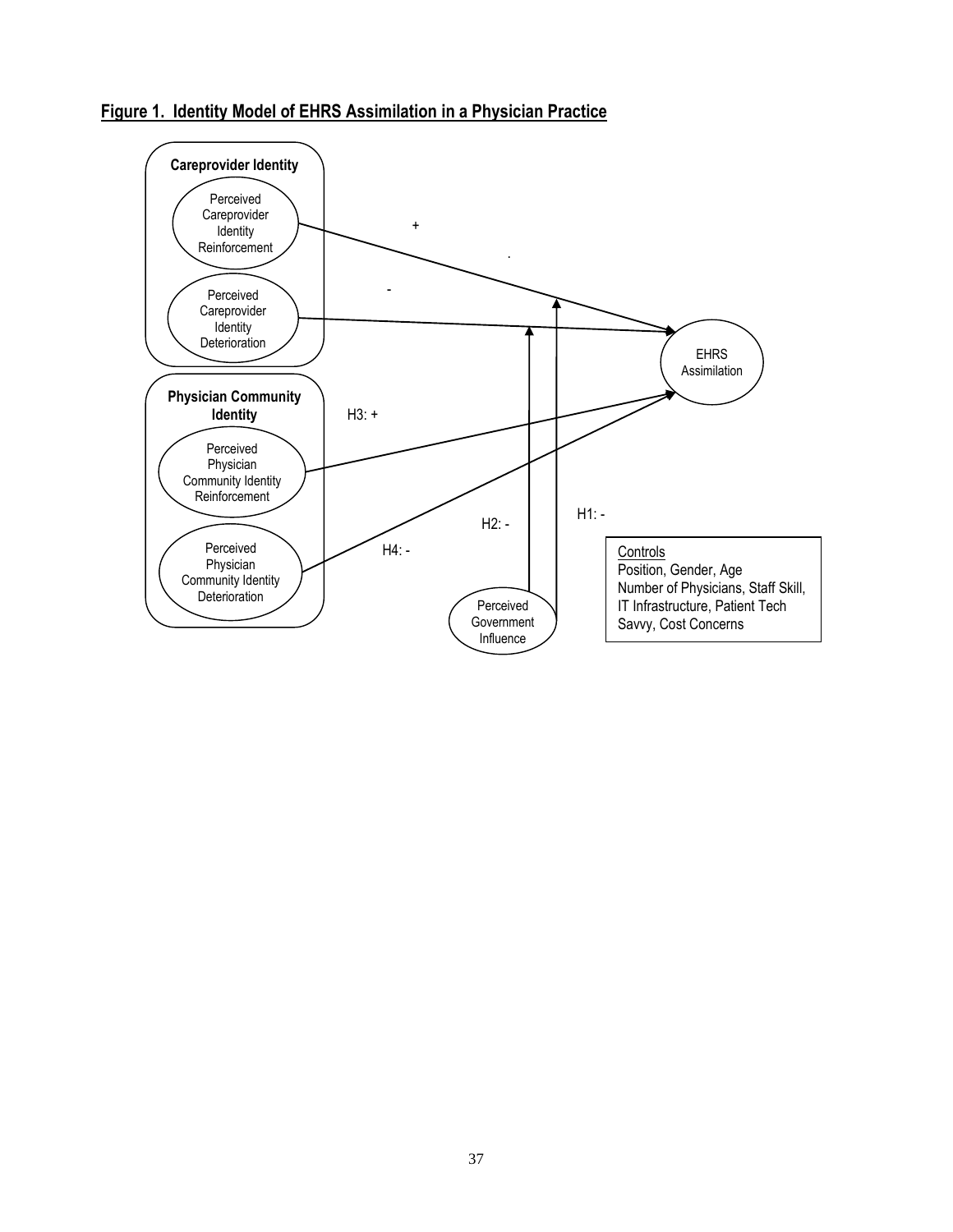**Figure 1. Identity Model of EHRS Assimilation in a Physician Practice**

**Careprovider Identity**

Perceived Careprovider Identity Reinforcement

Perceived Careprovider Identity Deterioration

**Physician Community Identity**

Perceived Physician Community Identity Reinforcement

Perceived Physician Community Identity Deterioration

Perceived Government Influence

EHRS Assimilation

+

-

H3: +

H4: -

H2: -

H1: -

Controls
Position, Gender, Age
Number of Physicians, Staff Skill,
IT Infrastructure, Patient Tech
Savvy, Cost Concerns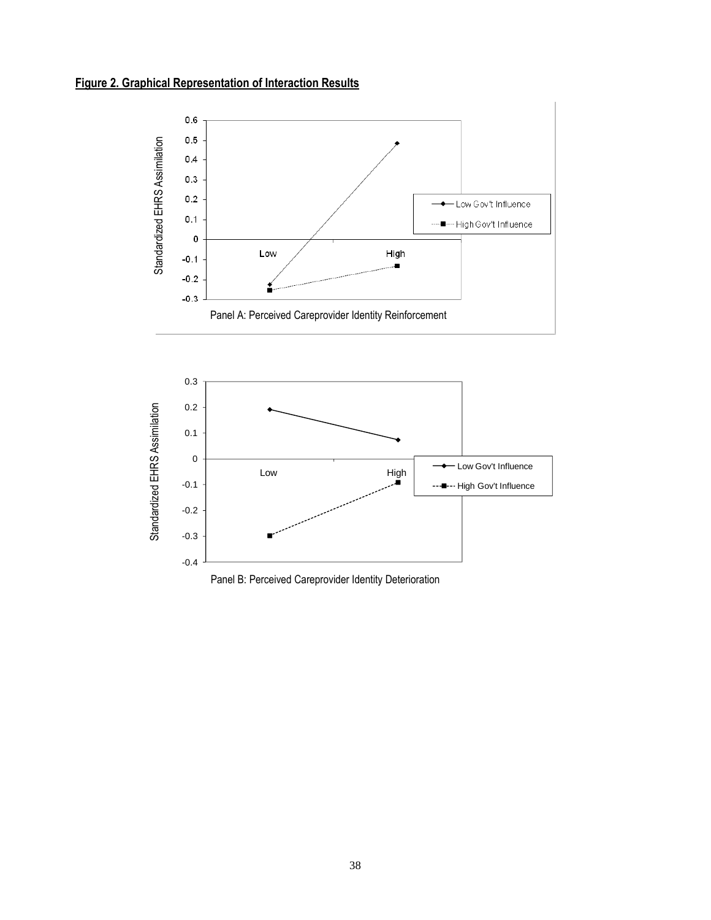**Figure 2. Graphical Representation of Interaction Results**

Panel A: Perceived Careprovider Identity Reinforcement

Panel B: Perceived Careprovider Identity Deterioration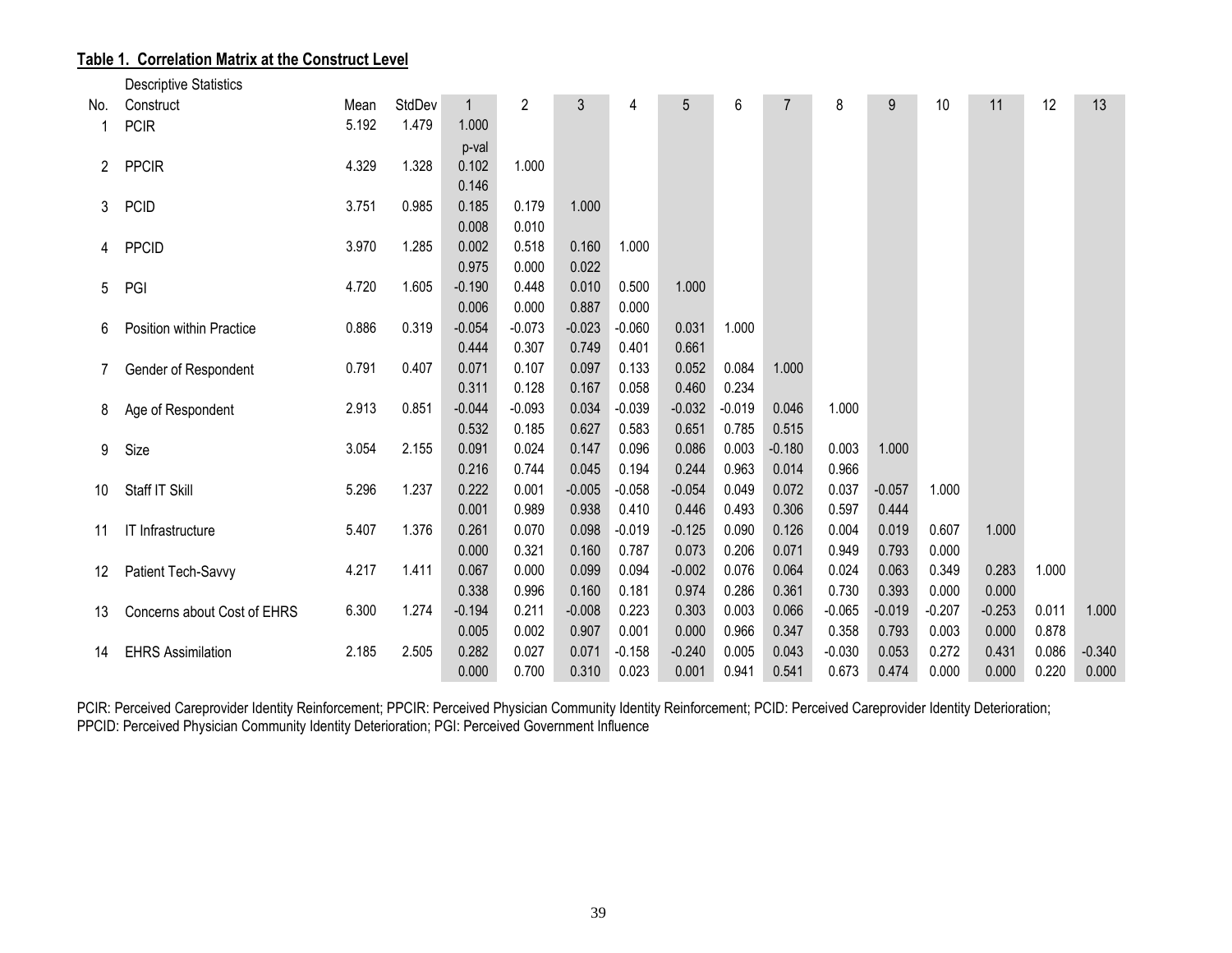**Table 1. Correlation Matrix at the Construct Level**

| No. | Construct | Mean | StdDev | 1 | 2 | 3 | 4 | 5 | 6 | 7 | 8 | 9 | 10 | 11 | 12 | 13 |
|---|---|---|---|---|---|---|---|---|---|---|---|---|---|---|---|---|
| | Descriptive Statistics | | | | | | | | | | | | | | | |
| 1 | PCIR | 5.192 | 1.479 | 1.000 | | | | | | | | | | | | |
| | | | | p-val | | | | | | | | | | | | |
| 2 | PPCIR | 4.329 | 1.328 | 0.102 | 1.000 | | | | | | | | | | | |
| | | | | 0.146 | | | | | | | | | | | | |
| 3 | PCID | 3.751 | 0.985 | 0.185 | 0.179 | 1.000 | | | | | | | | | | |
| | | | | 0.008 | 0.010 | | | | | | | | | | | |
| 4 | PPCID | 3.970 | 1.285 | 0.002 | 0.518 | 0.160 | 1.000 | | | | | | | | | |
| | | | | 0.975 | 0.000 | 0.022 | | | | | | | | | | |
| 5 | PGI | 4.720 | 1.605 | -0.190 | 0.448 | 0.010 | 0.500 | 1.000 | | | | | | | | |
| | | | | 0.006 | 0.000 | 0.887 | 0.000 | | | | | | | | | |
| 6 | Position within Practice | 0.886 | 0.319 | -0.054 | -0.073 | -0.023 | -0.060 | 0.031 | 1.000 | | | | | | | |
| | | | | 0.444 | 0.307 | 0.749 | 0.401 | 0.661 | | | | | | | | |
| 7 | Gender of Respondent | 0.791 | 0.407 | 0.071 | 0.107 | 0.097 | 0.133 | 0.052 | 0.084 | 1.000 | | | | | | |
| | | | | 0.311 | 0.128 | 0.167 | 0.058 | 0.460 | 0.234 | | | | | | | |
| 8 | Age of Respondent | 2.913 | 0.851 | -0.044 | -0.093 | 0.034 | -0.039 | -0.032 | -0.019 | 0.046 | 1.000 | | | | | |
| | | | | 0.532 | 0.185 | 0.627 | 0.583 | 0.651 | 0.785 | 0.515 | | | | | | |
| 9 | Size | 3.054 | 2.155 | 0.091 | 0.024 | 0.147 | 0.096 | 0.086 | 0.003 | -0.180 | 0.003 | 1.000 | | | | |
| | | | | 0.216 | 0.744 | 0.045 | 0.194 | 0.244 | 0.963 | 0.014 | 0.966 | | | | | |
| 10 | Staff IT Skill | 5.296 | 1.237 | 0.222 | 0.001 | -0.005 | -0.058 | -0.054 | 0.049 | 0.072 | 0.037 | -0.057 | 1.000 | | | |
| | | | | 0.001 | 0.989 | 0.938 | 0.410 | 0.446 | 0.493 | 0.306 | 0.597 | 0.444 | | | | |
| 11 | IT Infrastructure | 5.407 | 1.376 | 0.261 | 0.070 | 0.098 | -0.019 | -0.125 | 0.090 | 0.126 | 0.004 | 0.019 | 0.607 | 1.000 | | |
| | | | | 0.000 | 0.321 | 0.160 | 0.787 | 0.073 | 0.206 | 0.071 | 0.949 | 0.793 | 0.000 | | | |
| 12 | Patient Tech-Savvy | 4.217 | 1.411 | 0.067 | 0.000 | 0.099 | 0.094 | -0.002 | 0.076 | 0.064 | 0.024 | 0.063 | 0.349 | 0.283 | 1.000 | |
| | | | | 0.338 | 0.996 | 0.160 | 0.181 | 0.974 | 0.286 | 0.361 | 0.730 | 0.393 | 0.000 | 0.000 | | |
| 13 | Concerns about Cost of EHRS | 6.300 | 1.274 | -0.194 | 0.211 | -0.008 | 0.223 | 0.303 | 0.003 | 0.066 | -0.065 | -0.019 | -0.207 | -0.253 | 0.011 | 1.000 |
| | | | | 0.005 | 0.002 | 0.907 | 0.001 | 0.000 | 0.966 | 0.347 | 0.358 | 0.793 | 0.003 | 0.000 | 0.878 | |
| 14 | EHRS Assimilation | 2.185 | 2.505 | 0.282 | 0.027 | 0.071 | -0.158 | -0.240 | 0.005 | 0.043 | -0.030 | 0.053 | 0.272 | 0.431 | 0.086 | -0.340 |
| | | | | 0.000 | 0.700 | 0.310 | 0.023 | 0.001 | 0.941 | 0.541 | 0.673 | 0.474 | 0.000 | 0.000 | 0.220 | 0.000 |

PCIR: Perceived Careprovider Identity Reinforcement; PPCIR: Perceived Physician Community Identity Reinforcement; PCID: Perceived Careprovider Identity Deterioration; PPCID: Perceived Physician Community Identity Deterioration; PGI: Perceived Government Influence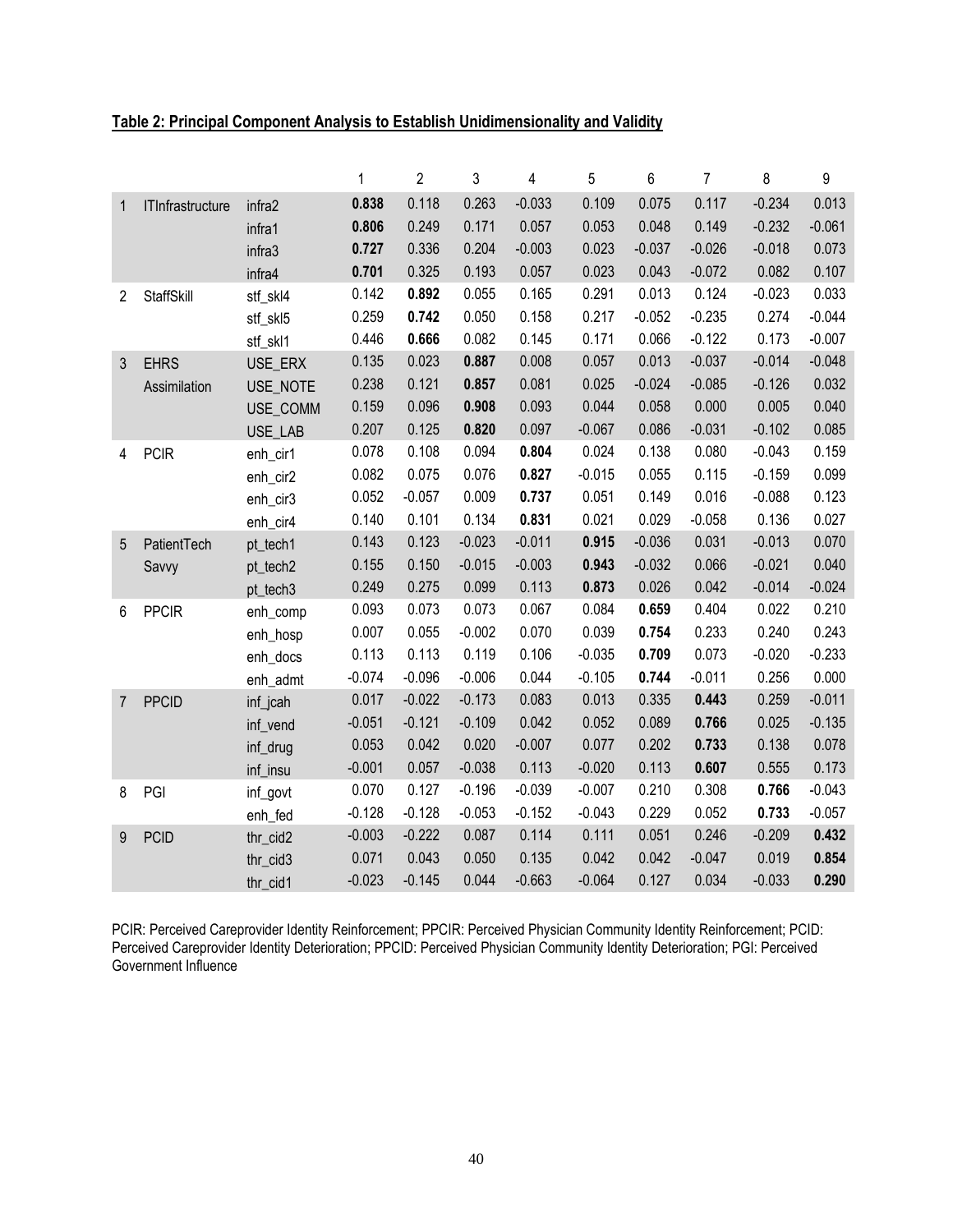**Table 2: Principal Component Analysis to Establish Unidimensionality and Validity**

| | | | 1 | 2 | 3 | 4 | 5 | 6 | 7 | 8 | 9 |
|---|---|---|---|---|---|---|---|---|---|---|---|
| 1 | ITInfrastructure | infra2 | **0.838** | 0.118 | 0.263 | -0.033 | 0.109 | 0.075 | 0.117 | -0.234 | 0.013 |
| | | infra1 | **0.806** | 0.249 | 0.171 | 0.057 | 0.053 | 0.048 | 0.149 | -0.232 | -0.061 |
| | | infra3 | **0.727** | 0.336 | 0.204 | -0.003 | 0.023 | -0.037 | -0.026 | -0.018 | 0.073 |
| | | infra4 | **0.701** | 0.325 | 0.193 | 0.057 | 0.023 | 0.043 | -0.072 | 0.082 | 0.107 |
| 2 | StaffSkill | stf_skl4 | 0.142 | **0.892** | 0.055 | 0.165 | 0.291 | 0.013 | 0.124 | -0.023 | 0.033 |
| | | stf_skl5 | 0.259 | **0.742** | 0.050 | 0.158 | 0.217 | -0.052 | -0.235 | 0.274 | -0.044 |
| | | stf_skl1 | 0.446 | **0.666** | 0.082 | 0.145 | 0.171 | 0.066 | -0.122 | 0.173 | -0.007 |
| 3 | EHRS Assimilation | USE_ERX | 0.135 | 0.023 | **0.887** | 0.008 | 0.057 | 0.013 | -0.037 | -0.014 | -0.048 |
| | | USE_NOTE | 0.238 | 0.121 | **0.857** | 0.081 | 0.025 | -0.024 | -0.085 | -0.126 | 0.032 |
| | | USE_COMM | 0.159 | 0.096 | **0.908** | 0.093 | 0.044 | 0.058 | 0.000 | 0.005 | 0.040 |
| | | USE_LAB | 0.207 | 0.125 | **0.820** | 0.097 | -0.067 | 0.086 | -0.031 | -0.102 | 0.085 |
| 4 | PCIR | enh_cir1 | 0.078 | 0.108 | 0.094 | **0.804** | 0.024 | 0.138 | 0.080 | -0.043 | 0.159 |
| | | enh_cir2 | 0.082 | 0.075 | 0.076 | **0.827** | -0.015 | 0.055 | 0.115 | -0.159 | 0.099 |
| | | enh_cir3 | 0.052 | -0.057 | 0.009 | **0.737** | 0.051 | 0.149 | 0.016 | -0.088 | 0.123 |
| | | enh_cir4 | 0.140 | 0.101 | 0.134 | **0.831** | 0.021 | 0.029 | -0.058 | 0.136 | 0.027 |
| 5 | PatientTech Savvy | pt_tech1 | 0.143 | 0.123 | -0.023 | -0.011 | **0.915** | -0.036 | 0.031 | -0.013 | 0.070 |
| | | pt_tech2 | 0.155 | 0.150 | -0.015 | -0.003 | **0.943** | -0.032 | 0.066 | -0.021 | 0.040 |
| | | pt_tech3 | 0.249 | 0.275 | 0.099 | 0.113 | **0.873** | 0.026 | 0.042 | -0.014 | -0.024 |
| 6 | PPCIR | enh_comp | 0.093 | 0.073 | 0.073 | 0.067 | 0.084 | **0.659** | 0.404 | 0.022 | 0.210 |
| | | enh_hosp | 0.007 | 0.055 | -0.002 | 0.070 | 0.039 | **0.754** | 0.233 | 0.240 | 0.243 |
| | | enh_docs | 0.113 | 0.113 | 0.119 | 0.106 | -0.035 | **0.709** | 0.073 | -0.020 | -0.233 |
| | | enh_admt | -0.074 | -0.096 | -0.006 | 0.044 | -0.105 | **0.744** | -0.011 | 0.256 | 0.000 |
| 7 | PPCID | inf_jcah | 0.017 | -0.022 | -0.173 | 0.083 | 0.013 | 0.335 | **0.443** | 0.259 | -0.011 |
| | | inf_vend | -0.051 | -0.121 | -0.109 | 0.042 | 0.052 | 0.089 | **0.766** | 0.025 | -0.135 |
| | | inf_drug | 0.053 | 0.042 | 0.020 | -0.007 | 0.077 | 0.202 | **0.733** | 0.138 | 0.078 |
| | | inf_insu | -0.001 | 0.057 | -0.038 | 0.113 | -0.020 | 0.113 | **0.607** | 0.555 | 0.173 |
| 8 | PGI | inf_govt | 0.070 | 0.127 | -0.196 | -0.039 | -0.007 | 0.210 | 0.308 | **0.766** | -0.043 |
| | | enh_fed | -0.128 | -0.128 | -0.053 | -0.152 | -0.043 | 0.229 | 0.052 | **0.733** | -0.057 |
| 9 | PCID | thr_cid2 | -0.003 | -0.222 | 0.087 | 0.114 | 0.111 | 0.051 | 0.246 | -0.209 | **0.432** |
| | | thr_cid3 | 0.071 | 0.043 | 0.050 | 0.135 | 0.042 | 0.042 | -0.047 | 0.019 | **0.854** |
| | | thr_cid1 | -0.023 | -0.145 | 0.044 | -0.663 | -0.064 | 0.127 | 0.034 | -0.033 | **0.290** |

PCIR: Perceived Careprovider Identity Reinforcement; PPCIR: Perceived Physician Community Identity Reinforcement; PCID: Perceived Careprovider Identity Deterioration; PPCID: Perceived Physician Community Identity Deterioration; PGI: Perceived Government Influence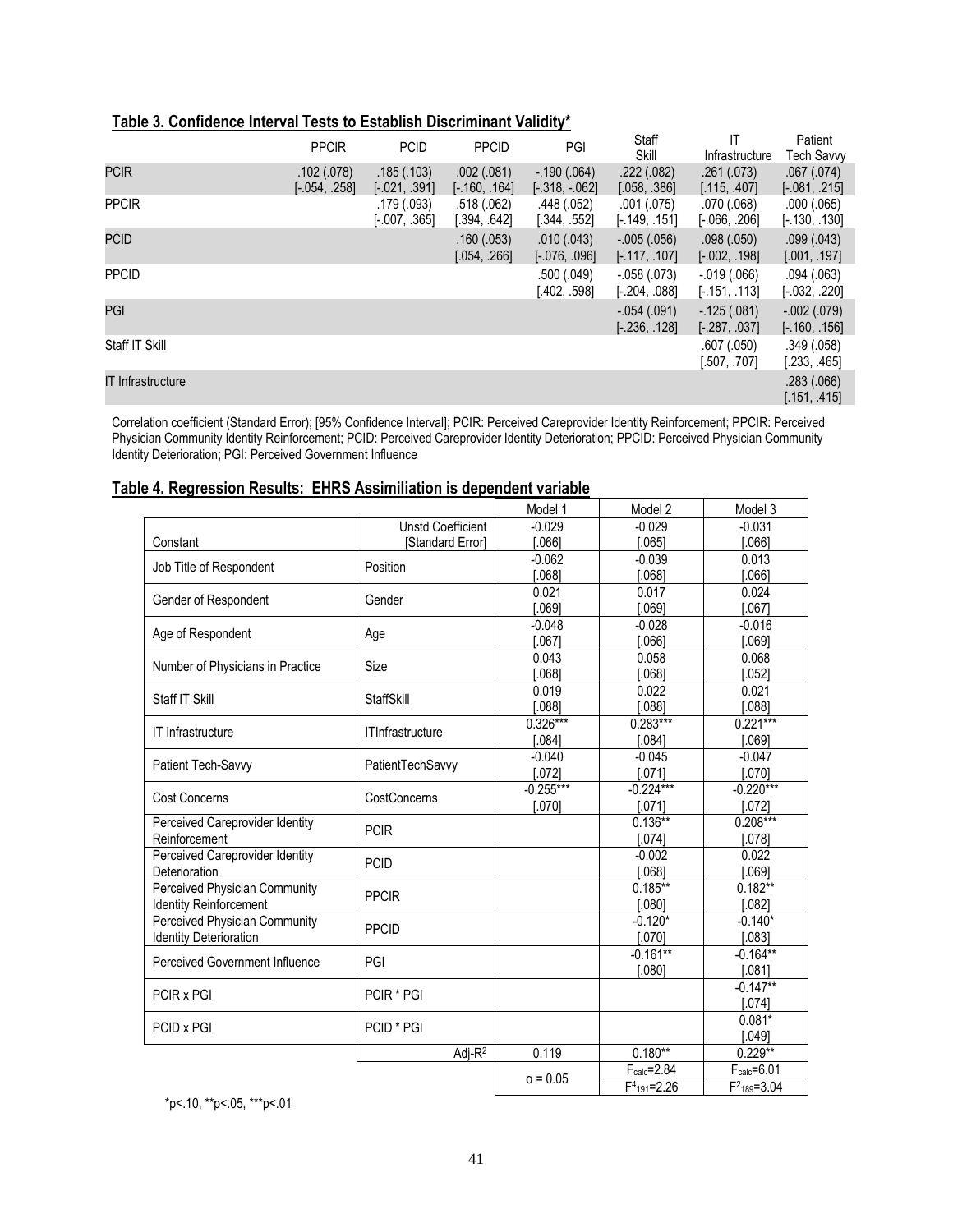## Table 3. Confidence Interval Tests to Establish Discriminant Validity*

| | PPCIR | PCID | PPCID | PGI | Staff Skill | IT Infrastructure | Patient Tech Savvy |
|---|---|---|---|---|---|---|---|
| PCIR | .102 (.078) [-.054, .258] | .185 (.103) [-.021, .391] | .002 (.081) [-.160, .164] | -.190 (.064) [-.318, -.062] | .222 (.082) [.058, .386] | .261 (.073) [.115, .407] | .067 (.074) [-.081, .215] |
| PPCIR | | .179 (.093) [-.007, .365] | .518 (.062) [.394, .642] | .448 (.052) [.344, .552] | .001 (.075) [-.149, .151] | .070 (.068) [-.066, .206] | .000 (.065) [-.130, .130] |
| PCID | | | .160 (.053) [.054, .266] | .010 (.043) [-.076, .096] | -.005 (.056) [-.117, .107] | .098 (.050) [-.002, .198] | .099 (.043) [.001, .197] |
| PPCID | | | | .500 (.049) [.402, .598] | -.058 (.073) [-.204, .088] | -.019 (.066) [-.151, .113] | .094 (.063) [-.032, .220] |
| PGI | | | | | -.054 (.091) [-.236, .128] | -.125 (.081) [-.287, .037] | -.002 (.079) [-.160, .156] |
| Staff IT Skill | | | | | | .607 (.050) [.507, .707] | .349 (.058) [.233, .465] |
| IT Infrastructure | | | | | | | .283 (.066) [.151, .415] |

Correlation coefficient (Standard Error); [95% Confidence Interval]; PCIR: Perceived Careprovider Identity Reinforcement; PPCIR: Perceived Physician Community Identity Reinforcement; PCID: Perceived Careprovider Identity Deterioration; PPCID: Perceived Physician Community Identity Deterioration; PGI: Perceived Government Influence

## Table 4. Regression Results: EHRS Assimiliation is dependent variable

| | | Model 1 | Model 2 | Model 3 |
|---|---|---|---|---|
| Constant | Unstd Coefficient [Standard Error] | -0.029 [.066] | -0.029 [.065] | -0.031 [.066] |
| Job Title of Respondent | Position | -0.062 [.068] | -0.039 [.068] | 0.013 [.066] |
| Gender of Respondent | Gender | 0.021 [.069] | 0.017 [.069] | 0.024 [.067] |
| Age of Respondent | Age | -0.048 [.067] | -0.028 [.066] | -0.016 [.069] |
| Number of Physicians in Practice | Size | 0.043 [.068] | 0.058 [.068] | 0.068 [.052] |
| Staff IT Skill | StaffSkill | 0.019 [.088] | 0.022 [.088] | 0.021 [.088] |
| IT Infrastructure | ITInfrastructure | 0.326*** [.084] | 0.283*** [.084] | 0.221*** [.069] |
| Patient Tech-Savvy | PatientTechSavvy | -0.040 [.072] | -0.045 [.071] | -0.047 [.070] |
| Cost Concerns | CostConcerns | -0.255*** [.070] | -0.224*** [.071] | -0.220*** [.072] |
| Perceived Careprovider Identity Reinforcement | PCIR | | 0.136** [.074] | 0.208*** [.078] |
| Perceived Careprovider Identity Deterioration | PCID | | -0.002 [.068] | 0.022 [.069] |
| Perceived Physician Community Identity Reinforcement | PPCIR | | 0.185** [.080] | 0.182** [.082] |
| Perceived Physician Community Identity Deterioration | PPCID | | -0.120* [.070] | -0.140* [.083] |
| Perceived Government Influence | PGI | | -0.161** [.080] | -0.164** [.081] |
| PCIR x PGI | PCIR * PGI | | | -0.147** [.074] |
| PCID x PGI | PCID * PGI | | | 0.081* [.049] |
| | Adj-$R^2$ | 0.119 | 0.180** | 0.229** |
| | | $\alpha = 0.05$ | $F_{calc}=2.84$ | $F_{calc}=6.01$ |
| | | | $F^4_{191}=2.26$ | $F^2_{189}=3.04$ |

*p<.10, **p<.05, ***p<.01